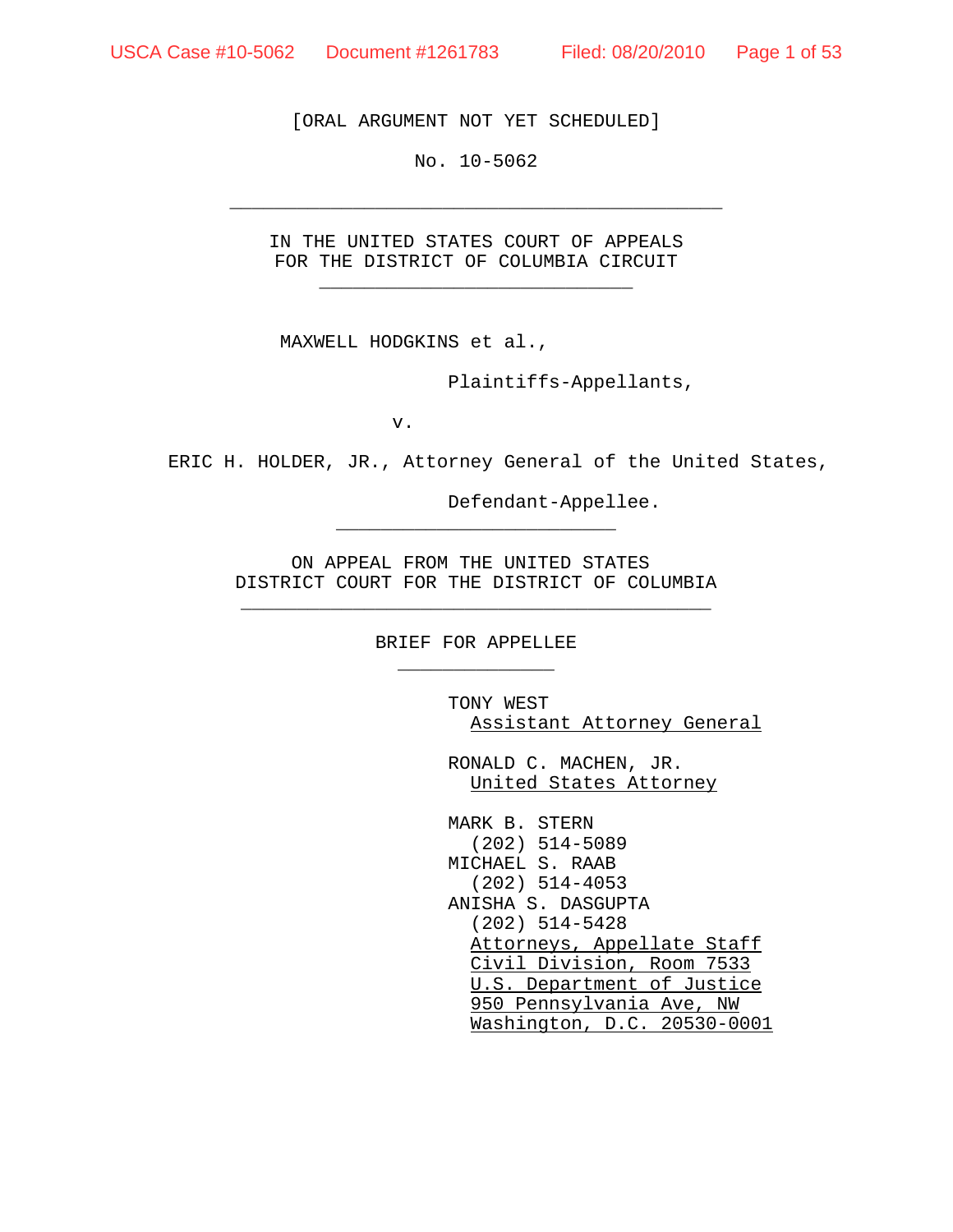[ORAL ARGUMENT NOT YET SCHEDULED]

No. 10-5062

---

IN THE UNITED STATES COURT OF APPEALS
FOR THE DISTRICT OF COLUMBIA CIRCUIT

---

MAXWELL HODGKINS et al.,

Plaintiffs-Appellants,

v.

ERIC H. HOLDER, JR., Attorney General of the United States,

Defendant-Appellee.

---

ON APPEAL FROM THE UNITED STATES
DISTRICT COURT FOR THE DISTRICT OF COLUMBIA

---

BRIEF FOR APPELLEE

---

TONY WEST
Assistant Attorney General

RONALD C. MACHEN, JR.
United States Attorney

MARK B. STERN
(202) 514-5089
MICHAEL S. RAAB
(202) 514-4053
ANISHA S. DASGUPTA
(202) 514-5428
Attorneys, Appellate Staff
Civil Division, Room 7533
U.S. Department of Justice
950 Pennsylvania Ave, NW
Washington, D.C. 20530-0001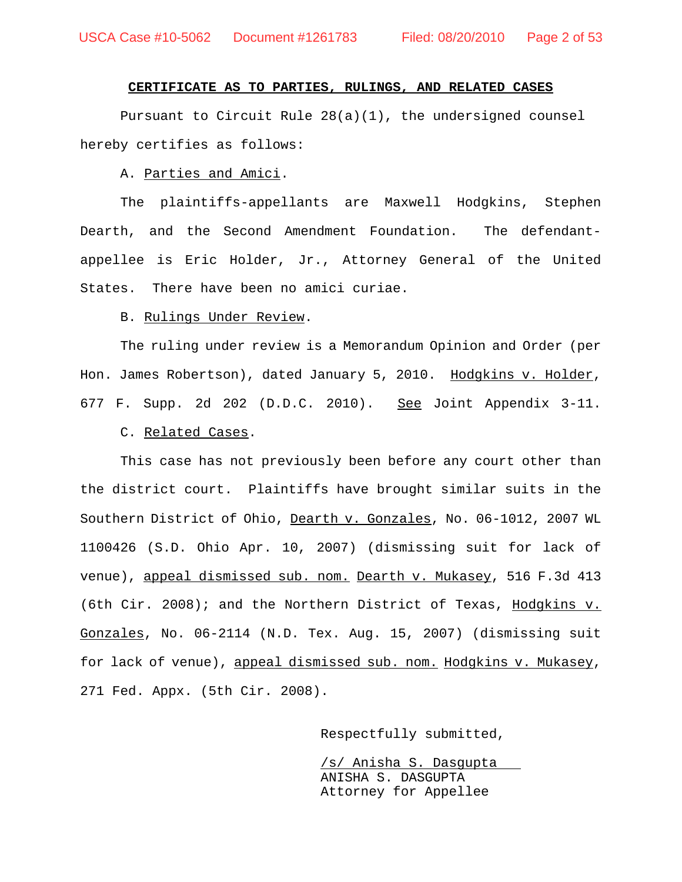## CERTIFICATE AS TO PARTIES, RULINGS, AND RELATED CASES

Pursuant to Circuit Rule 28(a)(1), the undersigned counsel hereby certifies as follows:

A. Parties and Amici.

The plaintiffs-appellants are Maxwell Hodgkins, Stephen Dearth, and the Second Amendment Foundation. The defendant-appellee is Eric Holder, Jr., Attorney General of the United States. There have been no amici curiae.

B. Rulings Under Review.

The ruling under review is a Memorandum Opinion and Order (per Hon. James Robertson), dated January 5, 2010. Hodgkins v. Holder, 677 F. Supp. 2d 202 (D.D.C. 2010). See Joint Appendix 3-11.

C. Related Cases.

This case has not previously been before any court other than the district court. Plaintiffs have brought similar suits in the Southern District of Ohio, Dearth v. Gonzales, No. 06-1012, 2007 WL 1100426 (S.D. Ohio Apr. 10, 2007) (dismissing suit for lack of venue), appeal dismissed sub. nom. Dearth v. Mukasey, 516 F.3d 413 (6th Cir. 2008); and the Northern District of Texas, Hodgkins v. Gonzales, No. 06-2114 (N.D. Tex. Aug. 15, 2007) (dismissing suit for lack of venue), appeal dismissed sub. nom. Hodgkins v. Mukasey, 271 Fed. Appx. (5th Cir. 2008).

Respectfully submitted,

/s/ Anisha S. Dasgupta
ANISHA S. DASGUPTA
Attorney for Appellee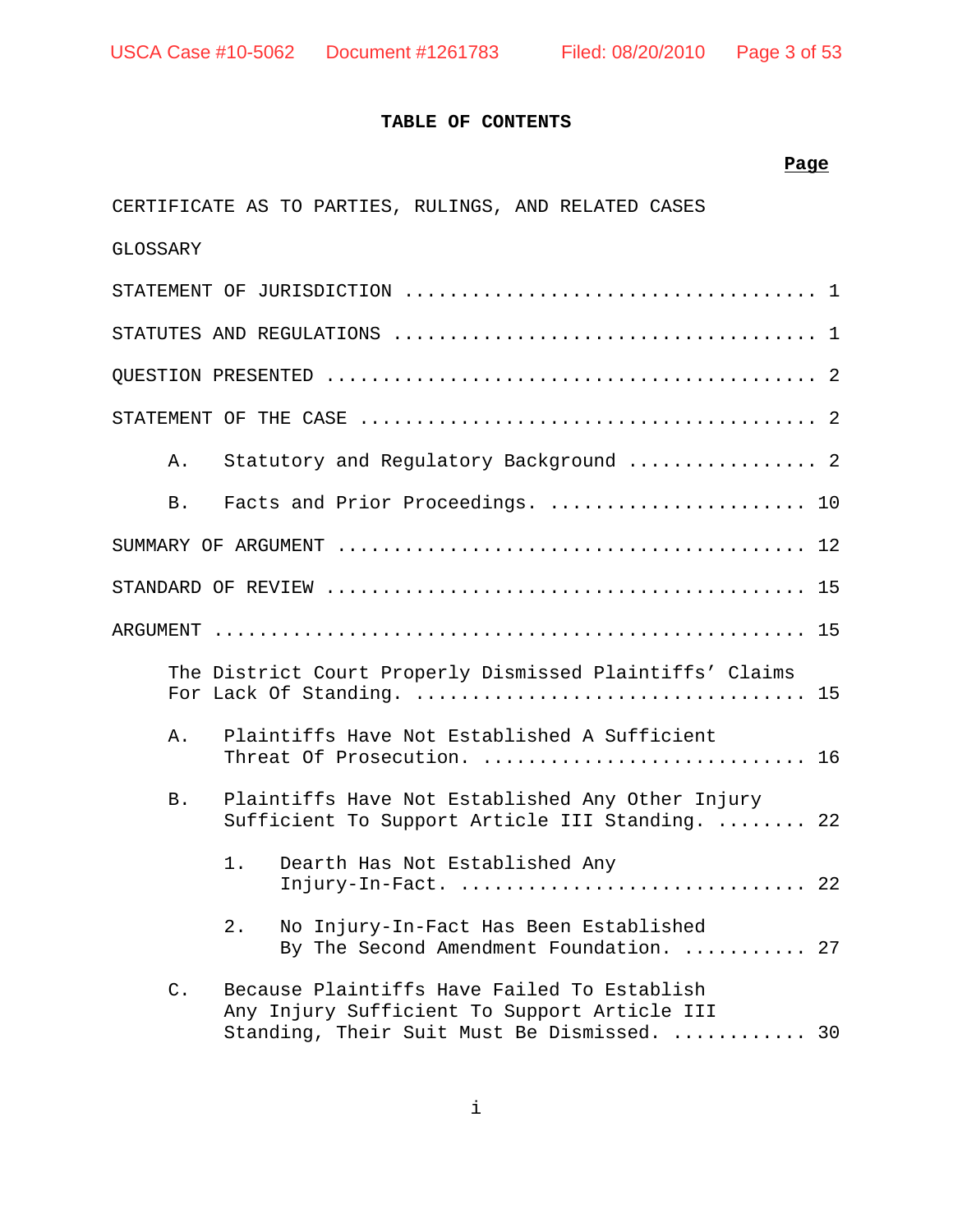# TABLE OF CONTENTS

| | Page |
|---|---|
| CERTIFICATE AS TO PARTIES, RULINGS, AND RELATED CASES | |
| GLOSSARY | |
| STATEMENT OF JURISDICTION | 1 |
| STATUTES AND REGULATIONS | 1 |
| QUESTION PRESENTED | 2 |
| STATEMENT OF THE CASE | 2 |
| A. Statutory and Regulatory Background | 2 |
| B. Facts and Prior Proceedings. | 10 |
| SUMMARY OF ARGUMENT | 12 |
| STANDARD OF REVIEW | 15 |
| ARGUMENT | 15 |
| The District Court Properly Dismissed Plaintiffs' Claims For Lack Of Standing. | 15 |
| A. Plaintiffs Have Not Established A Sufficient Threat Of Prosecution. | 16 |
| B. Plaintiffs Have Not Established Any Other Injury Sufficient To Support Article III Standing. | 22 |
| 1. Dearth Has Not Established Any Injury-In-Fact. | 22 |
| 2. No Injury-In-Fact Has Been Established By The Second Amendment Foundation. | 27 |
| C. Because Plaintiffs Have Failed To Establish Any Injury Sufficient To Support Article III Standing, Their Suit Must Be Dismissed. | 30 |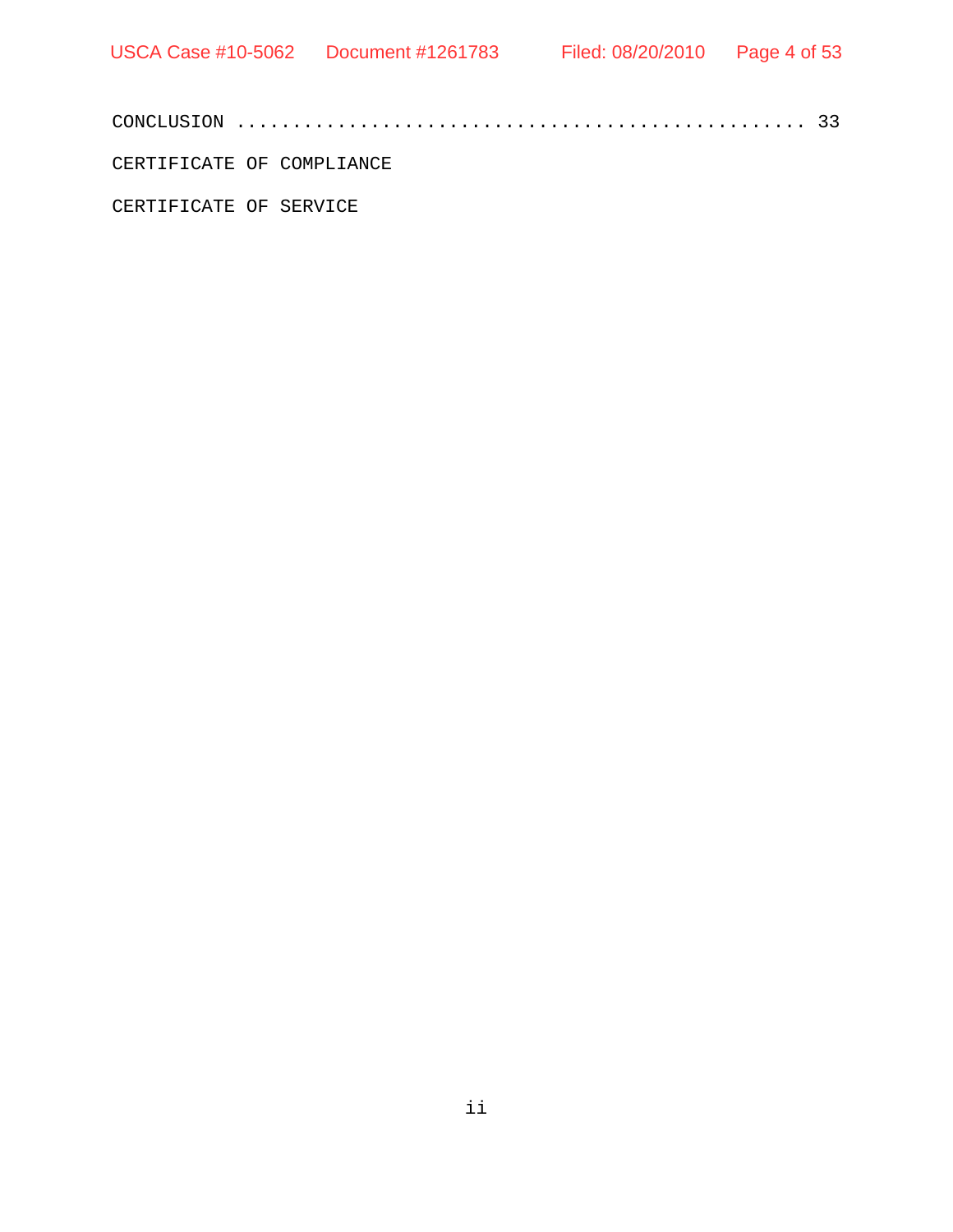CONCLUSION ................................................ 33

CERTIFICATE OF COMPLIANCE

CERTIFICATE OF SERVICE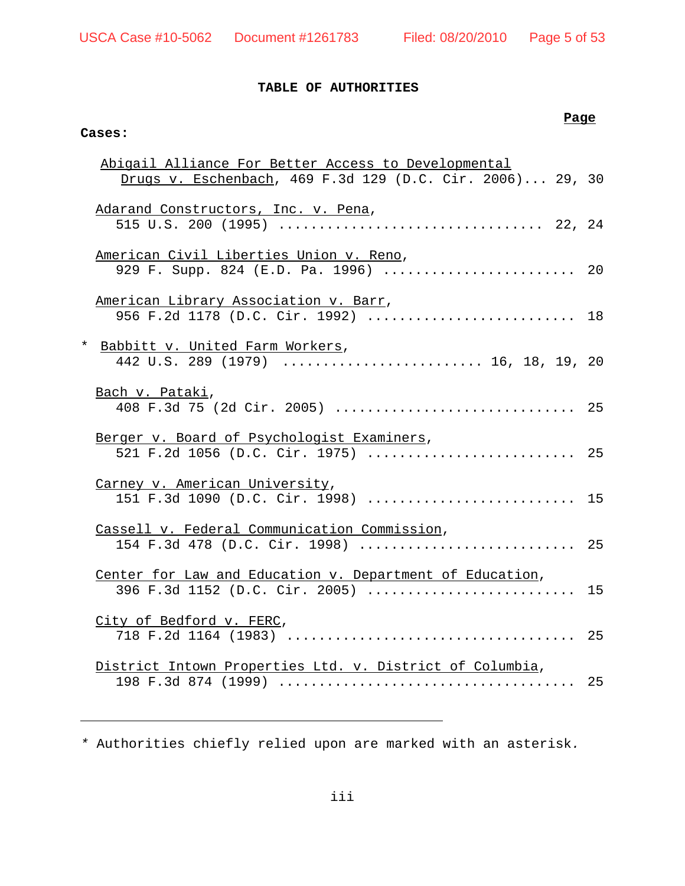# TABLE OF AUTHORITIES

**Page**

**Cases:**

Abigail Alliance For Better Access to Developmental Drugs v. Eschenbach, 469 F.3d 129 (D.C. Cir. 2006)... 29, 30

Adarand Constructors, Inc. v. Pena, 515 U.S. 200 (1995) ................................ 22, 24

American Civil Liberties Union v. Reno, 929 F. Supp. 824 (E.D. Pa. 1996) ........................ 20

American Library Association v. Barr, 956 F.2d 1178 (D.C. Cir. 1992) .......................... 18

\* Babbitt v. United Farm Workers, 442 U.S. 289 (1979) ......................... 16, 18, 19, 20

Bach v. Pataki, 408 F.3d 75 (2d Cir. 2005) ............................. 25

Berger v. Board of Psychologist Examiners, 521 F.2d 1056 (D.C. Cir. 1975) .......................... 25

Carney v. American University, 151 F.3d 1090 (D.C. Cir. 1998) .......................... 15

Cassell v. Federal Communication Commission, 154 F.3d 478 (D.C. Cir. 1998) ........................... 25

Center for Law and Education v. Department of Education, 396 F.3d 1152 (D.C. Cir. 2005) .......................... 15

City of Bedford v. FERC, 718 F.2d 1164 (1983) .................................. 25

District Intown Properties Ltd. v. District of Columbia, 198 F.3d 874 (1999) .................................... 25

---

\* Authorities chiefly relied upon are marked with an asterisk.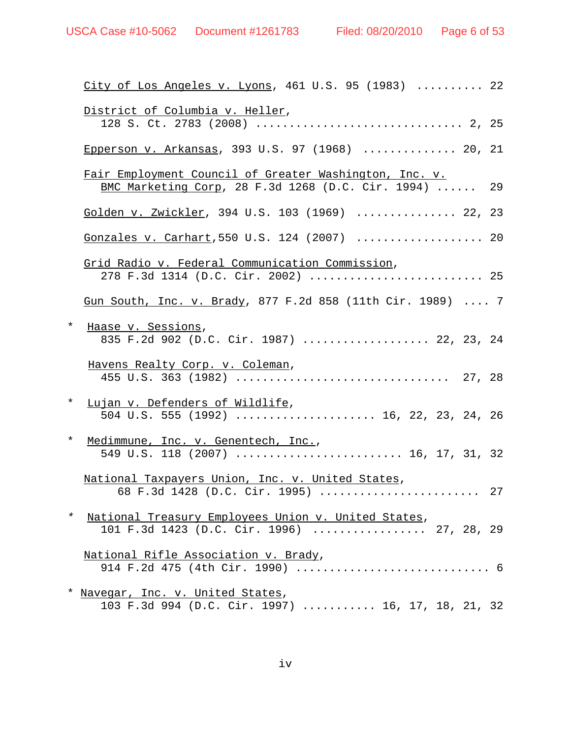City of Los Angeles v. Lyons, 461 U.S. 95 (1983) .......... 22

District of Columbia v. Heller, 128 S. Ct. 2783 (2008) .............................. 2, 25

Epperson v. Arkansas, 393 U.S. 97 (1968) .............. 20, 21

Fair Employment Council of Greater Washington, Inc. v. BMC Marketing Corp, 28 F.3d 1268 (D.C. Cir. 1994) ...... 29

Golden v. Zwickler, 394 U.S. 103 (1969) ............... 22, 23

Gonzales v. Carhart, 550 U.S. 124 (2007) ................... 20

Grid Radio v. Federal Communication Commission, 278 F.3d 1314 (D.C. Cir. 2002) .......................... 25

Gun South, Inc. v. Brady, 877 F.2d 858 (11th Cir. 1989) .... 7

\* Haase v. Sessions, 835 F.2d 902 (D.C. Cir. 1987) ................... 22, 23, 24

Havens Realty Corp. v. Coleman, 455 U.S. 363 (1982) ............................... 27, 28

\* Lujan v. Defenders of Wildlife, 504 U.S. 555 (1992) ..................... 16, 22, 23, 24, 26

\* Medimmune, Inc. v. Genentech, Inc., 549 U.S. 118 (2007) ......................... 16, 17, 31, 32

National Taxpayers Union, Inc. v. United States, 68 F.3d 1428 (D.C. Cir. 1995) ........................ 27

\* National Treasury Employees Union v. United States, 101 F.3d 1423 (D.C. Cir. 1996) ................. 27, 28, 29

National Rifle Association v. Brady, 914 F.2d 475 (4th Cir. 1990) ............................ 6

\* Navegar, Inc. v. United States, 103 F.3d 994 (D.C. Cir. 1997) ........... 16, 17, 18, 21, 32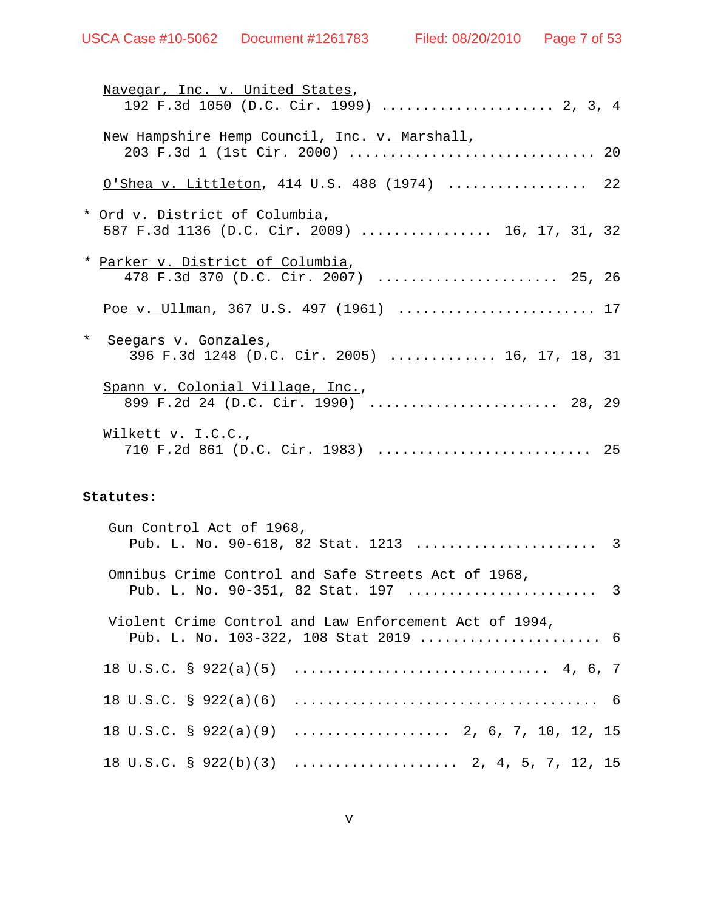Navegar, Inc. v. United States,
192 F.3d 1050 (D.C. Cir. 1999) ..................... 2, 3, 4

New Hampshire Hemp Council, Inc. v. Marshall,
203 F.3d 1 (1st Cir. 2000) ............................. 20

O'Shea v. Littleton, 414 U.S. 488 (1974) ................. 22

* Ord v. District of Columbia,
587 F.3d 1136 (D.C. Cir. 2009) ................ 16, 17, 31, 32

* Parker v. District of Columbia,
478 F.3d 370 (D.C. Cir. 2007) ...................... 25, 26

Poe v. Ullman, 367 U.S. 497 (1961) ....................... 17

* Seegars v. Gonzales,
396 F.3d 1248 (D.C. Cir. 2005) ............. 16, 17, 18, 31

Spann v. Colonial Village, Inc.,
899 F.2d 24 (D.C. Cir. 1990) ....................... 28, 29

Wilkett v. I.C.C.,
710 F.2d 861 (D.C. Cir. 1983) ......................... 25

**Statutes:**

Gun Control Act of 1968,
Pub. L. No. 90-618, 82 Stat. 1213 ...................... 3

Omnibus Crime Control and Safe Streets Act of 1968,
Pub. L. No. 90-351, 82 Stat. 197 ....................... 3

Violent Crime Control and Law Enforcement Act of 1994,
Pub. L. No. 103-322, 108 Stat 2019 ..................... 6

18 U.S.C. § 922(a)(5) .............................. 4, 6, 7

18 U.S.C. § 922(a)(6) .................................... 6

18 U.S.C. § 922(a)(9) .................. 2, 6, 7, 10, 12, 15

18 U.S.C. § 922(b)(3) ................... 2, 4, 5, 7, 12, 15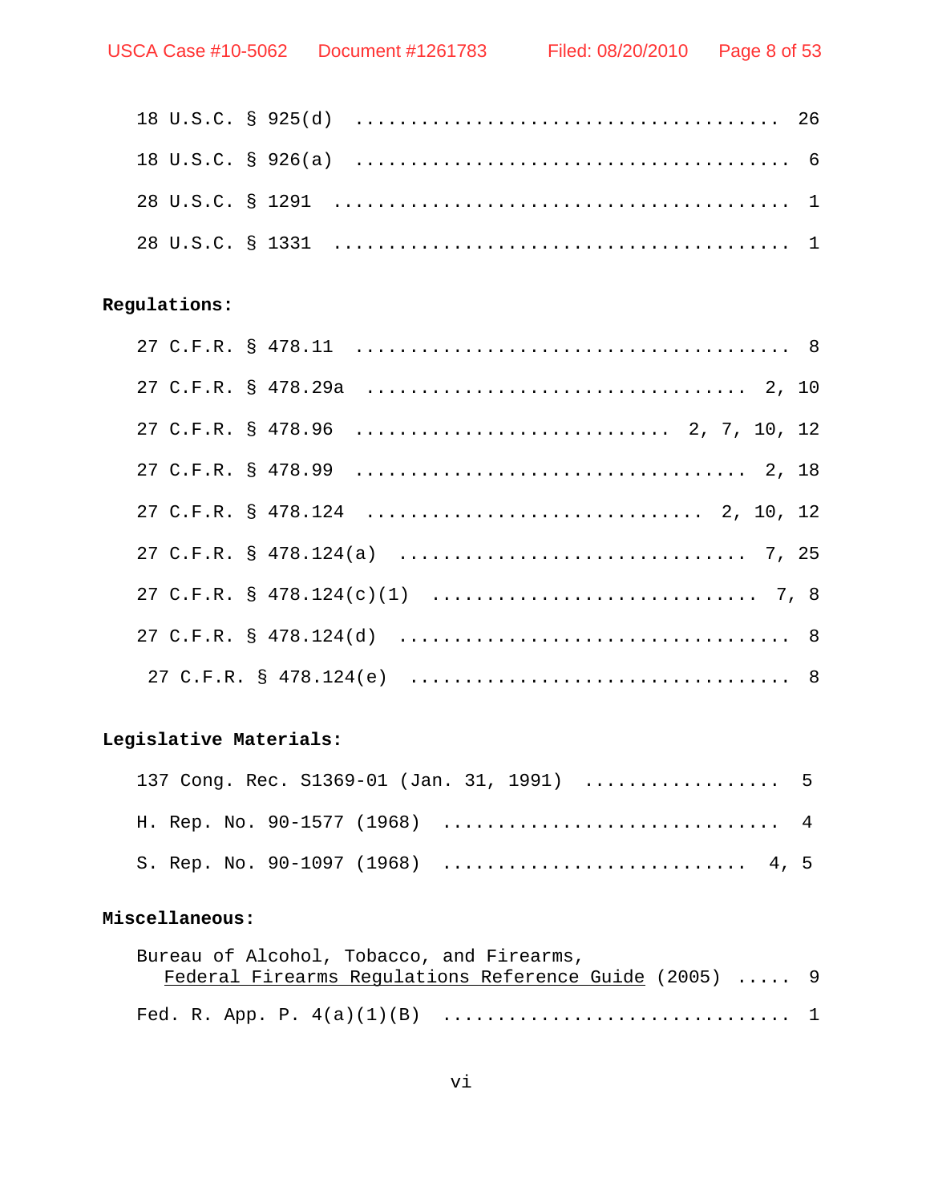18 U.S.C. § 925(d) .................................... 26

18 U.S.C. § 926(a) ..................................... 6

28 U.S.C. § 1291 ...................................... 1

28 U.S.C. § 1331 ...................................... 1

**Regulations:**

27 C.F.R. § 478.11 ..................................... 8

27 C.F.R. § 478.29a ................................. 2, 10

27 C.F.R. § 478.96 ........................... 2, 7, 10, 12

27 C.F.R. § 478.99 .................................. 2, 18

27 C.F.R. § 478.124 .............................. 2, 10, 12

27 C.F.R. § 478.124(a) .............................. 7, 25

27 C.F.R. § 478.124(c)(1) ........................... 7, 8

27 C.F.R. § 478.124(d) ................................. 8

27 C.F.R. § 478.124(e) ................................. 8

**Legislative Materials:**

137 Cong. Rec. S1369-01 (Jan. 31, 1991) .................. 5

H. Rep. No. 90-1577 (1968) .............................. 4

S. Rep. No. 90-1097 (1968) ........................... 4, 5

**Miscellaneous:**

Bureau of Alcohol, Tobacco, and Firearms,
Federal Firearms Regulations Reference Guide (2005) ..... 9

Fed. R. App. P. 4(a)(1)(B) .............................. 1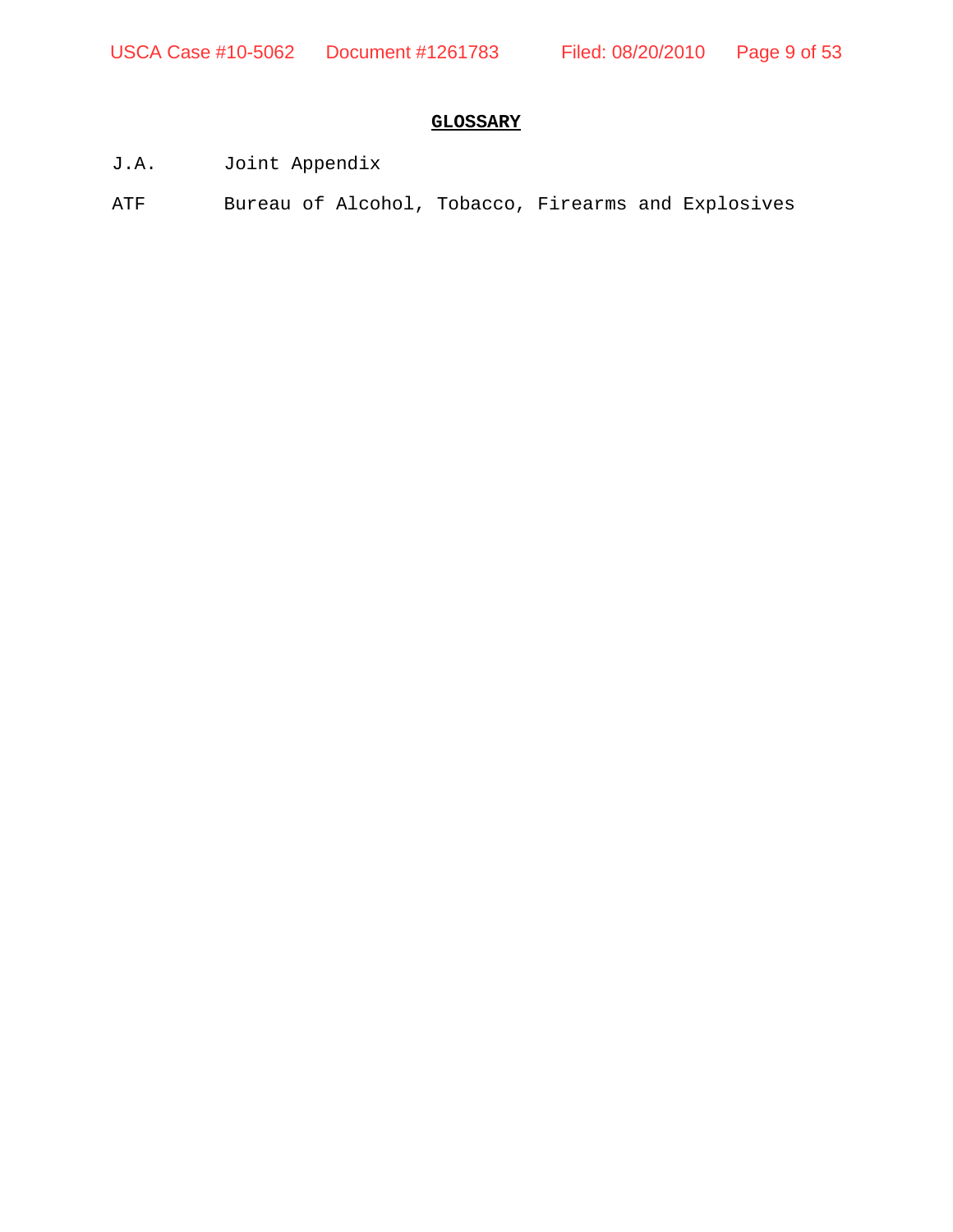# **GLOSSARY**

| | |
|---|---|
| J.A. | Joint Appendix |
| ATF | Bureau of Alcohol, Tobacco, Firearms and Explosives |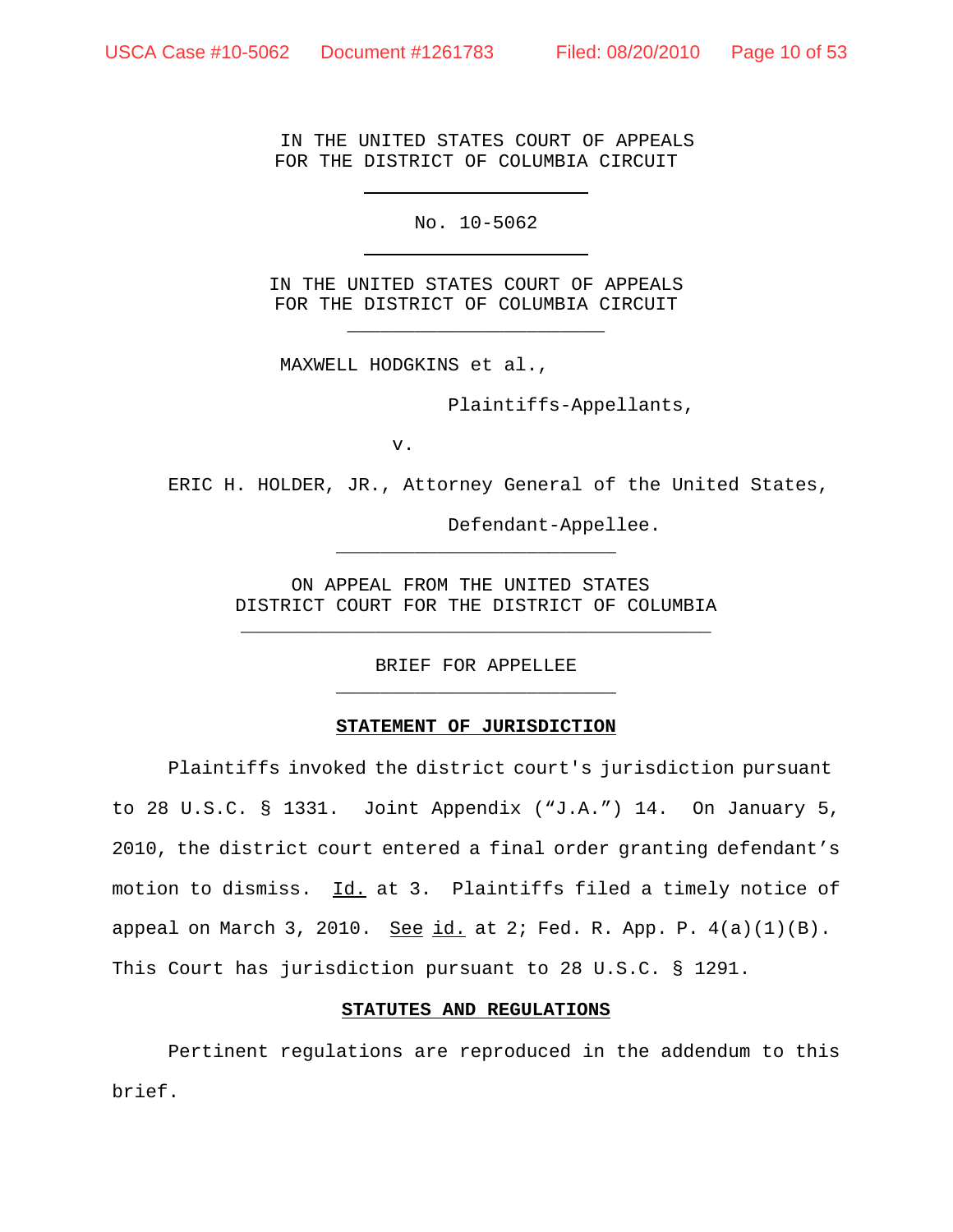IN THE UNITED STATES COURT OF APPEALS
FOR THE DISTRICT OF COLUMBIA CIRCUIT

---

No. 10-5062

---

IN THE UNITED STATES COURT OF APPEALS
FOR THE DISTRICT OF COLUMBIA CIRCUIT

---

MAXWELL HODGKINS et al.,

Plaintiffs-Appellants,

v.

ERIC H. HOLDER, JR., Attorney General of the United States,

Defendant-Appellee.

---

ON APPEAL FROM THE UNITED STATES
DISTRICT COURT FOR THE DISTRICT OF COLUMBIA

---

BRIEF FOR APPELLEE

---

**STATEMENT OF JURISDICTION**

Plaintiffs invoked the district court's jurisdiction pursuant to 28 U.S.C. § 1331. Joint Appendix ("J.A.") 14. On January 5, 2010, the district court entered a final order granting defendant's motion to dismiss. Id. at 3. Plaintiffs filed a timely notice of appeal on March 3, 2010. See id. at 2; Fed. R. App. P. 4(a)(1)(B). This Court has jurisdiction pursuant to 28 U.S.C. § 1291.

**STATUTES AND REGULATIONS**

Pertinent regulations are reproduced in the addendum to this brief.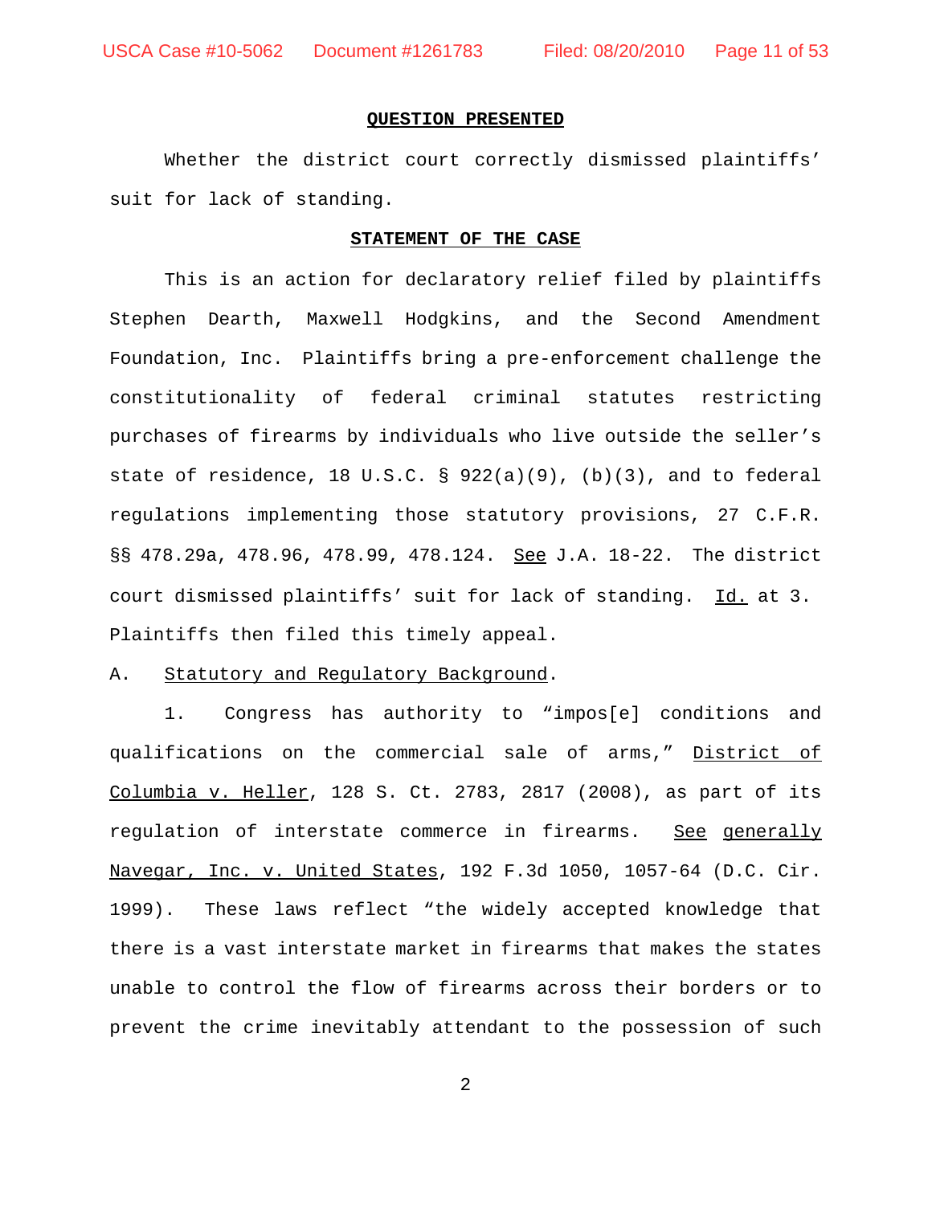## QUESTION PRESENTED

Whether the district court correctly dismissed plaintiffs' suit for lack of standing.

## STATEMENT OF THE CASE

This is an action for declaratory relief filed by plaintiffs Stephen Dearth, Maxwell Hodgkins, and the Second Amendment Foundation, Inc. Plaintiffs bring a pre-enforcement challenge the constitutionality of federal criminal statutes restricting purchases of firearms by individuals who live outside the seller's state of residence, 18 U.S.C. § 922(a)(9), (b)(3), and to federal regulations implementing those statutory provisions, 27 C.F.R. §§ 478.29a, 478.96, 478.99, 478.124. See J.A. 18-22. The district court dismissed plaintiffs' suit for lack of standing. Id. at 3. Plaintiffs then filed this timely appeal.

A. Statutory and Regulatory Background.

1. Congress has authority to "impos[e] conditions and qualifications on the commercial sale of arms," District of Columbia v. Heller, 128 S. Ct. 2783, 2817 (2008), as part of its regulation of interstate commerce in firearms. See generally Navegar, Inc. v. United States, 192 F.3d 1050, 1057-64 (D.C. Cir. 1999). These laws reflect "the widely accepted knowledge that there is a vast interstate market in firearms that makes the states unable to control the flow of firearms across their borders or to prevent the crime inevitably attendant to the possession of such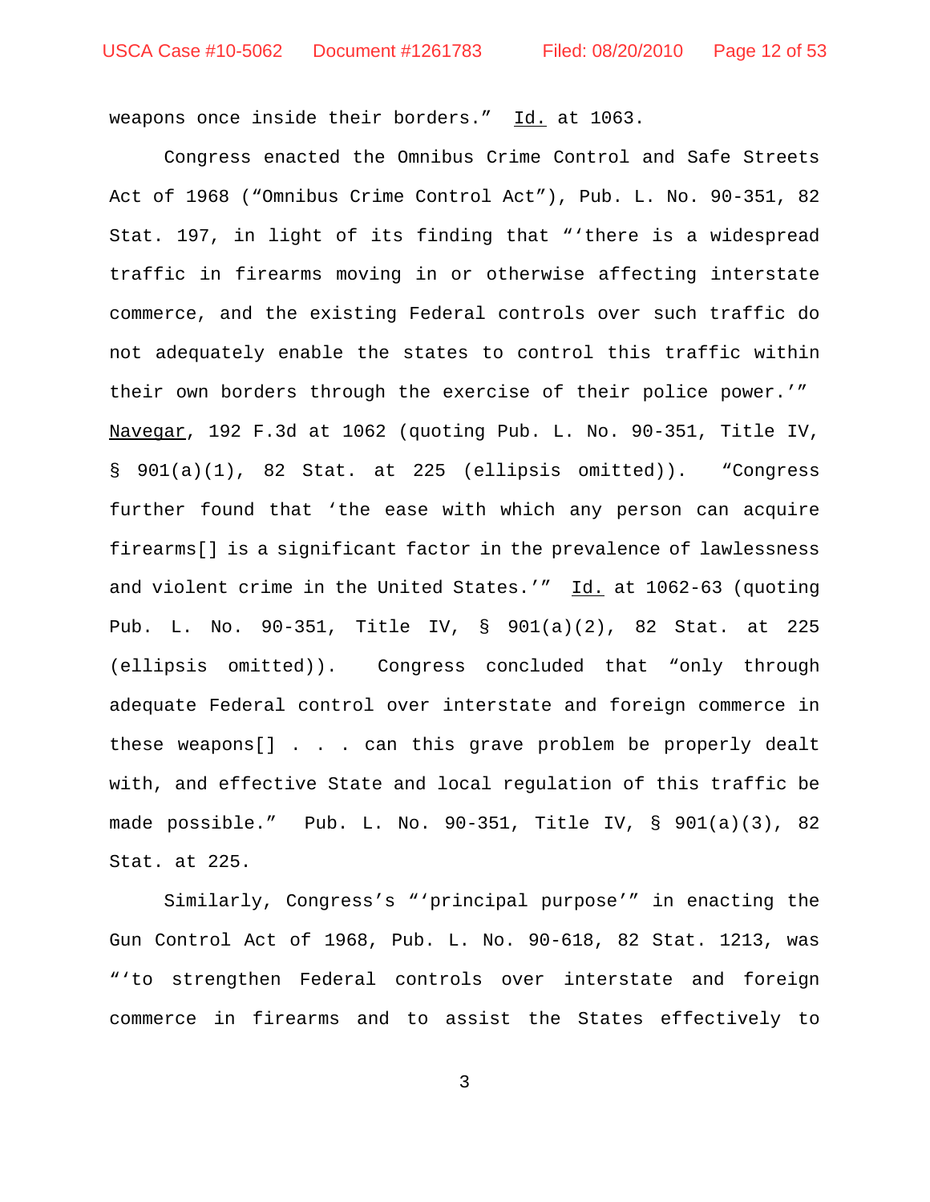weapons once inside their borders." Id. at 1063.

Congress enacted the Omnibus Crime Control and Safe Streets Act of 1968 ("Omnibus Crime Control Act"), Pub. L. No. 90-351, 82 Stat. 197, in light of its finding that "'there is a widespread traffic in firearms moving in or otherwise affecting interstate commerce, and the existing Federal controls over such traffic do not adequately enable the states to control this traffic within their own borders through the exercise of their police power.'" Navegar, 192 F.3d at 1062 (quoting Pub. L. No. 90-351, Title IV, § 901(a)(1), 82 Stat. at 225 (ellipsis omitted)). "Congress further found that 'the ease with which any person can acquire firearms[] is a significant factor in the prevalence of lawlessness and violent crime in the United States.'" Id. at 1062-63 (quoting Pub. L. No. 90-351, Title IV, § 901(a)(2), 82 Stat. at 225 (ellipsis omitted)). Congress concluded that "only through adequate Federal control over interstate and foreign commerce in these weapons[] . . . can this grave problem be properly dealt with, and effective State and local regulation of this traffic be made possible." Pub. L. No. 90-351, Title IV, § 901(a)(3), 82 Stat. at 225.

Similarly, Congress's "'principal purpose'" in enacting the Gun Control Act of 1968, Pub. L. No. 90-618, 82 Stat. 1213, was "'to strengthen Federal controls over interstate and foreign commerce in firearms and to assist the States effectively to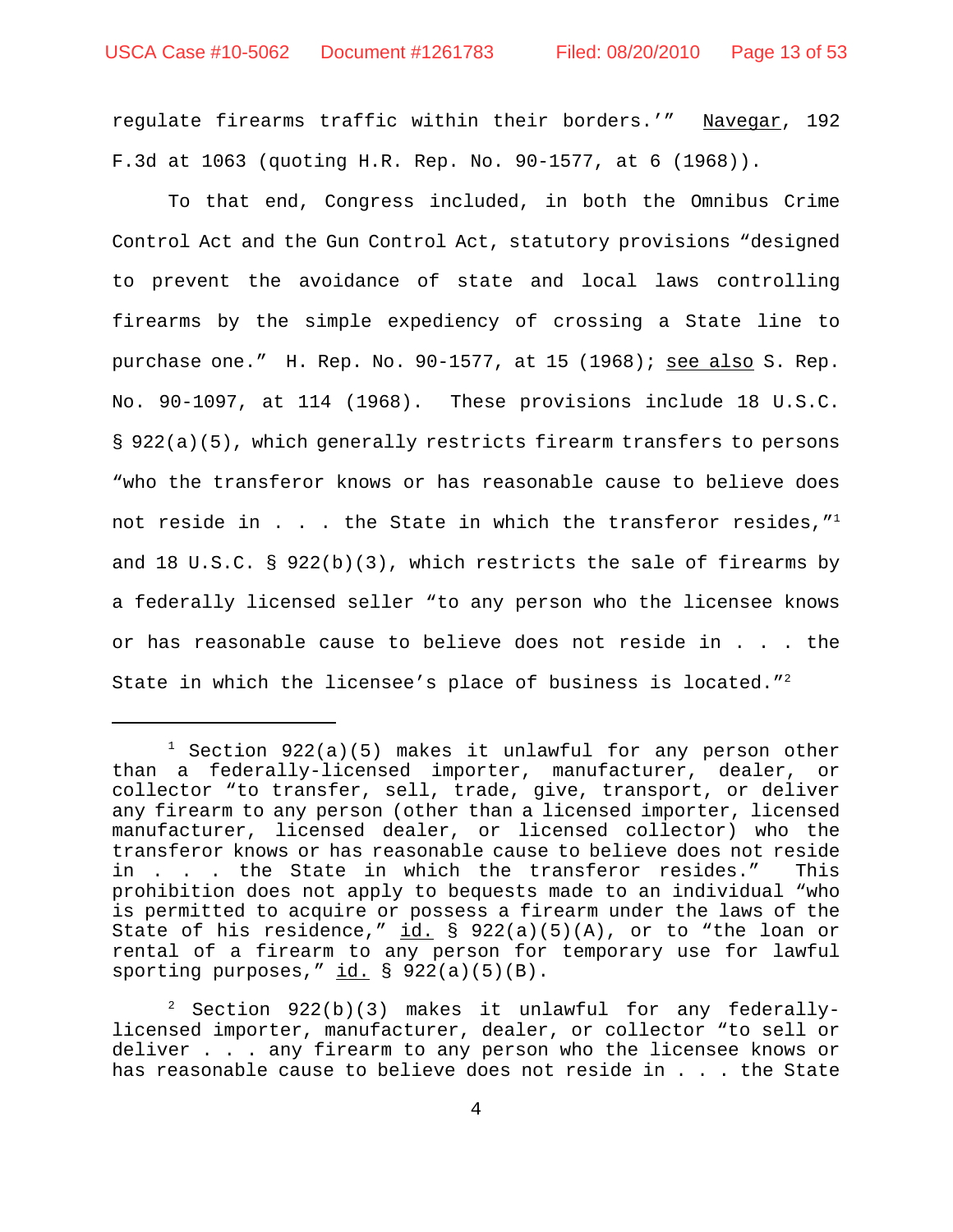regulate firearms traffic within their borders.'" Navegar, 192 F.3d at 1063 (quoting H.R. Rep. No. 90-1577, at 6 (1968)).

To that end, Congress included, in both the Omnibus Crime Control Act and the Gun Control Act, statutory provisions "designed to prevent the avoidance of state and local laws controlling firearms by the simple expediency of crossing a State line to purchase one." H. Rep. No. 90-1577, at 15 (1968); see also S. Rep. No. 90-1097, at 114 (1968). These provisions include 18 U.S.C. § 922(a)(5), which generally restricts firearm transfers to persons "who the transferor knows or has reasonable cause to believe does not reside in . . . the State in which the transferor resides,"[1] and 18 U.S.C. § 922(b)(3), which restricts the sale of firearms by a federally licensed seller "to any person who the licensee knows or has reasonable cause to believe does not reside in . . . the State in which the licensee's place of business is located."[2]

---

[1] Section 922(a)(5) makes it unlawful for any person other than a federally-licensed importer, manufacturer, dealer, or collector "to transfer, sell, trade, give, transport, or deliver any firearm to any person (other than a licensed importer, licensed manufacturer, licensed dealer, or licensed collector) who the transferor knows or has reasonable cause to believe does not reside in . . . the State in which the transferor resides." This prohibition does not apply to bequests made to an individual "who is permitted to acquire or possess a firearm under the laws of the State of his residence," id. § 922(a)(5)(A), or to "the loan or rental of a firearm to any person for temporary use for lawful sporting purposes," id. § 922(a)(5)(B).

[2] Section 922(b)(3) makes it unlawful for any federally-licensed importer, manufacturer, dealer, or collector "to sell or deliver . . . any firearm to any person who the licensee knows or has reasonable cause to believe does not reside in . . . the State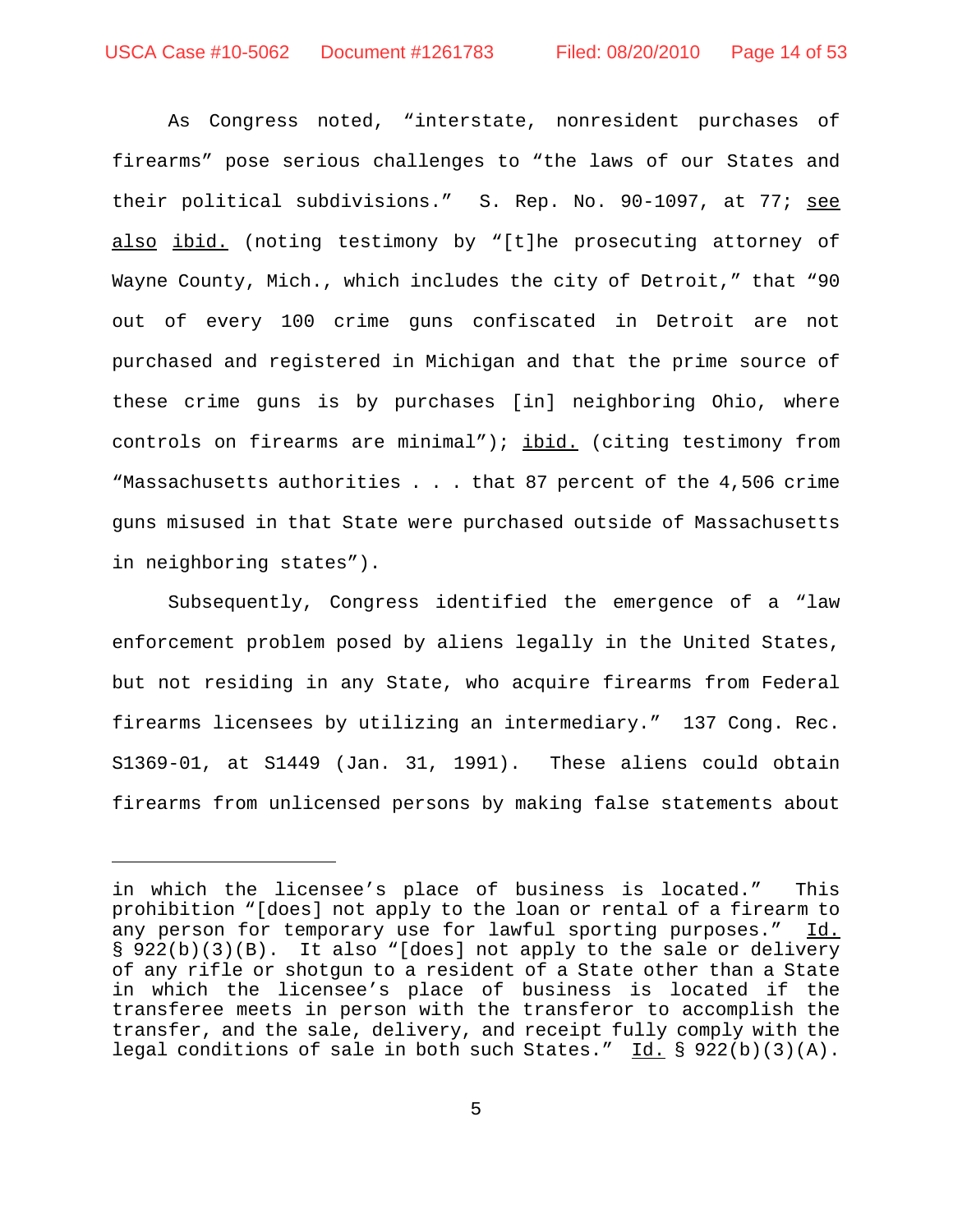As Congress noted, "interstate, nonresident purchases of firearms" pose serious challenges to "the laws of our States and their political subdivisions." S. Rep. No. 90-1097, at 77; see also ibid. (noting testimony by "[t]he prosecuting attorney of Wayne County, Mich., which includes the city of Detroit," that "90 out of every 100 crime guns confiscated in Detroit are not purchased and registered in Michigan and that the prime source of these crime guns is by purchases [in] neighboring Ohio, where controls on firearms are minimal"); ibid. (citing testimony from "Massachusetts authorities . . . that 87 percent of the 4,506 crime guns misused in that State were purchased outside of Massachusetts in neighboring states").

Subsequently, Congress identified the emergence of a "law enforcement problem posed by aliens legally in the United States, but not residing in any State, who acquire firearms from Federal firearms licensees by utilizing an intermediary." 137 Cong. Rec. S1369-01, at S1449 (Jan. 31, 1991). These aliens could obtain firearms from unlicensed persons by making false statements about

---

in which the licensee's place of business is located." This prohibition "[does] not apply to the loan or rental of a firearm to any person for temporary use for lawful sporting purposes." Id. § 922(b)(3)(B). It also "[does] not apply to the sale or delivery of any rifle or shotgun to a resident of a State other than a State in which the licensee's place of business is located if the transferee meets in person with the transferor to accomplish the transfer, and the sale, delivery, and receipt fully comply with the legal conditions of sale in both such States." Id. § 922(b)(3)(A).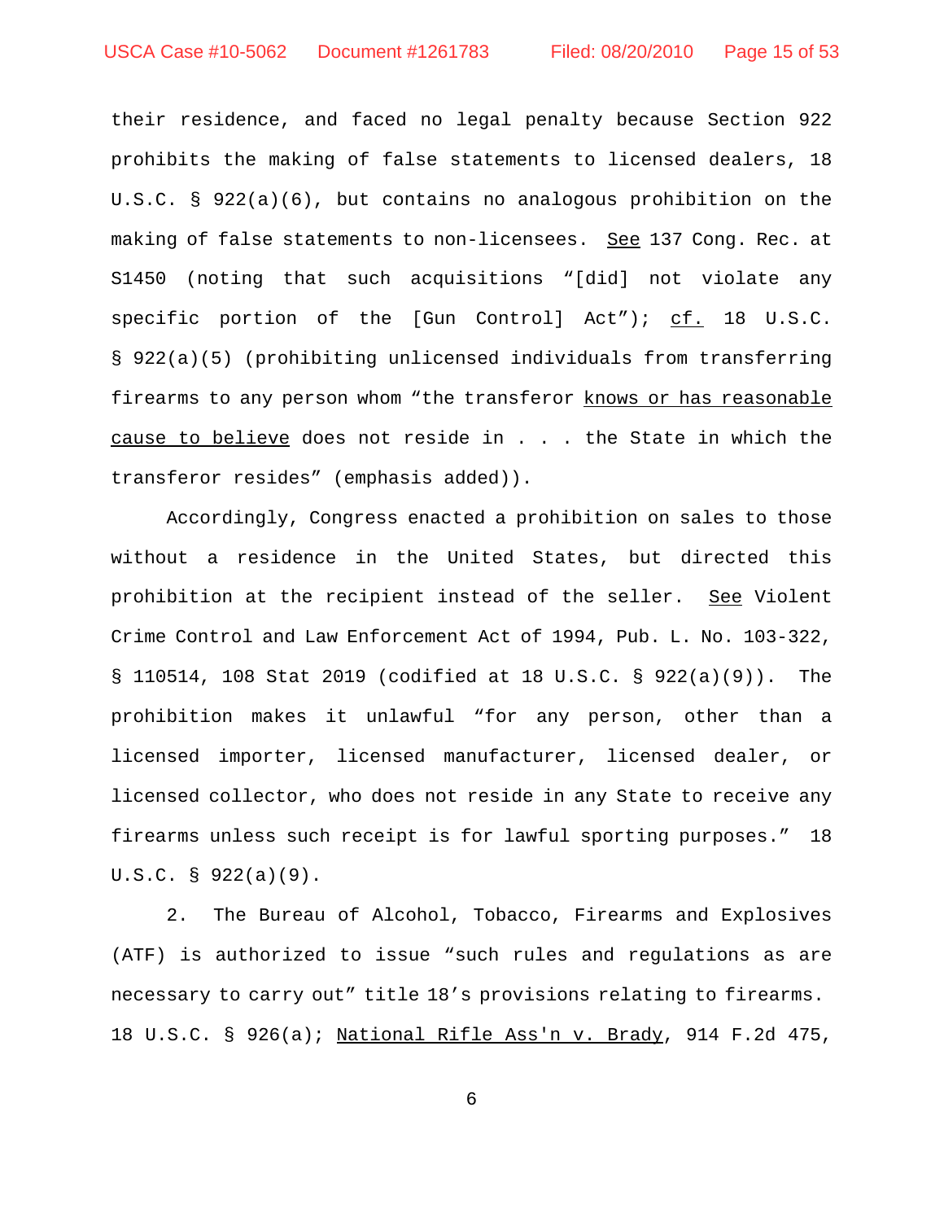their residence, and faced no legal penalty because Section 922 prohibits the making of false statements to licensed dealers, 18 U.S.C. § 922(a)(6), but contains no analogous prohibition on the making of false statements to non-licensees. See 137 Cong. Rec. at S1450 (noting that such acquisitions "[did] not violate any specific portion of the [Gun Control] Act"); cf. 18 U.S.C. § 922(a)(5) (prohibiting unlicensed individuals from transferring firearms to any person whom "the transferor knows or has reasonable cause to believe does not reside in . . . the State in which the transferor resides" (emphasis added)).

Accordingly, Congress enacted a prohibition on sales to those without a residence in the United States, but directed this prohibition at the recipient instead of the seller. See Violent Crime Control and Law Enforcement Act of 1994, Pub. L. No. 103-322, § 110514, 108 Stat 2019 (codified at 18 U.S.C. § 922(a)(9)). The prohibition makes it unlawful "for any person, other than a licensed importer, licensed manufacturer, licensed dealer, or licensed collector, who does not reside in any State to receive any firearms unless such receipt is for lawful sporting purposes." 18 U.S.C. § 922(a)(9).

2. The Bureau of Alcohol, Tobacco, Firearms and Explosives (ATF) is authorized to issue "such rules and regulations as are necessary to carry out" title 18's provisions relating to firearms. 18 U.S.C. § 926(a); National Rifle Ass'n v. Brady, 914 F.2d 475,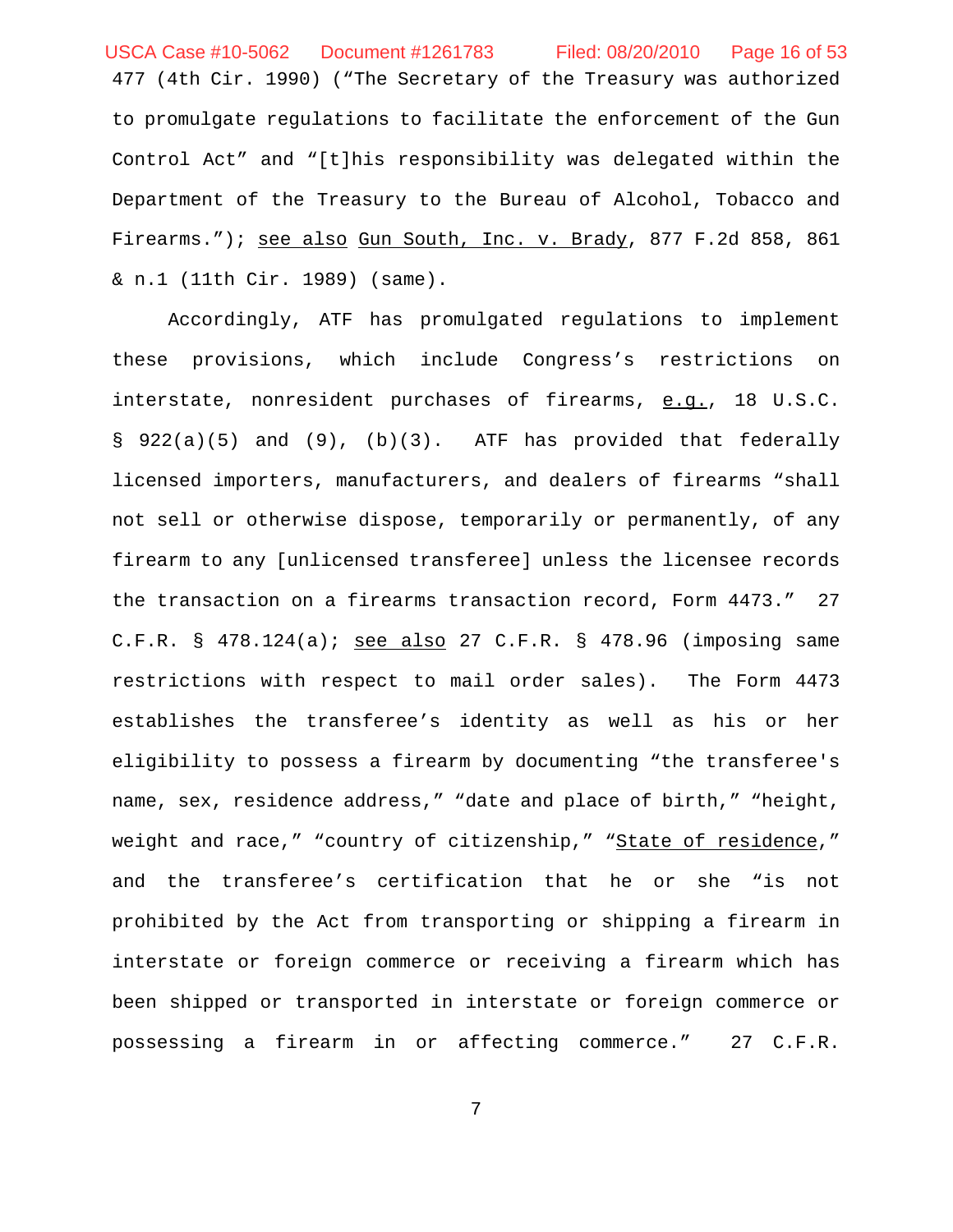477 (4th Cir. 1990) ("The Secretary of the Treasury was authorized to promulgate regulations to facilitate the enforcement of the Gun Control Act" and "[t]his responsibility was delegated within the Department of the Treasury to the Bureau of Alcohol, Tobacco and Firearms."); see also Gun South, Inc. v. Brady, 877 F.2d 858, 861 & n.1 (11th Cir. 1989) (same).

Accordingly, ATF has promulgated regulations to implement these provisions, which include Congress's restrictions on interstate, nonresident purchases of firearms, e.g., 18 U.S.C. § 922(a)(5) and (9), (b)(3). ATF has provided that federally licensed importers, manufacturers, and dealers of firearms "shall not sell or otherwise dispose, temporarily or permanently, of any firearm to any [unlicensed transferee] unless the licensee records the transaction on a firearms transaction record, Form 4473." 27 C.F.R. § 478.124(a); see also 27 C.F.R. § 478.96 (imposing same restrictions with respect to mail order sales). The Form 4473 establishes the transferee's identity as well as his or her eligibility to possess a firearm by documenting "the transferee's name, sex, residence address," "date and place of birth," "height, weight and race," "country of citizenship," "State of residence," and the transferee's certification that he or she "is not prohibited by the Act from transporting or shipping a firearm in interstate or foreign commerce or receiving a firearm which has been shipped or transported in interstate or foreign commerce or possessing a firearm in or affecting commerce." 27 C.F.R.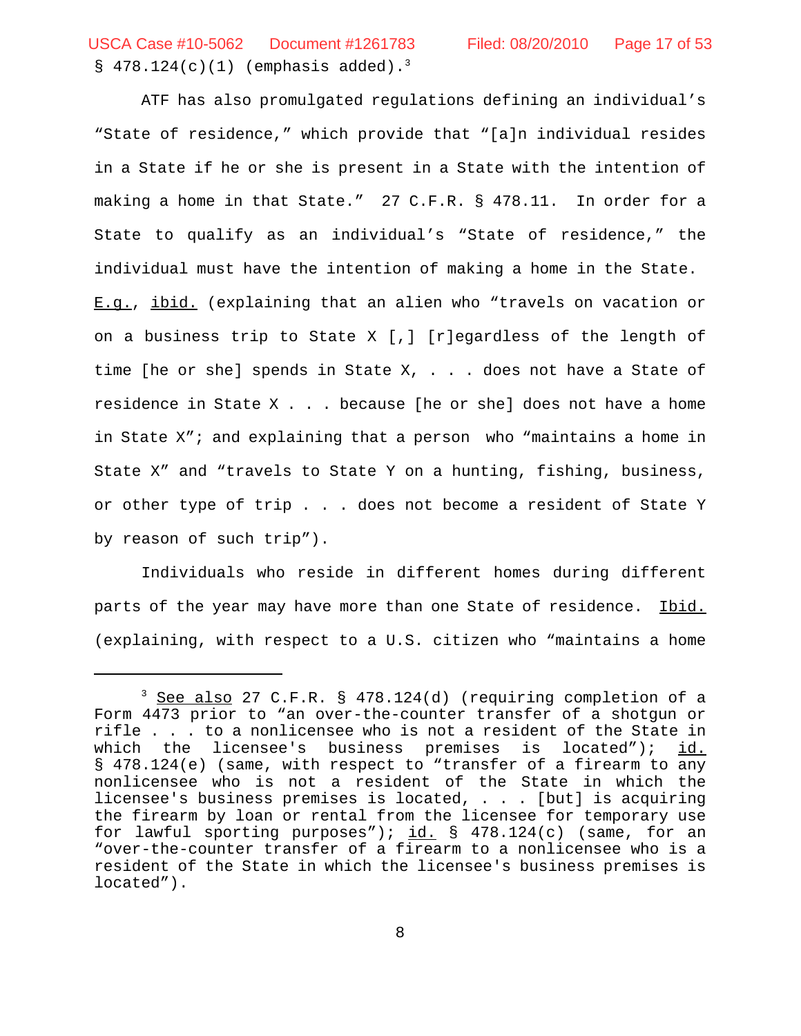§ 478.124(c)(1) (emphasis added).[3]

ATF has also promulgated regulations defining an individual's "State of residence," which provide that "[a]n individual resides in a State if he or she is present in a State with the intention of making a home in that State." 27 C.F.R. § 478.11. In order for a State to qualify as an individual's "State of residence," the individual must have the intention of making a home in the State. E.g., ibid. (explaining that an alien who "travels on vacation or on a business trip to State X [,] [r]egardless of the length of time [he or she] spends in State X, . . . does not have a State of residence in State X . . . because [he or she] does not have a home in State X"; and explaining that a person who "maintains a home in State X" and "travels to State Y on a hunting, fishing, business, or other type of trip . . . does not become a resident of State Y by reason of such trip").

Individuals who reside in different homes during different parts of the year may have more than one State of residence. Ibid. (explaining, with respect to a U.S. citizen who "maintains a home

---

[3] See also 27 C.F.R. § 478.124(d) (requiring completion of a Form 4473 prior to "an over-the-counter transfer of a shotgun or rifle . . . to a nonlicensee who is not a resident of the State in which the licensee's business premises is located"); id. § 478.124(e) (same, with respect to "transfer of a firearm to any nonlicensee who is not a resident of the State in which the licensee's business premises is located, . . . [but] is acquiring the firearm by loan or rental from the licensee for temporary use for lawful sporting purposes"); id. § 478.124(c) (same, for an "over-the-counter transfer of a firearm to a nonlicensee who is a resident of the State in which the licensee's business premises is located").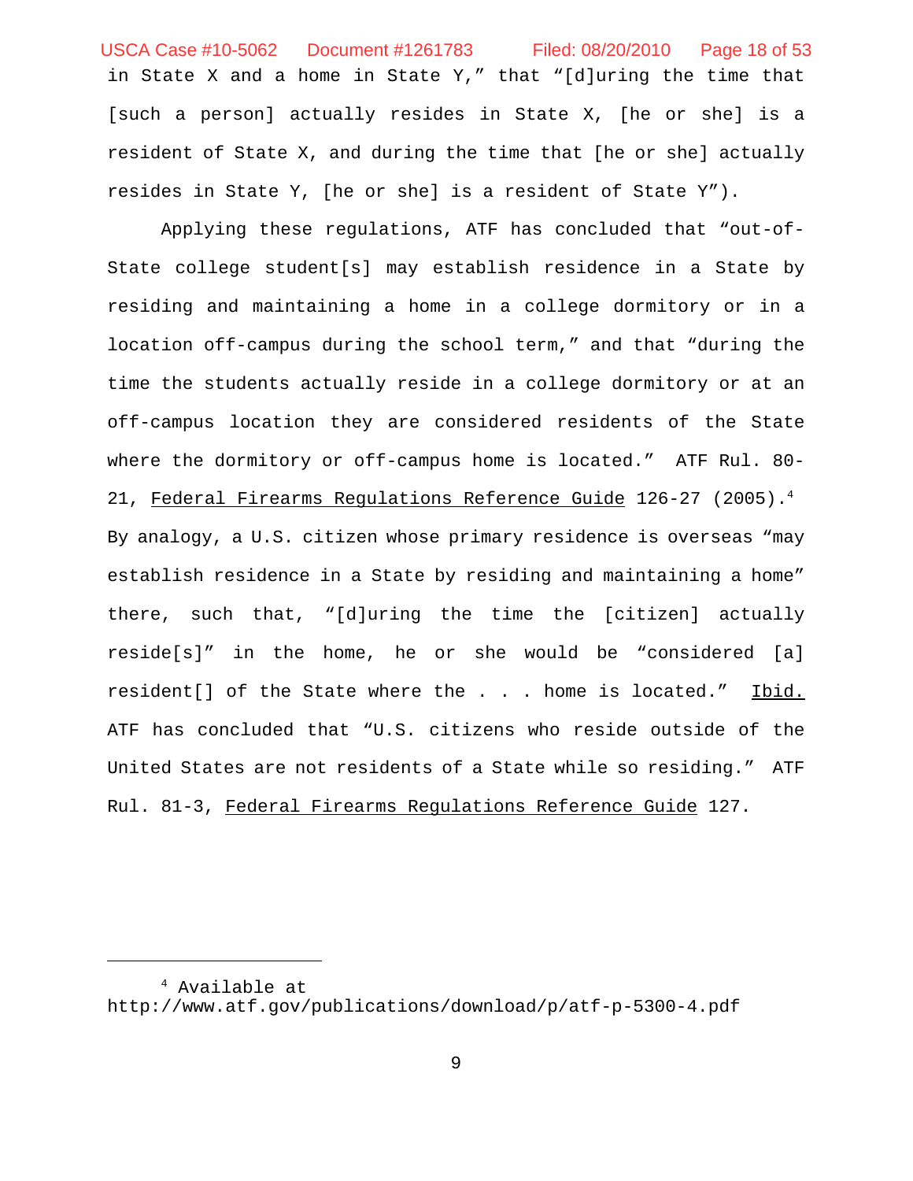in State X and a home in State Y," that "[d]uring the time that [such a person] actually resides in State X, [he or she] is a resident of State X, and during the time that [he or she] actually resides in State Y, [he or she] is a resident of State Y").

Applying these regulations, ATF has concluded that "out-of-State college student[s] may establish residence in a State by residing and maintaining a home in a college dormitory or in a location off-campus during the school term," and that "during the time the students actually reside in a college dormitory or at an off-campus location they are considered residents of the State where the dormitory or off-campus home is located." ATF Rul. 80-21, Federal Firearms Regulations Reference Guide 126-27 (2005).[4] By analogy, a U.S. citizen whose primary residence is overseas "may establish residence in a State by residing and maintaining a home" there, such that, "[d]uring the time the [citizen] actually reside[s]" in the home, he or she would be "considered [a] resident[] of the State where the . . . home is located." Ibid. ATF has concluded that "U.S. citizens who reside outside of the United States are not residents of a State while so residing." ATF Rul. 81-3, Federal Firearms Regulations Reference Guide 127.

[4] Available at http://www.atf.gov/publications/download/p/atf-p-5300-4.pdf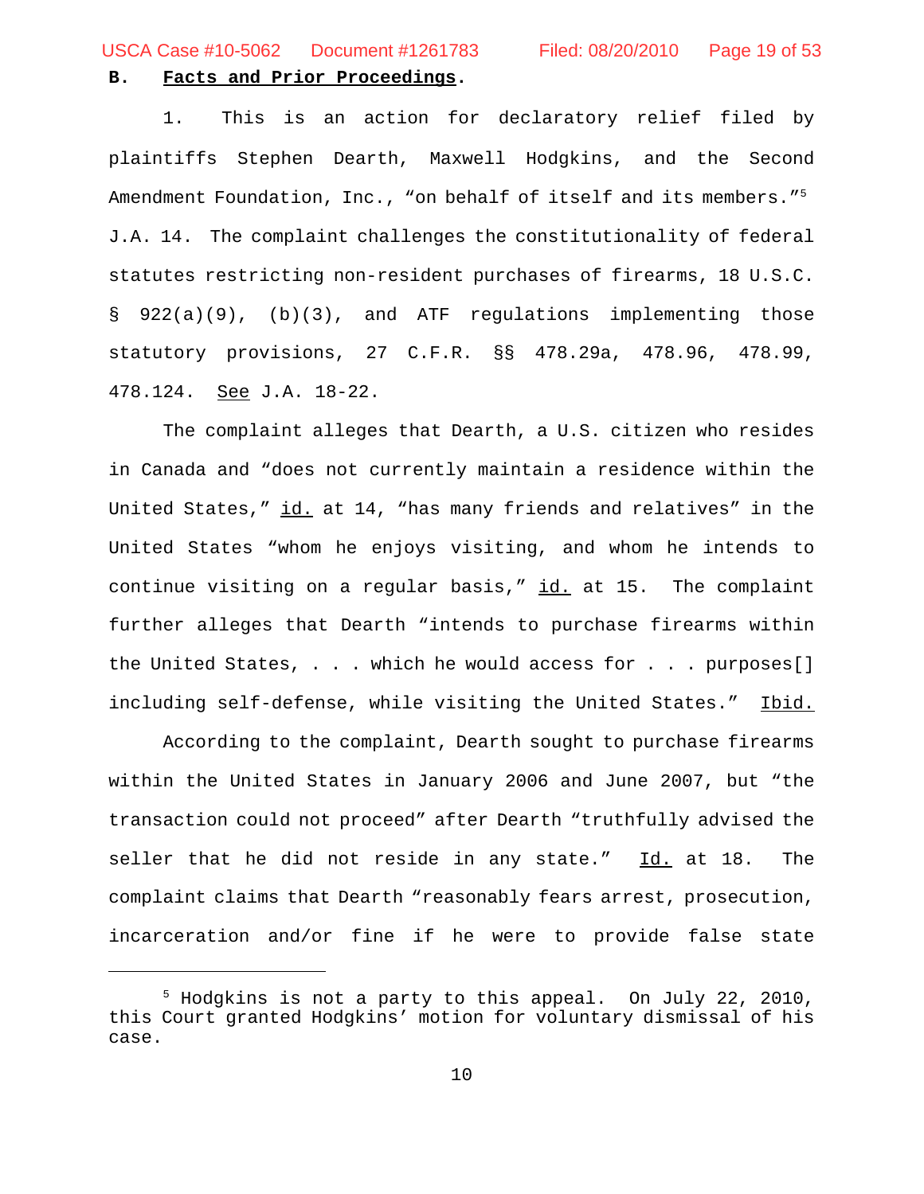**B. Facts and Prior Proceedings.**

1. This is an action for declaratory relief filed by plaintiffs Stephen Dearth, Maxwell Hodgkins, and the Second Amendment Foundation, Inc., "on behalf of itself and its members."[5] J.A. 14. The complaint challenges the constitutionality of federal statutes restricting non-resident purchases of firearms, 18 U.S.C. § 922(a)(9), (b)(3), and ATF regulations implementing those statutory provisions, 27 C.F.R. §§ 478.29a, 478.96, 478.99, 478.124. See J.A. 18-22.

The complaint alleges that Dearth, a U.S. citizen who resides in Canada and "does not currently maintain a residence within the United States," id. at 14, "has many friends and relatives" in the United States "whom he enjoys visiting, and whom he intends to continue visiting on a regular basis," id. at 15. The complaint further alleges that Dearth "intends to purchase firearms within the United States, . . . which he would access for . . . purposes[] including self-defense, while visiting the United States." Ibid.

According to the complaint, Dearth sought to purchase firearms within the United States in January 2006 and June 2007, but "the transaction could not proceed" after Dearth "truthfully advised the seller that he did not reside in any state." Id. at 18. The complaint claims that Dearth "reasonably fears arrest, prosecution, incarceration and/or fine if he were to provide false state

---

[5] Hodgkins is not a party to this appeal. On July 22, 2010, this Court granted Hodgkins' motion for voluntary dismissal of his case.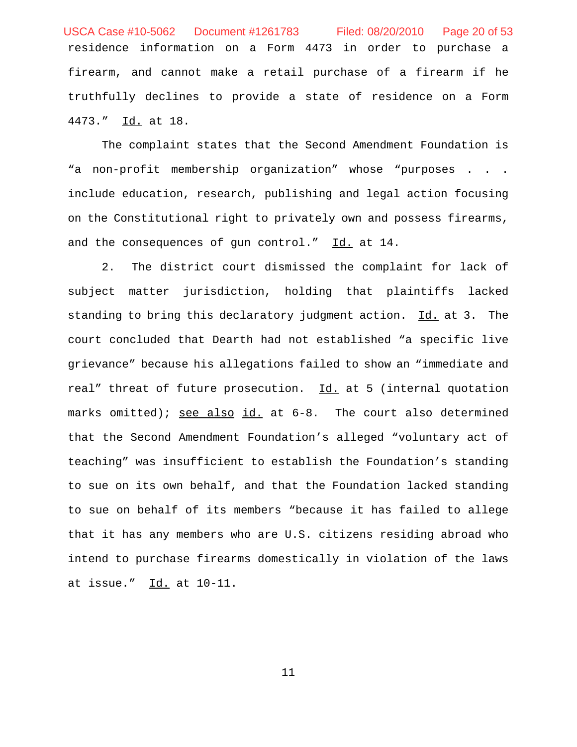residence information on a Form 4473 in order to purchase a firearm, and cannot make a retail purchase of a firearm if he truthfully declines to provide a state of residence on a Form 4473." Id. at 18.

The complaint states that the Second Amendment Foundation is "a non-profit membership organization" whose "purposes . . . include education, research, publishing and legal action focusing on the Constitutional right to privately own and possess firearms, and the consequences of gun control." Id. at 14.

2. The district court dismissed the complaint for lack of subject matter jurisdiction, holding that plaintiffs lacked standing to bring this declaratory judgment action. Id. at 3. The court concluded that Dearth had not established "a specific live grievance" because his allegations failed to show an "immediate and real" threat of future prosecution. Id. at 5 (internal quotation marks omitted); see also id. at 6-8. The court also determined that the Second Amendment Foundation's alleged "voluntary act of teaching" was insufficient to establish the Foundation's standing to sue on its own behalf, and that the Foundation lacked standing to sue on behalf of its members "because it has failed to allege that it has any members who are U.S. citizens residing abroad who intend to purchase firearms domestically in violation of the laws at issue." Id. at 10-11.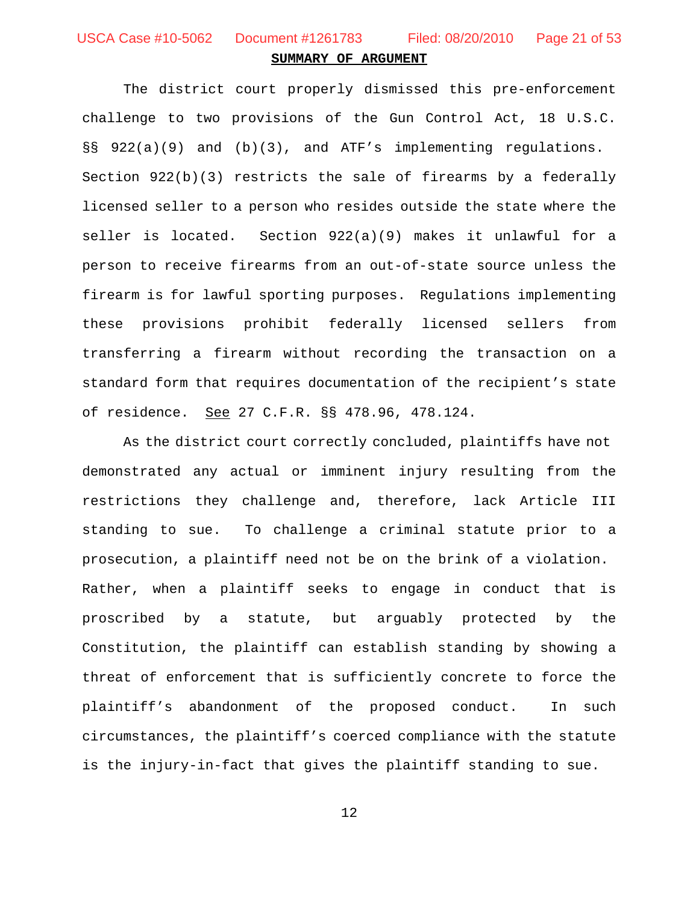## SUMMARY OF ARGUMENT

The district court properly dismissed this pre-enforcement challenge to two provisions of the Gun Control Act, 18 U.S.C. §§ 922(a)(9) and (b)(3), and ATF's implementing regulations. Section 922(b)(3) restricts the sale of firearms by a federally licensed seller to a person who resides outside the state where the seller is located. Section 922(a)(9) makes it unlawful for a person to receive firearms from an out-of-state source unless the firearm is for lawful sporting purposes. Regulations implementing these provisions prohibit federally licensed sellers from transferring a firearm without recording the transaction on a standard form that requires documentation of the recipient's state of residence. See 27 C.F.R. §§ 478.96, 478.124.

As the district court correctly concluded, plaintiffs have not demonstrated any actual or imminent injury resulting from the restrictions they challenge and, therefore, lack Article III standing to sue. To challenge a criminal statute prior to a prosecution, a plaintiff need not be on the brink of a violation. Rather, when a plaintiff seeks to engage in conduct that is proscribed by a statute, but arguably protected by the Constitution, the plaintiff can establish standing by showing a threat of enforcement that is sufficiently concrete to force the plaintiff's abandonment of the proposed conduct. In such circumstances, the plaintiff's coerced compliance with the statute is the injury-in-fact that gives the plaintiff standing to sue.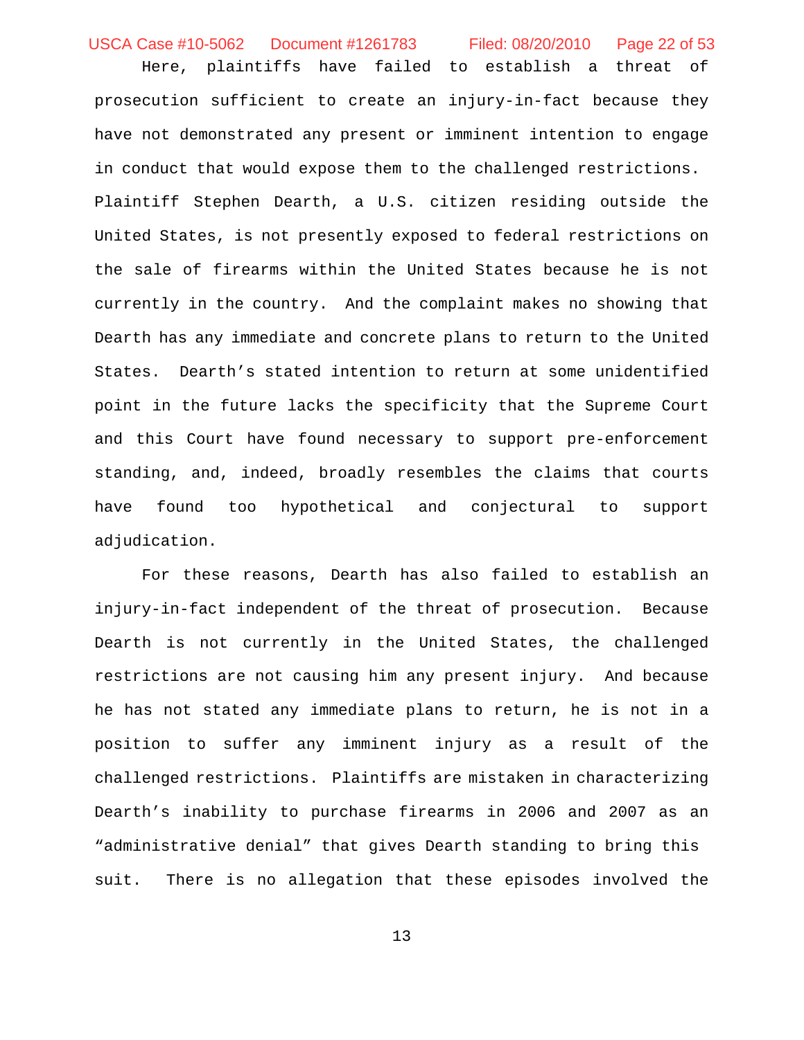Here, plaintiffs have failed to establish a threat of prosecution sufficient to create an injury-in-fact because they have not demonstrated any present or imminent intention to engage in conduct that would expose them to the challenged restrictions. Plaintiff Stephen Dearth, a U.S. citizen residing outside the United States, is not presently exposed to federal restrictions on the sale of firearms within the United States because he is not currently in the country. And the complaint makes no showing that Dearth has any immediate and concrete plans to return to the United States. Dearth's stated intention to return at some unidentified point in the future lacks the specificity that the Supreme Court and this Court have found necessary to support pre-enforcement standing, and, indeed, broadly resembles the claims that courts have found too hypothetical and conjectural to support adjudication.

For these reasons, Dearth has also failed to establish an injury-in-fact independent of the threat of prosecution. Because Dearth is not currently in the United States, the challenged restrictions are not causing him any present injury. And because he has not stated any immediate plans to return, he is not in a position to suffer any imminent injury as a result of the challenged restrictions. Plaintiffs are mistaken in characterizing Dearth's inability to purchase firearms in 2006 and 2007 as an "administrative denial" that gives Dearth standing to bring this suit. There is no allegation that these episodes involved the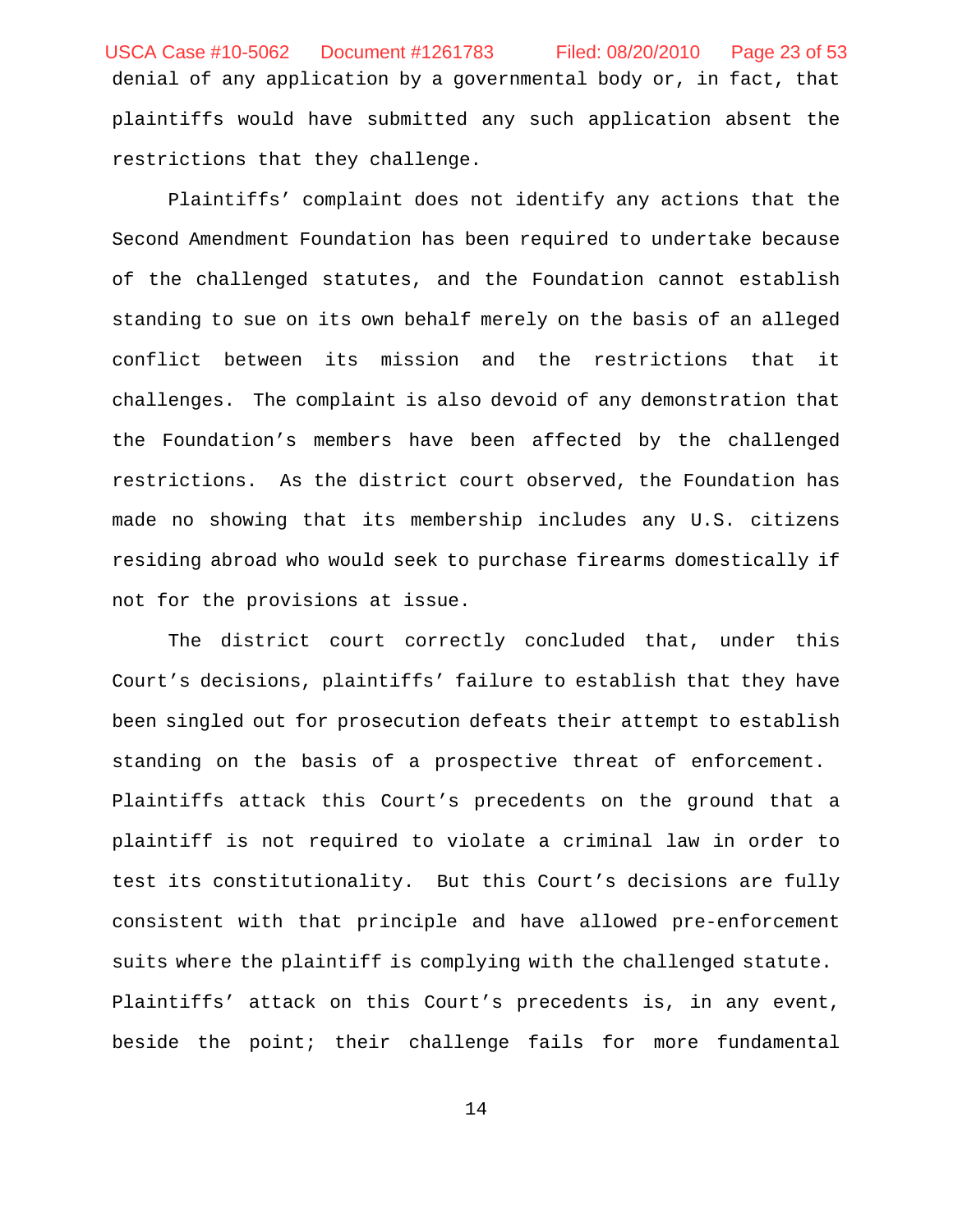denial of any application by a governmental body or, in fact, that plaintiffs would have submitted any such application absent the restrictions that they challenge.

Plaintiffs' complaint does not identify any actions that the Second Amendment Foundation has been required to undertake because of the challenged statutes, and the Foundation cannot establish standing to sue on its own behalf merely on the basis of an alleged conflict between its mission and the restrictions that it challenges. The complaint is also devoid of any demonstration that the Foundation's members have been affected by the challenged restrictions. As the district court observed, the Foundation has made no showing that its membership includes any U.S. citizens residing abroad who would seek to purchase firearms domestically if not for the provisions at issue.

The district court correctly concluded that, under this Court's decisions, plaintiffs' failure to establish that they have been singled out for prosecution defeats their attempt to establish standing on the basis of a prospective threat of enforcement. Plaintiffs attack this Court's precedents on the ground that a plaintiff is not required to violate a criminal law in order to test its constitutionality. But this Court's decisions are fully consistent with that principle and have allowed pre-enforcement suits where the plaintiff is complying with the challenged statute. Plaintiffs' attack on this Court's precedents is, in any event, beside the point; their challenge fails for more fundamental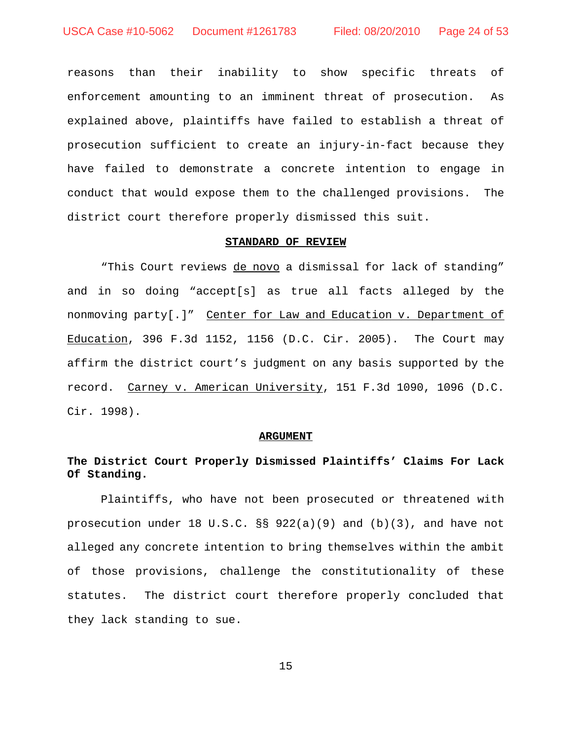reasons than their inability to show specific threats of enforcement amounting to an imminent threat of prosecution. As explained above, plaintiffs have failed to establish a threat of prosecution sufficient to create an injury-in-fact because they have failed to demonstrate a concrete intention to engage in conduct that would expose them to the challenged provisions. The district court therefore properly dismissed this suit.

## STANDARD OF REVIEW

"This Court reviews de novo a dismissal for lack of standing" and in so doing "accept[s] as true all facts alleged by the nonmoving party[.]" Center for Law and Education v. Department of Education, 396 F.3d 1152, 1156 (D.C. Cir. 2005). The Court may affirm the district court's judgment on any basis supported by the record. Carney v. American University, 151 F.3d 1090, 1096 (D.C. Cir. 1998).

## ARGUMENT

### The District Court Properly Dismissed Plaintiffs' Claims For Lack Of Standing.

Plaintiffs, who have not been prosecuted or threatened with prosecution under 18 U.S.C. §§ 922(a)(9) and (b)(3), and have not alleged any concrete intention to bring themselves within the ambit of those provisions, challenge the constitutionality of these statutes. The district court therefore properly concluded that they lack standing to sue.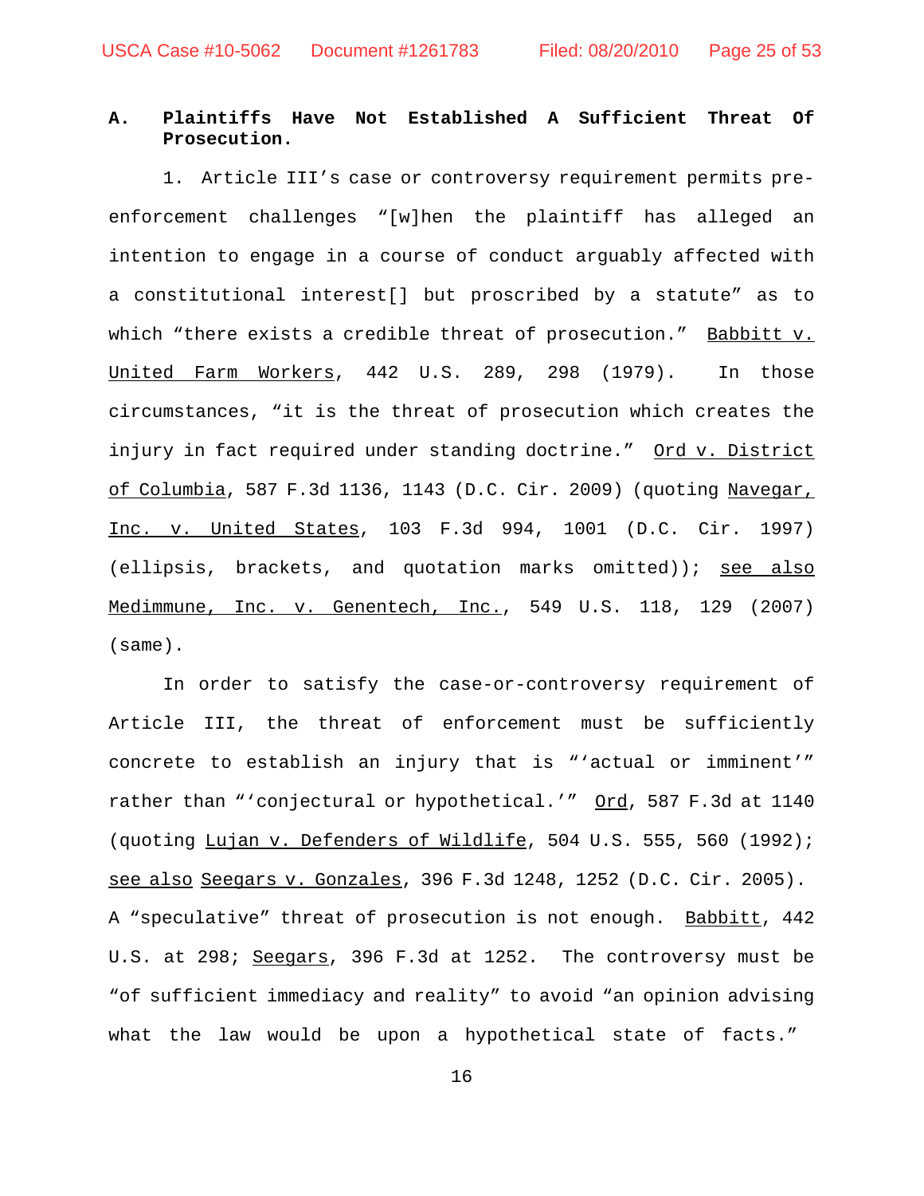### A. Plaintiffs Have Not Established A Sufficient Threat Of Prosecution.

1. Article III's case or controversy requirement permits pre-enforcement challenges "[w]hen the plaintiff has alleged an intention to engage in a course of conduct arguably affected with a constitutional interest[] but proscribed by a statute" as to which "there exists a credible threat of prosecution." Babbitt v. United Farm Workers, 442 U.S. 289, 298 (1979). In those circumstances, "it is the threat of prosecution which creates the injury in fact required under standing doctrine." Ord v. District of Columbia, 587 F.3d 1136, 1143 (D.C. Cir. 2009) (quoting Navegar, Inc. v. United States, 103 F.3d 994, 1001 (D.C. Cir. 1997) (ellipsis, brackets, and quotation marks omitted)); see also Medimmune, Inc. v. Genentech, Inc., 549 U.S. 118, 129 (2007) (same).

In order to satisfy the case-or-controversy requirement of Article III, the threat of enforcement must be sufficiently concrete to establish an injury that is "'actual or imminent'" rather than "'conjectural or hypothetical.'" Ord, 587 F.3d at 1140 (quoting Lujan v. Defenders of Wildlife, 504 U.S. 555, 560 (1992); see also Seegars v. Gonzales, 396 F.3d 1248, 1252 (D.C. Cir. 2005). A "speculative" threat of prosecution is not enough. Babbitt, 442 U.S. at 298; Seegars, 396 F.3d at 1252. The controversy must be "of sufficient immediacy and reality" to avoid "an opinion advising what the law would be upon a hypothetical state of facts."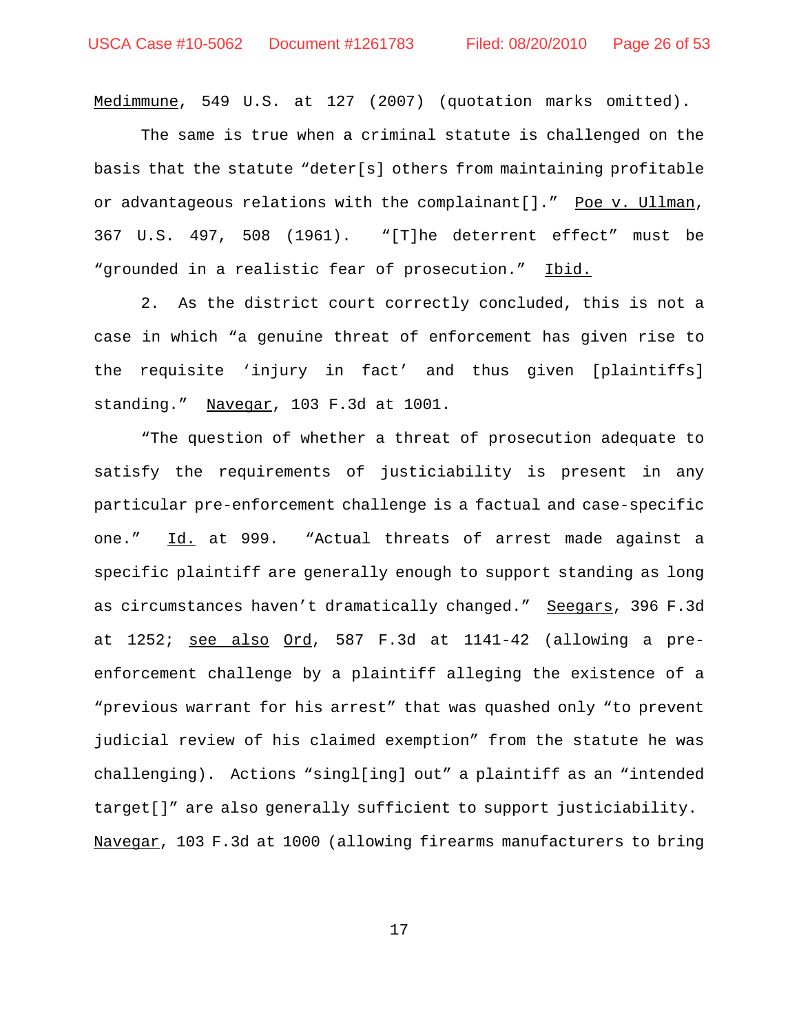Medimmune, 549 U.S. at 127 (2007) (quotation marks omitted).

The same is true when a criminal statute is challenged on the basis that the statute "deter[s] others from maintaining profitable or advantageous relations with the complainant[]." Poe v. Ullman, 367 U.S. 497, 508 (1961). "[T]he deterrent effect" must be "grounded in a realistic fear of prosecution." Ibid.

2. As the district court correctly concluded, this is not a case in which "a genuine threat of enforcement has given rise to the requisite 'injury in fact' and thus given [plaintiffs] standing." Navegar, 103 F.3d at 1001.

"The question of whether a threat of prosecution adequate to satisfy the requirements of justiciability is present in any particular pre-enforcement challenge is a factual and case-specific one." Id. at 999. "Actual threats of arrest made against a specific plaintiff are generally enough to support standing as long as circumstances haven't dramatically changed." Seegars, 396 F.3d at 1252; see also Ord, 587 F.3d at 1141-42 (allowing a pre-enforcement challenge by a plaintiff alleging the existence of a "previous warrant for his arrest" that was quashed only "to prevent judicial review of his claimed exemption" from the statute he was challenging). Actions "singl[ing] out" a plaintiff as an "intended target[]" are also generally sufficient to support justiciability. Navegar, 103 F.3d at 1000 (allowing firearms manufacturers to bring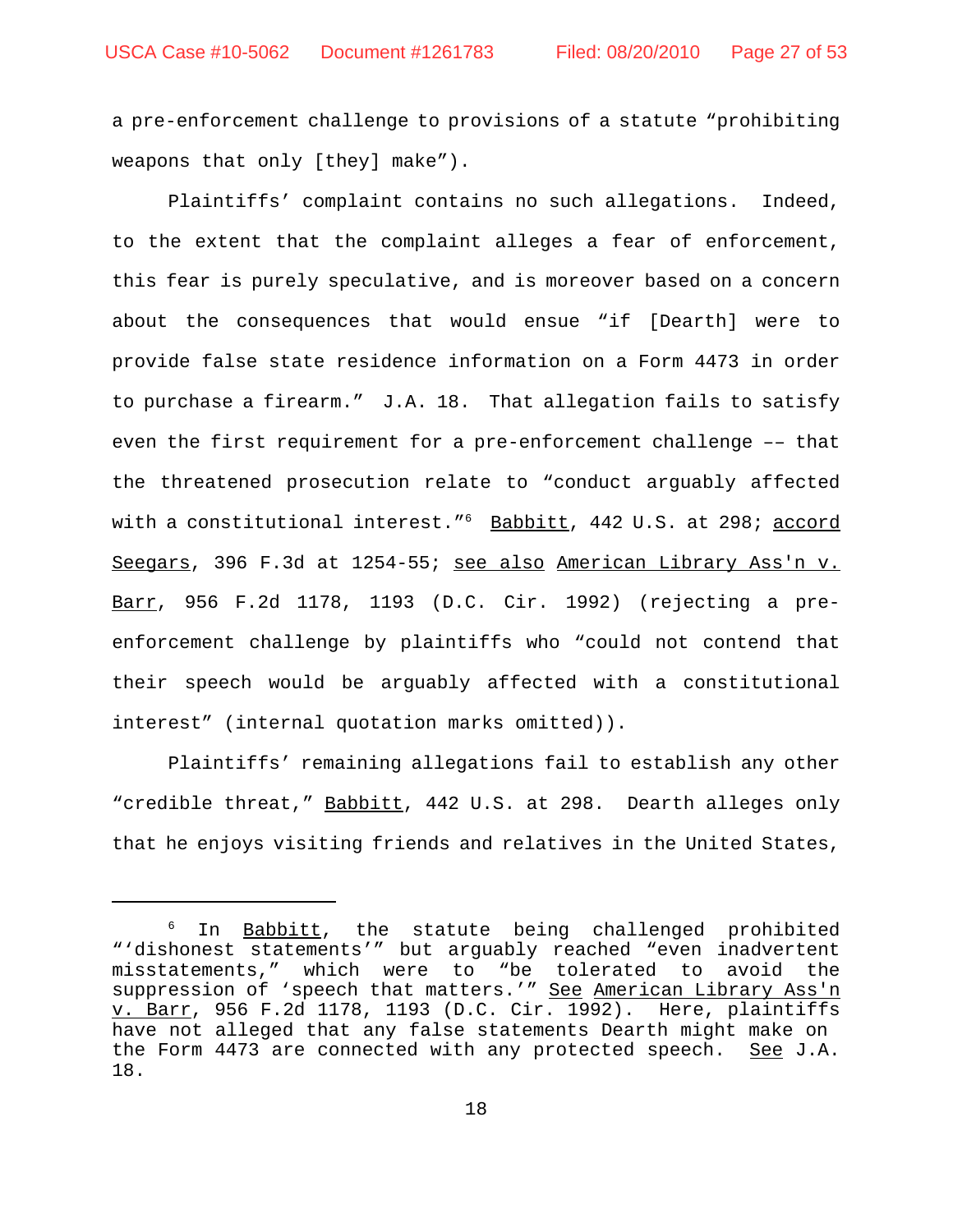a pre-enforcement challenge to provisions of a statute "prohibiting weapons that only [they] make").

Plaintiffs' complaint contains no such allegations. Indeed, to the extent that the complaint alleges a fear of enforcement, this fear is purely speculative, and is moreover based on a concern about the consequences that would ensue "if [Dearth] were to provide false state residence information on a Form 4473 in order to purchase a firearm." J.A. 18. That allegation fails to satisfy even the first requirement for a pre-enforcement challenge –– that the threatened prosecution relate to "conduct arguably affected with a constitutional interest."[6] Babbitt, 442 U.S. at 298; accord Seegars, 396 F.3d at 1254-55; see also American Library Ass'n v. Barr, 956 F.2d 1178, 1193 (D.C. Cir. 1992) (rejecting a pre-enforcement challenge by plaintiffs who "could not contend that their speech would be arguably affected with a constitutional interest" (internal quotation marks omitted)).

Plaintiffs' remaining allegations fail to establish any other "credible threat," Babbitt, 442 U.S. at 298. Dearth alleges only that he enjoys visiting friends and relatives in the United States,

---

[6] In Babbitt, the statute being challenged prohibited "'dishonest statements'" but arguably reached "even inadvertent misstatements," which were to "be tolerated to avoid the suppression of 'speech that matters.'" See American Library Ass'n v. Barr, 956 F.2d 1178, 1193 (D.C. Cir. 1992). Here, plaintiffs have not alleged that any false statements Dearth might make on the Form 4473 are connected with any protected speech. See J.A. 18.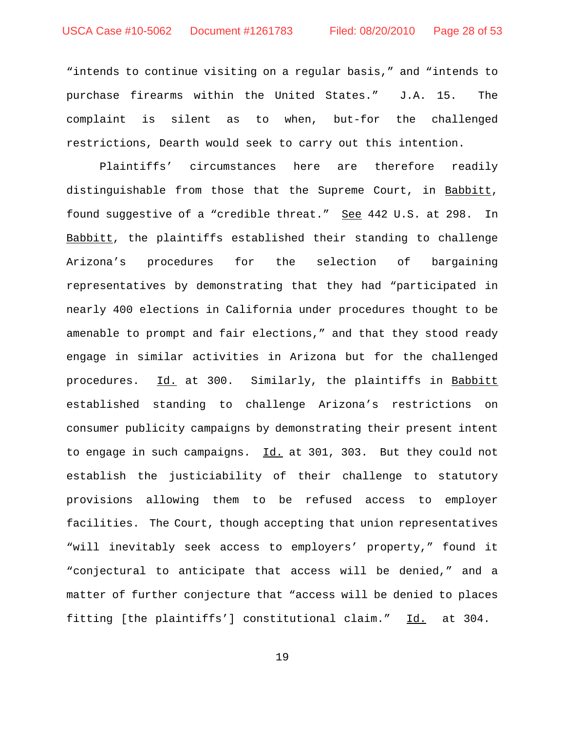"intends to continue visiting on a regular basis," and "intends to purchase firearms within the United States." J.A. 15. The complaint is silent as to when, but-for the challenged restrictions, Dearth would seek to carry out this intention.

Plaintiffs' circumstances here are therefore readily distinguishable from those that the Supreme Court, in Babbitt, found suggestive of a "credible threat." See 442 U.S. at 298. In Babbitt, the plaintiffs established their standing to challenge Arizona's procedures for the selection of bargaining representatives by demonstrating that they had "participated in nearly 400 elections in California under procedures thought to be amenable to prompt and fair elections," and that they stood ready engage in similar activities in Arizona but for the challenged procedures. Id. at 300. Similarly, the plaintiffs in Babbitt established standing to challenge Arizona's restrictions on consumer publicity campaigns by demonstrating their present intent to engage in such campaigns. Id. at 301, 303. But they could not establish the justiciability of their challenge to statutory provisions allowing them to be refused access to employer facilities. The Court, though accepting that union representatives "will inevitably seek access to employers' property," found it "conjectural to anticipate that access will be denied," and a matter of further conjecture that "access will be denied to places fitting [the plaintiffs'] constitutional claim." Id. at 304.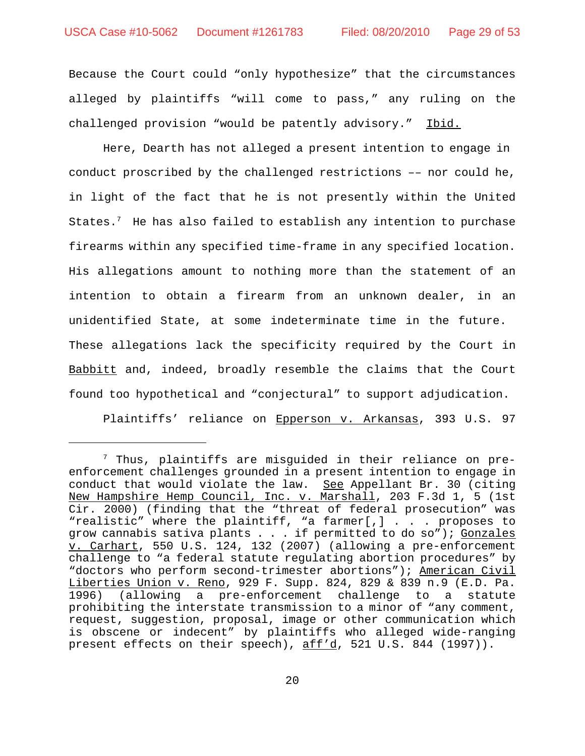Because the Court could "only hypothesize" that the circumstances alleged by plaintiffs "will come to pass," any ruling on the challenged provision "would be patently advisory." Ibid.

Here, Dearth has not alleged a present intention to engage in conduct proscribed by the challenged restrictions –– nor could he, in light of the fact that he is not presently within the United States.[7] He has also failed to establish any intention to purchase firearms within any specified time-frame in any specified location. His allegations amount to nothing more than the statement of an intention to obtain a firearm from an unknown dealer, in an unidentified State, at some indeterminate time in the future. These allegations lack the specificity required by the Court in Babbitt and, indeed, broadly resemble the claims that the Court found too hypothetical and "conjectural" to support adjudication.

Plaintiffs' reliance on Epperson v. Arkansas, 393 U.S. 97

---

[7] Thus, plaintiffs are misguided in their reliance on pre-enforcement challenges grounded in a present intention to engage in conduct that would violate the law. See Appellant Br. 30 (citing New Hampshire Hemp Council, Inc. v. Marshall, 203 F.3d 1, 5 (1st Cir. 2000) (finding that the "threat of federal prosecution" was "realistic" where the plaintiff, "a farmer[,] . . . proposes to grow cannabis sativa plants . . . if permitted to do so"); Gonzales v. Carhart, 550 U.S. 124, 132 (2007) (allowing a pre-enforcement challenge to "a federal statute regulating abortion procedures" by "doctors who perform second-trimester abortions"); American Civil Liberties Union v. Reno, 929 F. Supp. 824, 829 & 839 n.9 (E.D. Pa. 1996) (allowing a pre-enforcement challenge to a statute prohibiting the interstate transmission to a minor of "any comment, request, suggestion, proposal, image or other communication which is obscene or indecent" by plaintiffs who alleged wide-ranging present effects on their speech), aff'd, 521 U.S. 844 (1997)).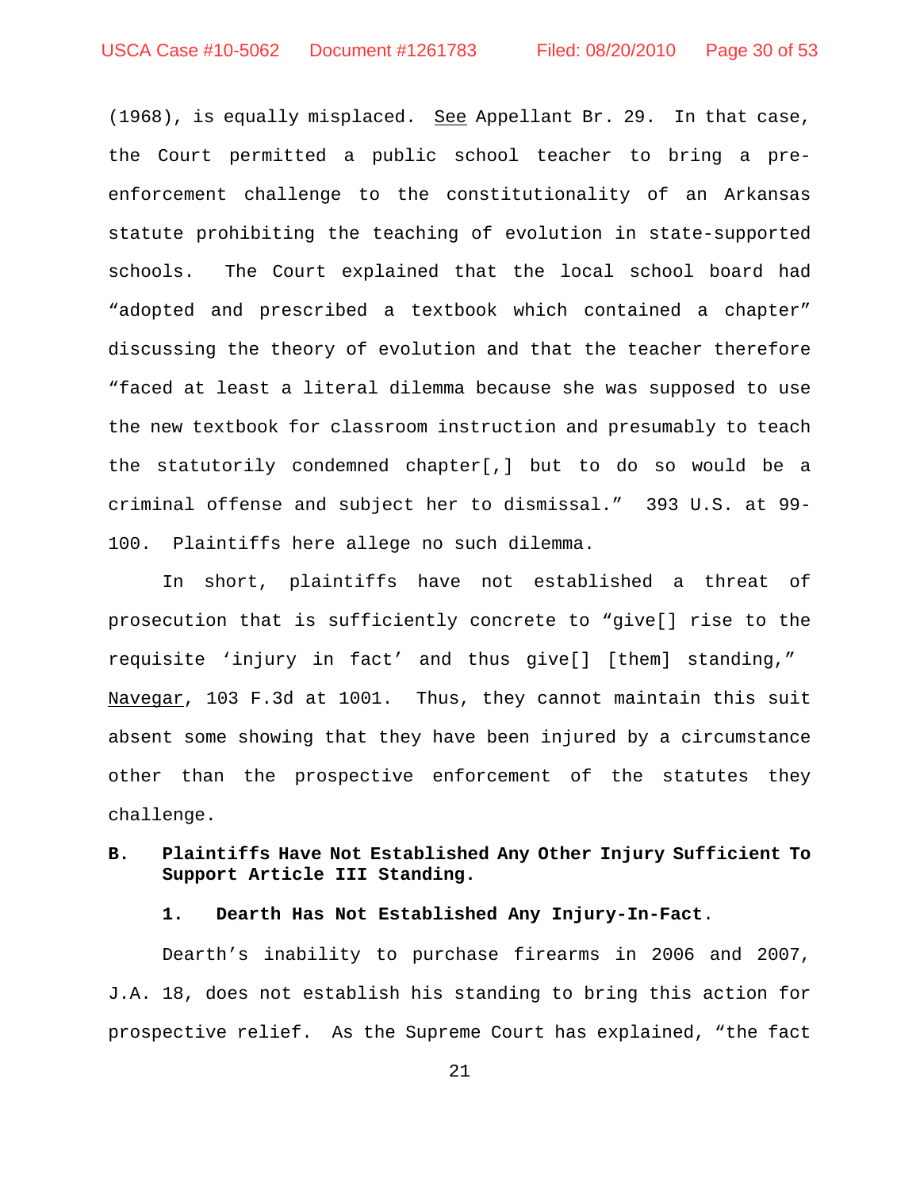(1968), is equally misplaced. See Appellant Br. 29. In that case, the Court permitted a public school teacher to bring a pre-enforcement challenge to the constitutionality of an Arkansas statute prohibiting the teaching of evolution in state-supported schools. The Court explained that the local school board had "adopted and prescribed a textbook which contained a chapter" discussing the theory of evolution and that the teacher therefore "faced at least a literal dilemma because she was supposed to use the new textbook for classroom instruction and presumably to teach the statutorily condemned chapter[,] but to do so would be a criminal offense and subject her to dismissal." 393 U.S. at 99-100. Plaintiffs here allege no such dilemma.

In short, plaintiffs have not established a threat of prosecution that is sufficiently concrete to "give[] rise to the requisite 'injury in fact' and thus give[] [them] standing," Navegar, 103 F.3d at 1001. Thus, they cannot maintain this suit absent some showing that they have been injured by a circumstance other than the prospective enforcement of the statutes they challenge.

### B. Plaintiffs Have Not Established Any Other Injury Sufficient To Support Article III Standing.

#### 1. Dearth Has Not Established Any Injury-In-Fact.

Dearth's inability to purchase firearms in 2006 and 2007, J.A. 18, does not establish his standing to bring this action for prospective relief. As the Supreme Court has explained, "the fact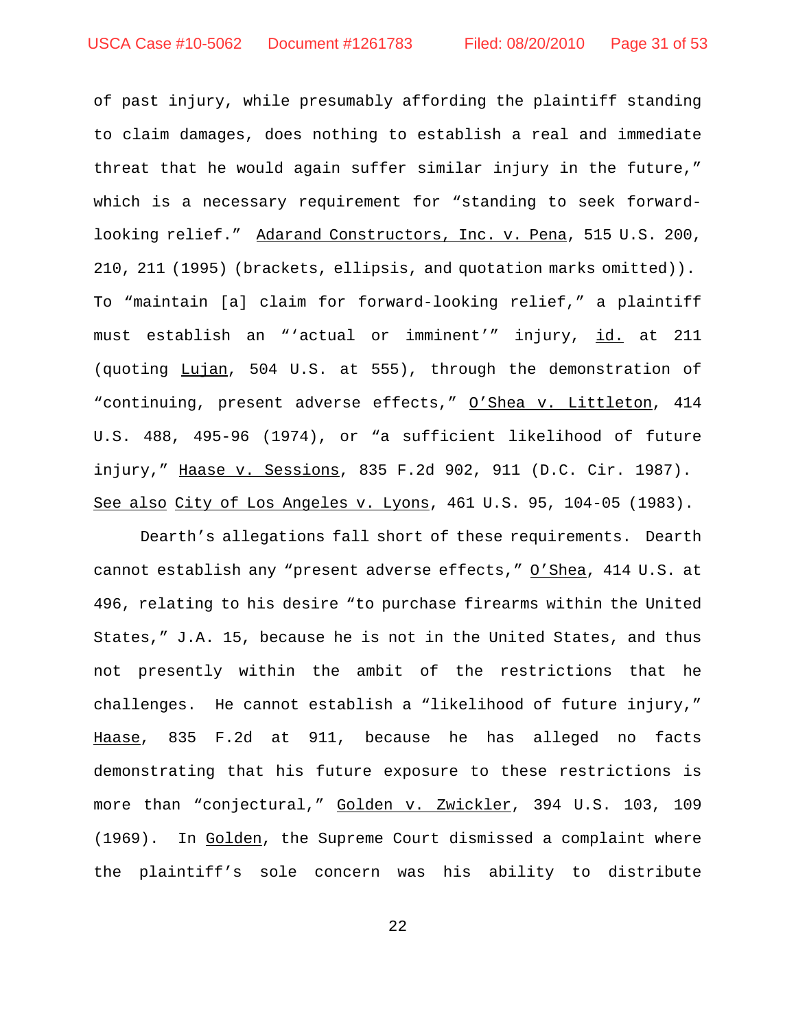of past injury, while presumably affording the plaintiff standing to claim damages, does nothing to establish a real and immediate threat that he would again suffer similar injury in the future," which is a necessary requirement for "standing to seek forward-looking relief." Adarand Constructors, Inc. v. Pena, 515 U.S. 200, 210, 211 (1995) (brackets, ellipsis, and quotation marks omitted)). To "maintain [a] claim for forward-looking relief," a plaintiff must establish an "'actual or imminent'" injury, id. at 211 (quoting Lujan, 504 U.S. at 555), through the demonstration of "continuing, present adverse effects," O'Shea v. Littleton, 414 U.S. 488, 495-96 (1974), or "a sufficient likelihood of future injury," Haase v. Sessions, 835 F.2d 902, 911 (D.C. Cir. 1987). See also City of Los Angeles v. Lyons, 461 U.S. 95, 104-05 (1983).

Dearth's allegations fall short of these requirements. Dearth cannot establish any "present adverse effects," O'Shea, 414 U.S. at 496, relating to his desire "to purchase firearms within the United States," J.A. 15, because he is not in the United States, and thus not presently within the ambit of the restrictions that he challenges. He cannot establish a "likelihood of future injury," Haase, 835 F.2d at 911, because he has alleged no facts demonstrating that his future exposure to these restrictions is more than "conjectural," Golden v. Zwickler, 394 U.S. 103, 109 (1969). In Golden, the Supreme Court dismissed a complaint where the plaintiff's sole concern was his ability to distribute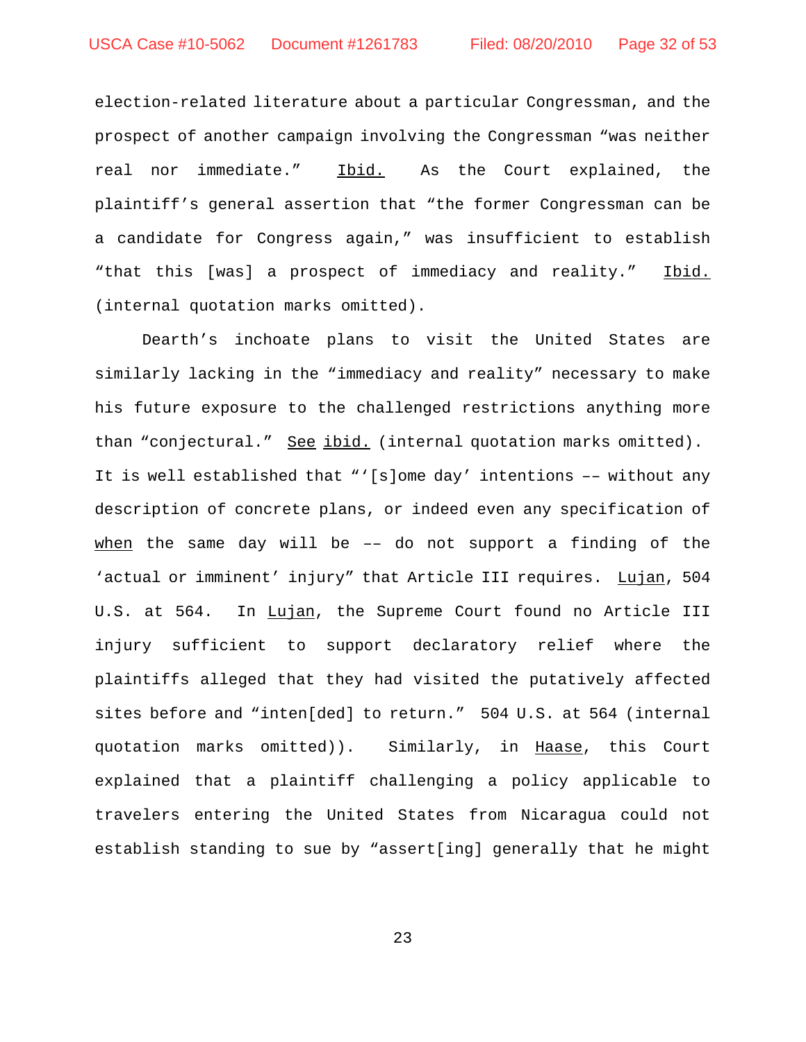election-related literature about a particular Congressman, and the prospect of another campaign involving the Congressman "was neither real nor immediate." Ibid. As the Court explained, the plaintiff's general assertion that "the former Congressman can be a candidate for Congress again," was insufficient to establish "that this [was] a prospect of immediacy and reality." Ibid. (internal quotation marks omitted).

Dearth's inchoate plans to visit the United States are similarly lacking in the "immediacy and reality" necessary to make his future exposure to the challenged restrictions anything more than "conjectural." See ibid. (internal quotation marks omitted). It is well established that "'[s]ome day' intentions –– without any description of concrete plans, or indeed even any specification of *when* the same day will be –– do not support a finding of the 'actual or imminent' injury" that Article III requires. Lujan, 504 U.S. at 564. In Lujan, the Supreme Court found no Article III injury sufficient to support declaratory relief where the plaintiffs alleged that they had visited the putatively affected sites before and "inten[ded] to return." 504 U.S. at 564 (internal quotation marks omitted)). Similarly, in Haase, this Court explained that a plaintiff challenging a policy applicable to travelers entering the United States from Nicaragua could not establish standing to sue by "assert[ing] generally that he might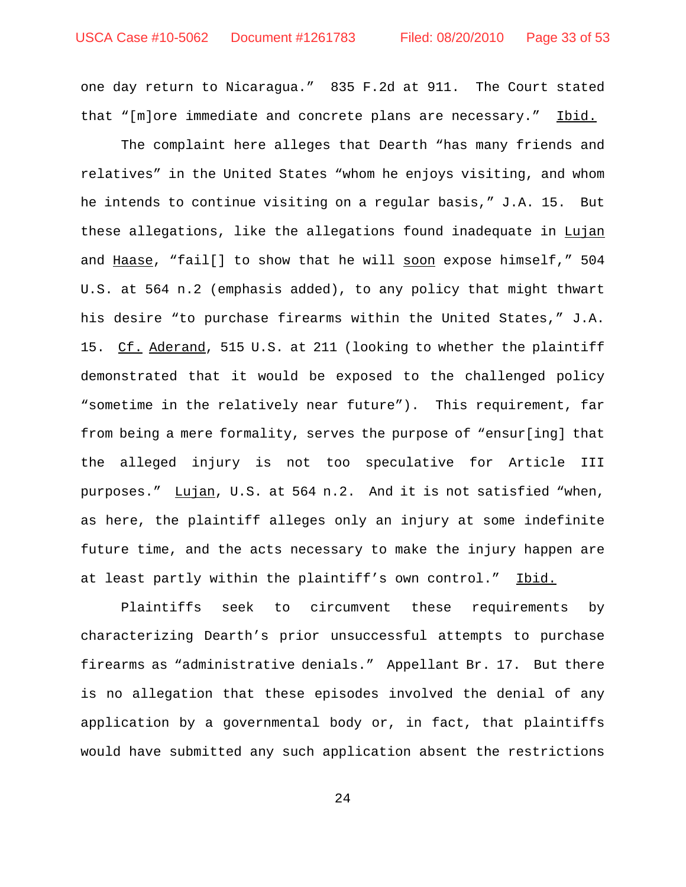one day return to Nicaragua." 835 F.2d at 911. The Court stated that "[m]ore immediate and concrete plans are necessary." Ibid.

The complaint here alleges that Dearth "has many friends and relatives" in the United States "whom he enjoys visiting, and whom he intends to continue visiting on a regular basis," J.A. 15. But these allegations, like the allegations found inadequate in Lujan and Haase, "fail[] to show that he will soon expose himself," 504 U.S. at 564 n.2 (emphasis added), to any policy that might thwart his desire "to purchase firearms within the United States," J.A. 15. Cf. Aderand, 515 U.S. at 211 (looking to whether the plaintiff demonstrated that it would be exposed to the challenged policy "sometime in the relatively near future"). This requirement, far from being a mere formality, serves the purpose of "ensur[ing] that the alleged injury is not too speculative for Article III purposes." Lujan, U.S. at 564 n.2. And it is not satisfied "when, as here, the plaintiff alleges only an injury at some indefinite future time, and the acts necessary to make the injury happen are at least partly within the plaintiff's own control." Ibid.

Plaintiffs seek to circumvent these requirements by characterizing Dearth's prior unsuccessful attempts to purchase firearms as "administrative denials." Appellant Br. 17. But there is no allegation that these episodes involved the denial of any application by a governmental body or, in fact, that plaintiffs would have submitted any such application absent the restrictions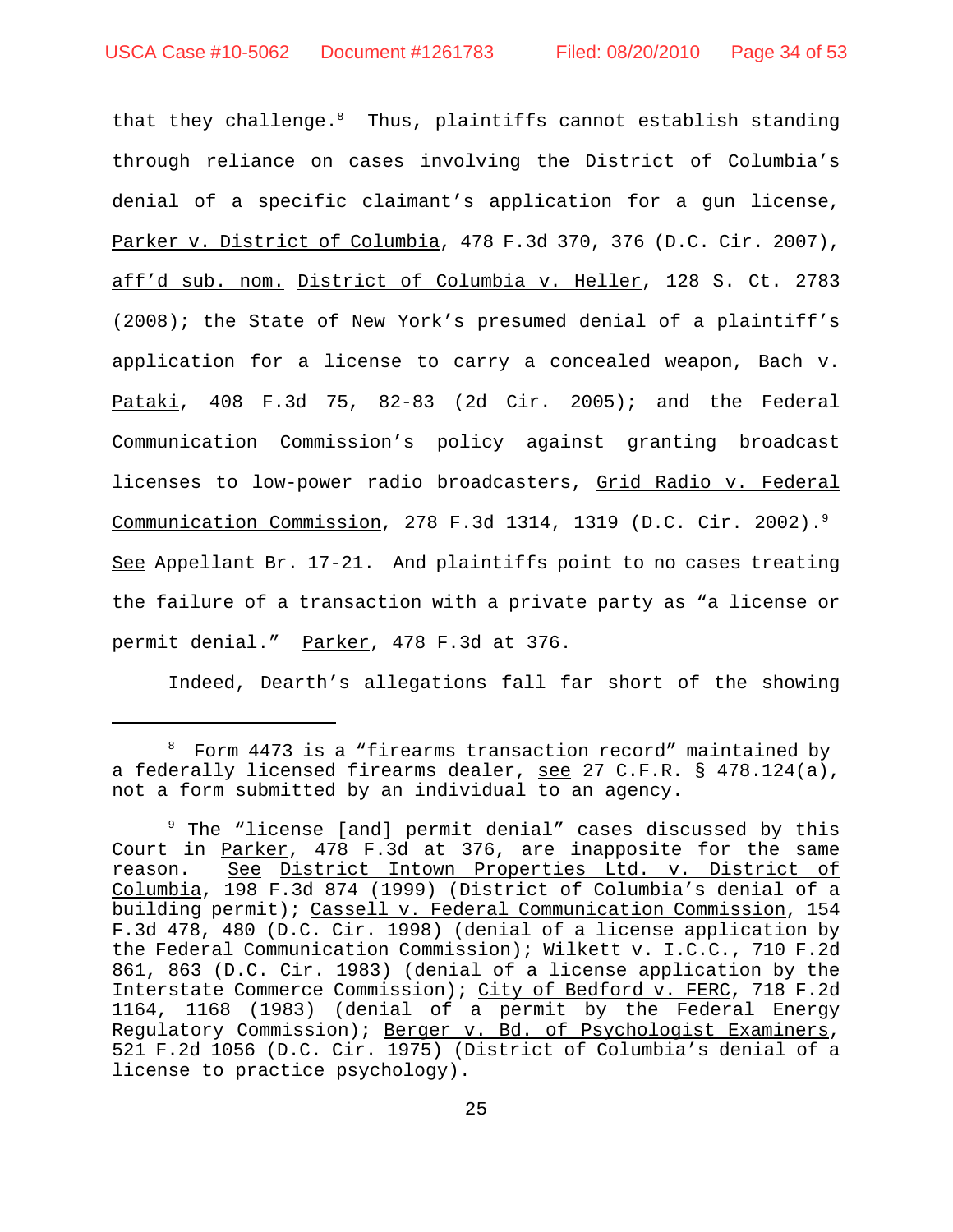that they challenge.[8] Thus, plaintiffs cannot establish standing through reliance on cases involving the District of Columbia's denial of a specific claimant's application for a gun license, Parker v. District of Columbia, 478 F.3d 370, 376 (D.C. Cir. 2007), aff'd sub. nom. District of Columbia v. Heller, 128 S. Ct. 2783 (2008); the State of New York's presumed denial of a plaintiff's application for a license to carry a concealed weapon, Bach v. Pataki, 408 F.3d 75, 82-83 (2d Cir. 2005); and the Federal Communication Commission's policy against granting broadcast licenses to low-power radio broadcasters, Grid Radio v. Federal Communication Commission, 278 F.3d 1314, 1319 (D.C. Cir. 2002).[9] See Appellant Br. 17-21. And plaintiffs point to no cases treating the failure of a transaction with a private party as "a license or permit denial." Parker, 478 F.3d at 376.

Indeed, Dearth's allegations fall far short of the showing

---

[8] Form 4473 is a "firearms transaction record" maintained by a federally licensed firearms dealer, see 27 C.F.R. § 478.124(a), not a form submitted by an individual to an agency.

[9] The "license [and] permit denial" cases discussed by this Court in Parker, 478 F.3d at 376, are inapposite for the same reason. See District Intown Properties Ltd. v. District of Columbia, 198 F.3d 874 (1999) (District of Columbia's denial of a building permit); Cassell v. Federal Communication Commission, 154 F.3d 478, 480 (D.C. Cir. 1998) (denial of a license application by the Federal Communication Commission); Wilkett v. I.C.C., 710 F.2d 861, 863 (D.C. Cir. 1983) (denial of a license application by the Interstate Commerce Commission); City of Bedford v. FERC, 718 F.2d 1164, 1168 (1983) (denial of a permit by the Federal Energy Regulatory Commission); Berger v. Bd. of Psychologist Examiners, 521 F.2d 1056 (D.C. Cir. 1975) (District of Columbia's denial of a license to practice psychology).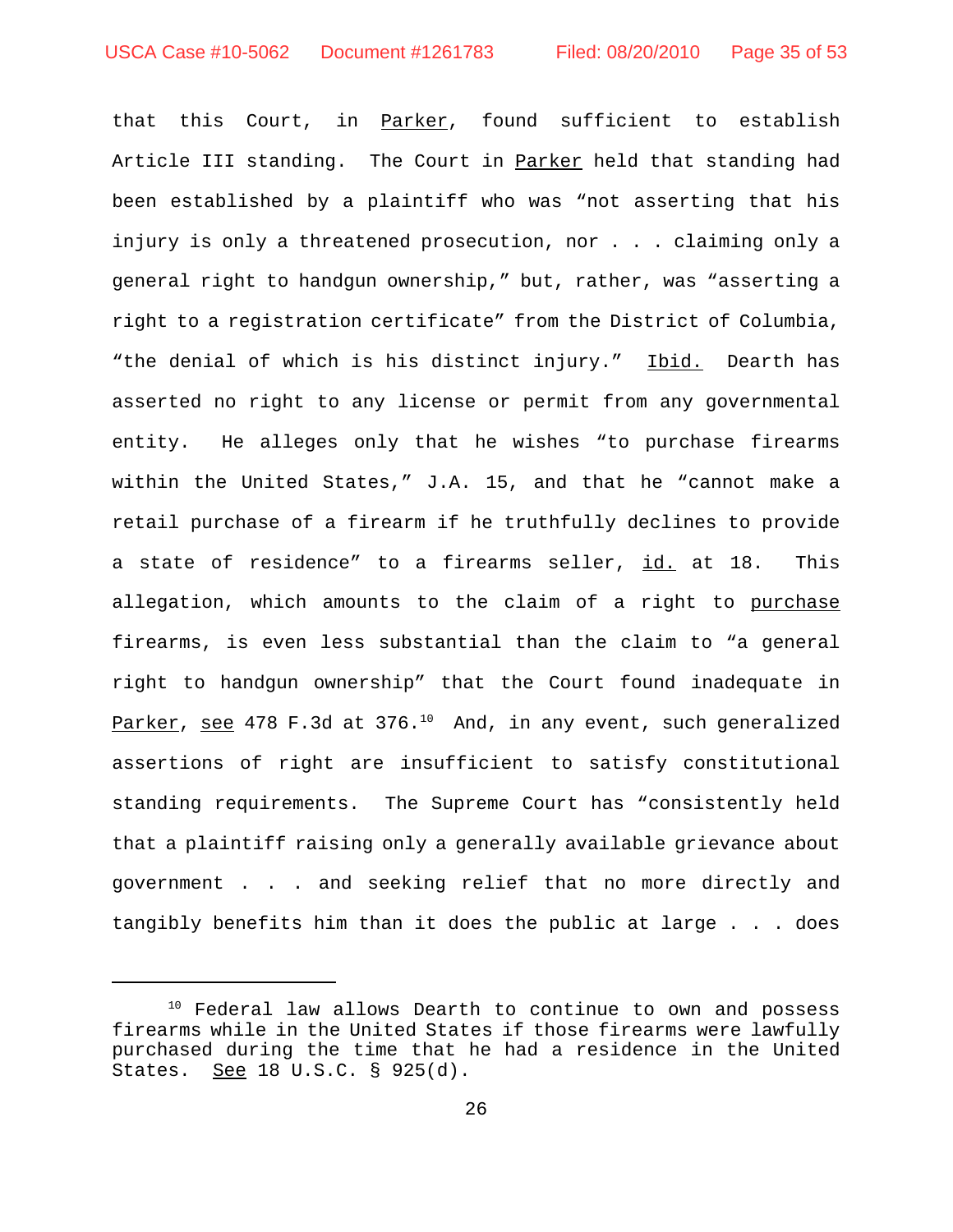that this Court, in Parker, found sufficient to establish Article III standing. The Court in Parker held that standing had been established by a plaintiff who was "not asserting that his injury is only a threatened prosecution, nor . . . claiming only a general right to handgun ownership," but, rather, was "asserting a right to a registration certificate" from the District of Columbia, "the denial of which is his distinct injury." Ibid. Dearth has asserted no right to any license or permit from any governmental entity. He alleges only that he wishes "to purchase firearms within the United States," J.A. 15, and that he "cannot make a retail purchase of a firearm if he truthfully declines to provide a state of residence" to a firearms seller, id. at 18. This allegation, which amounts to the claim of a right to purchase firearms, is even less substantial than the claim to "a general right to handgun ownership" that the Court found inadequate in Parker, see 478 F.3d at 376.[10] And, in any event, such generalized assertions of right are insufficient to satisfy constitutional standing requirements. The Supreme Court has "consistently held that a plaintiff raising only a generally available grievance about government . . . and seeking relief that no more directly and tangibly benefits him than it does the public at large . . . does

---

[10] Federal law allows Dearth to continue to own and possess firearms while in the United States if those firearms were lawfully purchased during the time that he had a residence in the United States. See 18 U.S.C. § 925(d).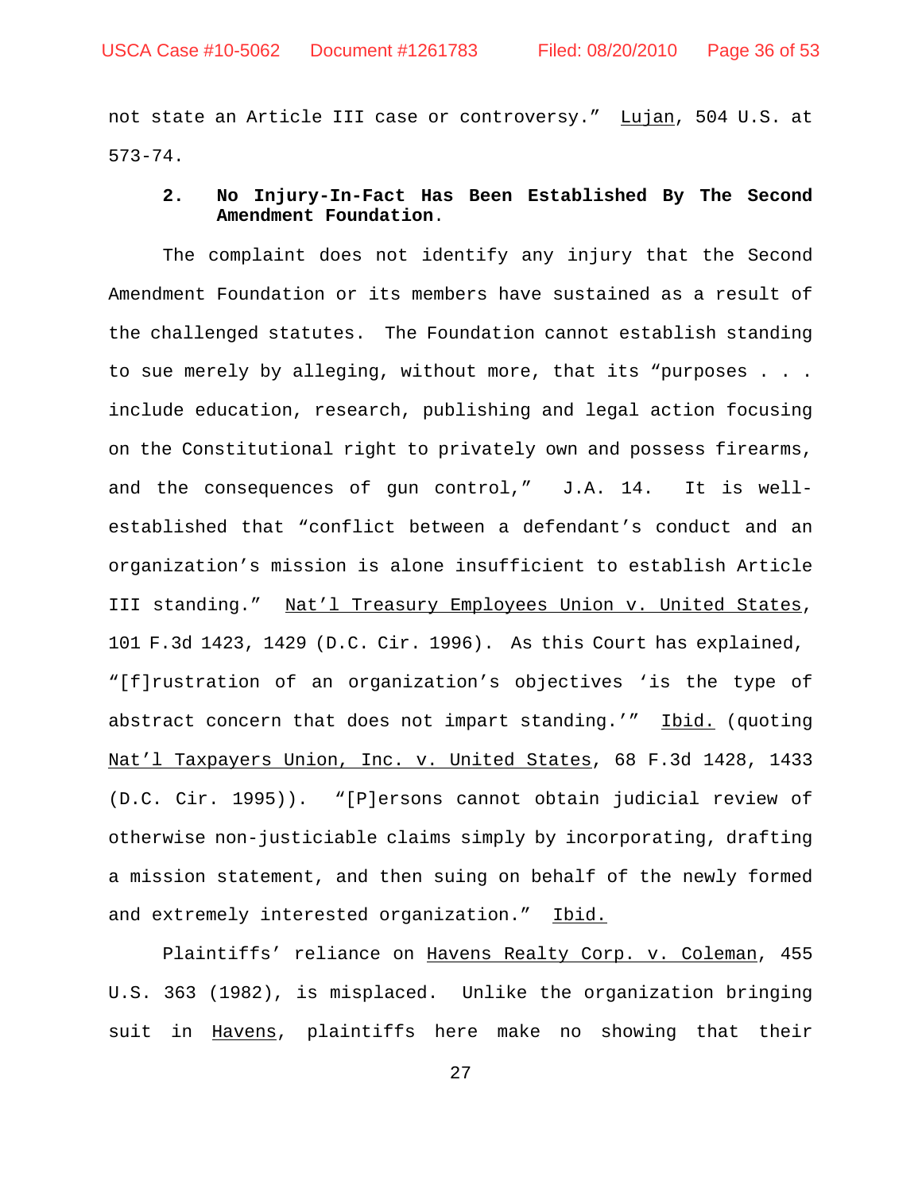not state an Article III case or controversy." Lujan, 504 U.S. at 573-74.

**2. No Injury-In-Fact Has Been Established By The Second Amendment Foundation.**

The complaint does not identify any injury that the Second Amendment Foundation or its members have sustained as a result of the challenged statutes. The Foundation cannot establish standing to sue merely by alleging, without more, that its "purposes . . . include education, research, publishing and legal action focusing on the Constitutional right to privately own and possess firearms, and the consequences of gun control," J.A. 14. It is well-established that "conflict between a defendant's conduct and an organization's mission is alone insufficient to establish Article III standing." Nat'l Treasury Employees Union v. United States, 101 F.3d 1423, 1429 (D.C. Cir. 1996). As this Court has explained, "[f]rustration of an organization's objectives 'is the type of abstract concern that does not impart standing.'" Ibid. (quoting Nat'l Taxpayers Union, Inc. v. United States, 68 F.3d 1428, 1433 (D.C. Cir. 1995)). "[P]ersons cannot obtain judicial review of otherwise non-justiciable claims simply by incorporating, drafting a mission statement, and then suing on behalf of the newly formed and extremely interested organization." Ibid.

Plaintiffs' reliance on Havens Realty Corp. v. Coleman, 455 U.S. 363 (1982), is misplaced. Unlike the organization bringing suit in Havens, plaintiffs here make no showing that their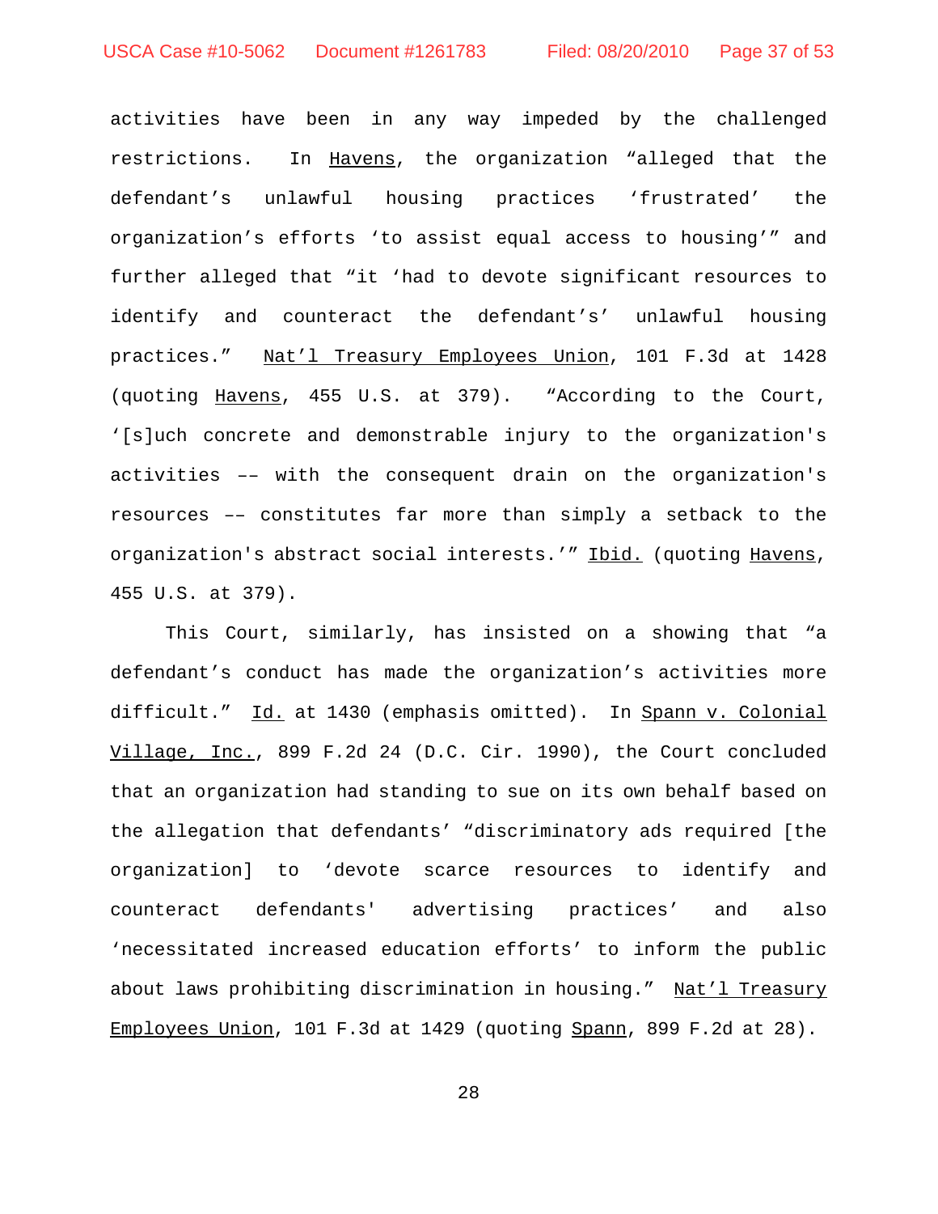activities have been in any way impeded by the challenged restrictions. In Havens, the organization "alleged that the defendant's unlawful housing practices 'frustrated' the organization's efforts 'to assist equal access to housing'" and further alleged that "it 'had to devote significant resources to identify and counteract the defendant's' unlawful housing practices." Nat'l Treasury Employees Union, 101 F.3d at 1428 (quoting Havens, 455 U.S. at 379). "According to the Court, '[s]uch concrete and demonstrable injury to the organization's activities –– with the consequent drain on the organization's resources –– constitutes far more than simply a setback to the organization's abstract social interests.'" Ibid. (quoting Havens, 455 U.S. at 379).

This Court, similarly, has insisted on a showing that "a defendant's conduct has made the organization's activities more difficult." Id. at 1430 (emphasis omitted). In Spann v. Colonial Village, Inc., 899 F.2d 24 (D.C. Cir. 1990), the Court concluded that an organization had standing to sue on its own behalf based on the allegation that defendants' "discriminatory ads required [the organization] to 'devote scarce resources to identify and counteract defendants' advertising practices' and also 'necessitated increased education efforts' to inform the public about laws prohibiting discrimination in housing." Nat'l Treasury Employees Union, 101 F.3d at 1429 (quoting Spann, 899 F.2d at 28).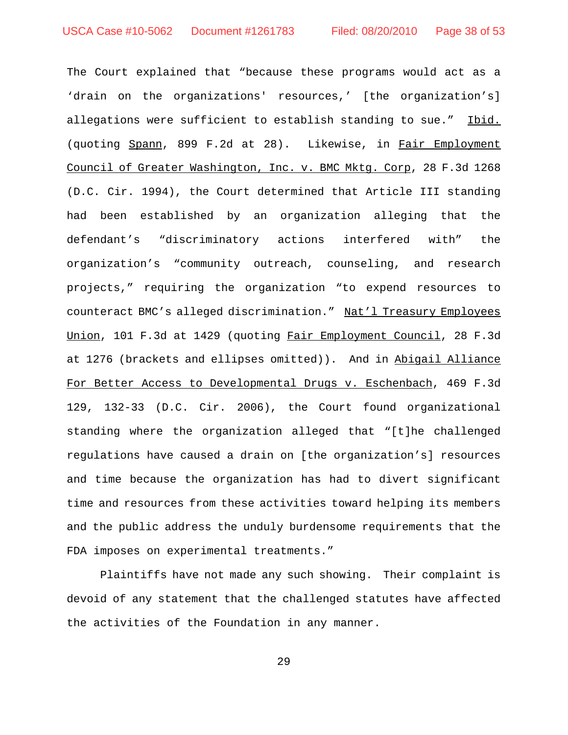The Court explained that "because these programs would act as a 'drain on the organizations' resources,' [the organization's] allegations were sufficient to establish standing to sue." Ibid. (quoting Spann, 899 F.2d at 28). Likewise, in Fair Employment Council of Greater Washington, Inc. v. BMC Mktg. Corp, 28 F.3d 1268 (D.C. Cir. 1994), the Court determined that Article III standing had been established by an organization alleging that the defendant's "discriminatory actions interfered with" the organization's "community outreach, counseling, and research projects," requiring the organization "to expend resources to counteract BMC's alleged discrimination." Nat'l Treasury Employees Union, 101 F.3d at 1429 (quoting Fair Employment Council, 28 F.3d at 1276 (brackets and ellipses omitted)). And in Abigail Alliance For Better Access to Developmental Drugs v. Eschenbach, 469 F.3d 129, 132-33 (D.C. Cir. 2006), the Court found organizational standing where the organization alleged that "[t]he challenged regulations have caused a drain on [the organization's] resources and time because the organization has had to divert significant time and resources from these activities toward helping its members and the public address the unduly burdensome requirements that the FDA imposes on experimental treatments."

Plaintiffs have not made any such showing. Their complaint is devoid of any statement that the challenged statutes have affected the activities of the Foundation in any manner.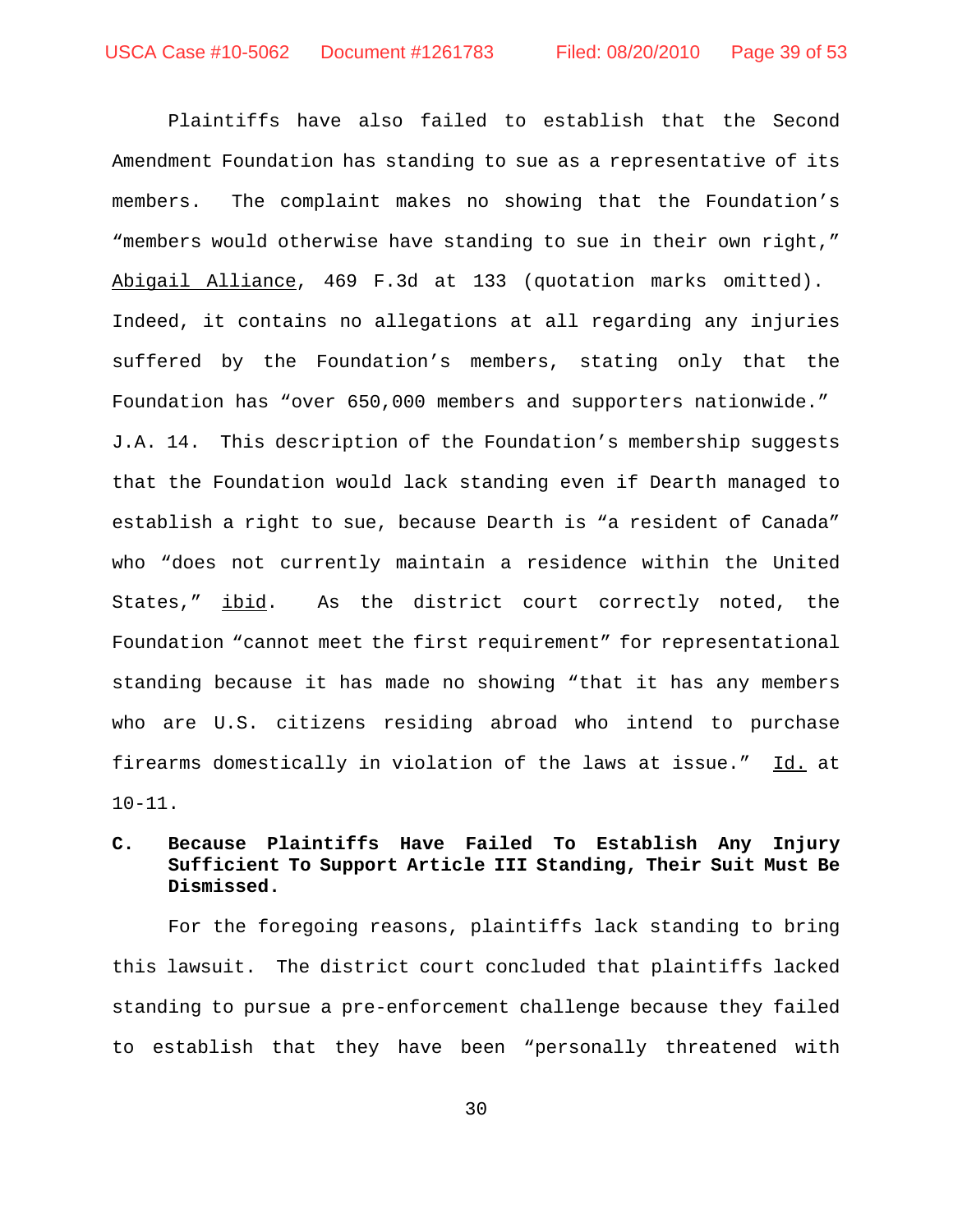Plaintiffs have also failed to establish that the Second Amendment Foundation has standing to sue as a representative of its members. The complaint makes no showing that the Foundation's "members would otherwise have standing to sue in their own right," Abigail Alliance, 469 F.3d at 133 (quotation marks omitted). Indeed, it contains no allegations at all regarding any injuries suffered by the Foundation's members, stating only that the Foundation has "over 650,000 members and supporters nationwide." J.A. 14. This description of the Foundation's membership suggests that the Foundation would lack standing even if Dearth managed to establish a right to sue, because Dearth is "a resident of Canada" who "does not currently maintain a residence within the United States," ibid. As the district court correctly noted, the Foundation "cannot meet the first requirement" for representational standing because it has made no showing "that it has any members who are U.S. citizens residing abroad who intend to purchase firearms domestically in violation of the laws at issue." Id. at 10-11.

**C. Because Plaintiffs Have Failed To Establish Any Injury Sufficient To Support Article III Standing, Their Suit Must Be Dismissed.**

For the foregoing reasons, plaintiffs lack standing to bring this lawsuit. The district court concluded that plaintiffs lacked standing to pursue a pre-enforcement challenge because they failed to establish that they have been "personally threatened with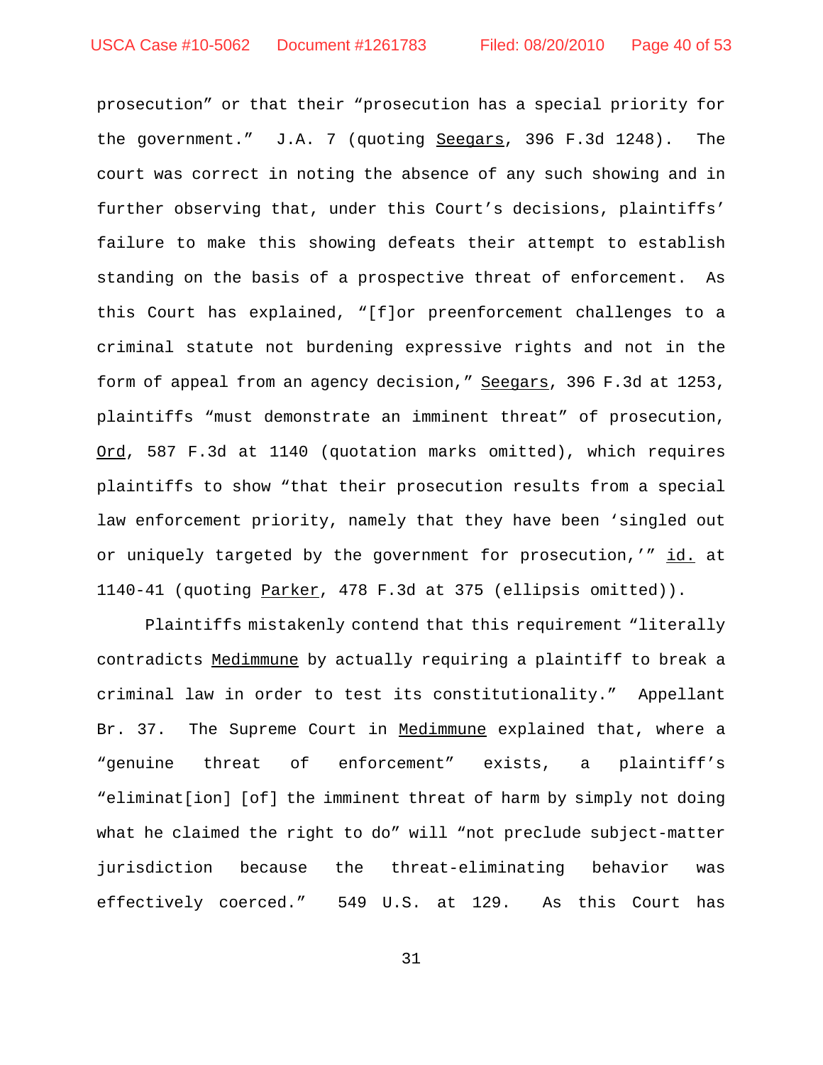prosecution" or that their "prosecution has a special priority for the government." J.A. 7 (quoting Seegars, 396 F.3d 1248). The court was correct in noting the absence of any such showing and in further observing that, under this Court's decisions, plaintiffs' failure to make this showing defeats their attempt to establish standing on the basis of a prospective threat of enforcement. As this Court has explained, "[f]or preenforcement challenges to a criminal statute not burdening expressive rights and not in the form of appeal from an agency decision," Seegars, 396 F.3d at 1253, plaintiffs "must demonstrate an imminent threat" of prosecution, Ord, 587 F.3d at 1140 (quotation marks omitted), which requires plaintiffs to show "that their prosecution results from a special law enforcement priority, namely that they have been 'singled out or uniquely targeted by the government for prosecution,'" id. at 1140-41 (quoting Parker, 478 F.3d at 375 (ellipsis omitted)).

Plaintiffs mistakenly contend that this requirement "literally contradicts Medimmune by actually requiring a plaintiff to break a criminal law in order to test its constitutionality." Appellant Br. 37. The Supreme Court in Medimmune explained that, where a "genuine threat of enforcement" exists, a plaintiff's "eliminat[ion] [of] the imminent threat of harm by simply not doing what he claimed the right to do" will "not preclude subject-matter jurisdiction because the threat-eliminating behavior was effectively coerced." 549 U.S. at 129. As this Court has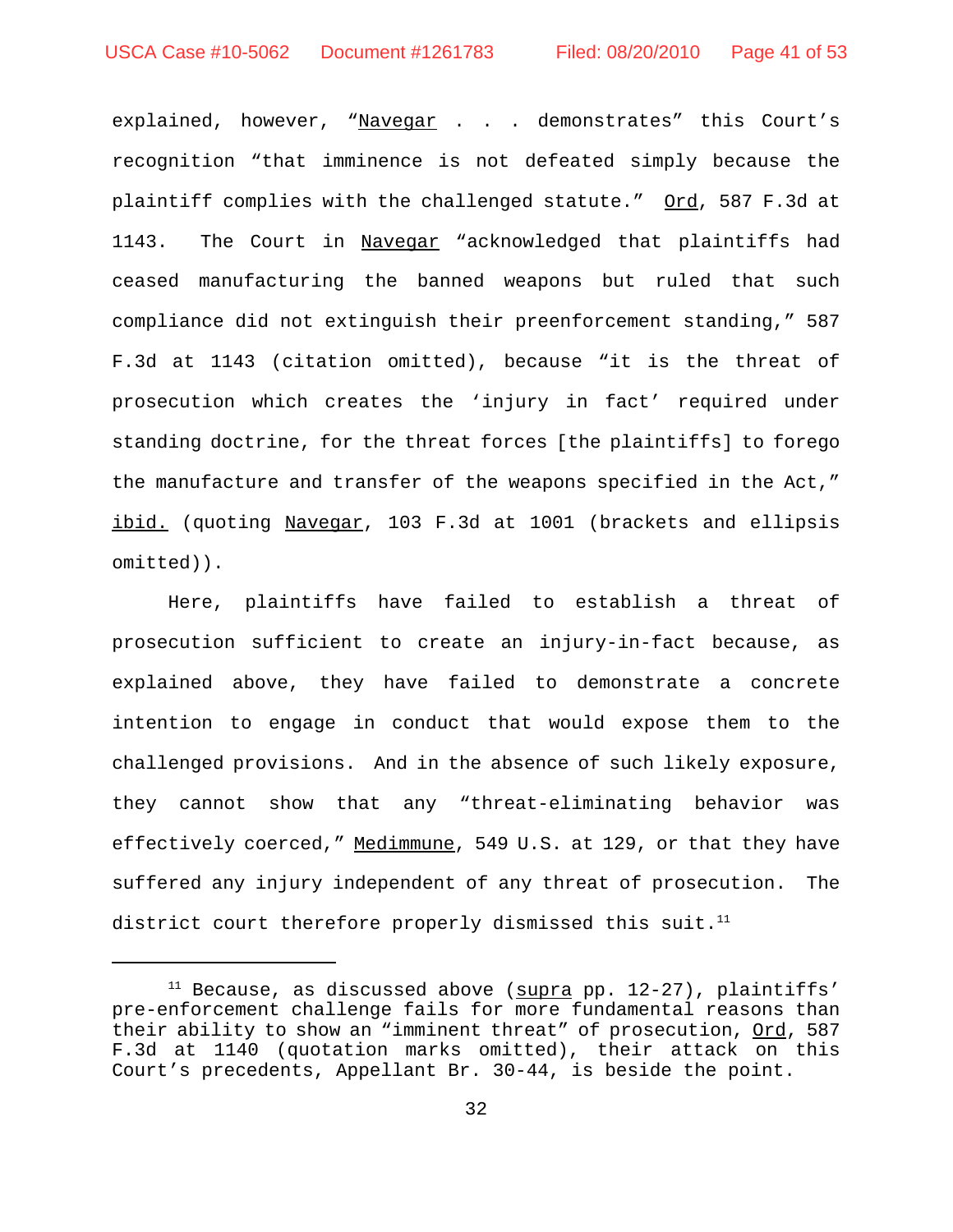explained, however, "Navegar . . . demonstrates" this Court's recognition "that imminence is not defeated simply because the plaintiff complies with the challenged statute." Ord, 587 F.3d at 1143. The Court in Navegar "acknowledged that plaintiffs had ceased manufacturing the banned weapons but ruled that such compliance did not extinguish their preenforcement standing," 587 F.3d at 1143 (citation omitted), because "it is the threat of prosecution which creates the 'injury in fact' required under standing doctrine, for the threat forces [the plaintiffs] to forego the manufacture and transfer of the weapons specified in the Act," ibid. (quoting Navegar, 103 F.3d at 1001 (brackets and ellipsis omitted)).

Here, plaintiffs have failed to establish a threat of prosecution sufficient to create an injury-in-fact because, as explained above, they have failed to demonstrate a concrete intention to engage in conduct that would expose them to the challenged provisions. And in the absence of such likely exposure, they cannot show that any "threat-eliminating behavior was effectively coerced," Medimmune, 549 U.S. at 129, or that they have suffered any injury independent of any threat of prosecution. The district court therefore properly dismissed this suit.[11]

[11] Because, as discussed above (supra pp. 12-27), plaintiffs' pre-enforcement challenge fails for more fundamental reasons than their ability to show an "imminent threat" of prosecution, Ord, 587 F.3d at 1140 (quotation marks omitted), their attack on this Court's precedents, Appellant Br. 30-44, is beside the point.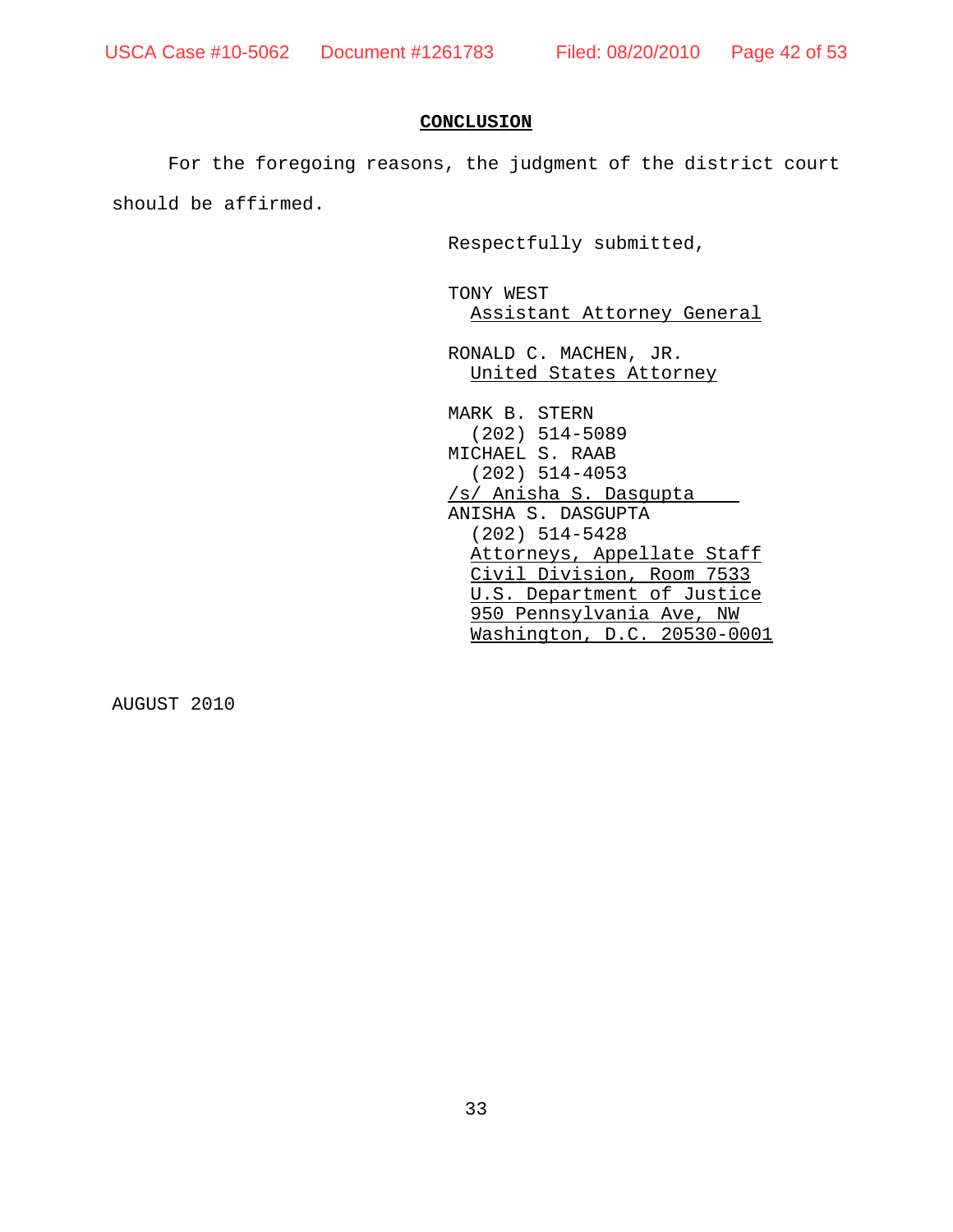## CONCLUSION

For the foregoing reasons, the judgment of the district court should be affirmed.

Respectfully submitted,

TONY WEST  
Assistant Attorney General

RONALD C. MACHEN, JR.  
United States Attorney

MARK B. STERN  
(202) 514-5089  
MICHAEL S. RAAB  
(202) 514-4053  
/s/ Anisha S. Dasgupta  
ANISHA S. DASGUPTA  
(202) 514-5428  
Attorneys, Appellate Staff  
Civil Division, Room 7533  
U.S. Department of Justice  
950 Pennsylvania Ave, NW  
Washington, D.C. 20530-0001

AUGUST 2010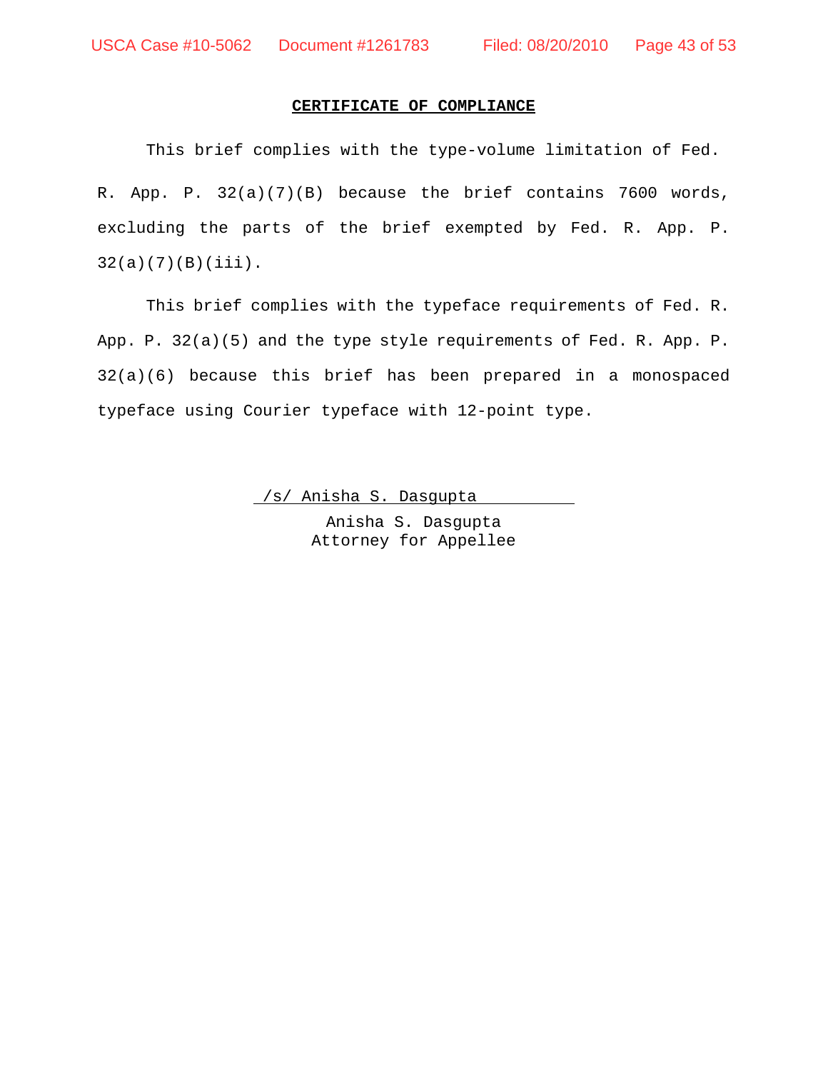**CERTIFICATE OF COMPLIANCE**

This brief complies with the type-volume limitation of Fed. R. App. P. 32(a)(7)(B) because the brief contains 7600 words, excluding the parts of the brief exempted by Fed. R. App. P. 32(a)(7)(B)(iii).

This brief complies with the typeface requirements of Fed. R. App. P. 32(a)(5) and the type style requirements of Fed. R. App. P. 32(a)(6) because this brief has been prepared in a monospaced typeface using Courier typeface with 12-point type.

/s/ Anisha S. Dasgupta

Anisha S. Dasgupta
Attorney for Appellee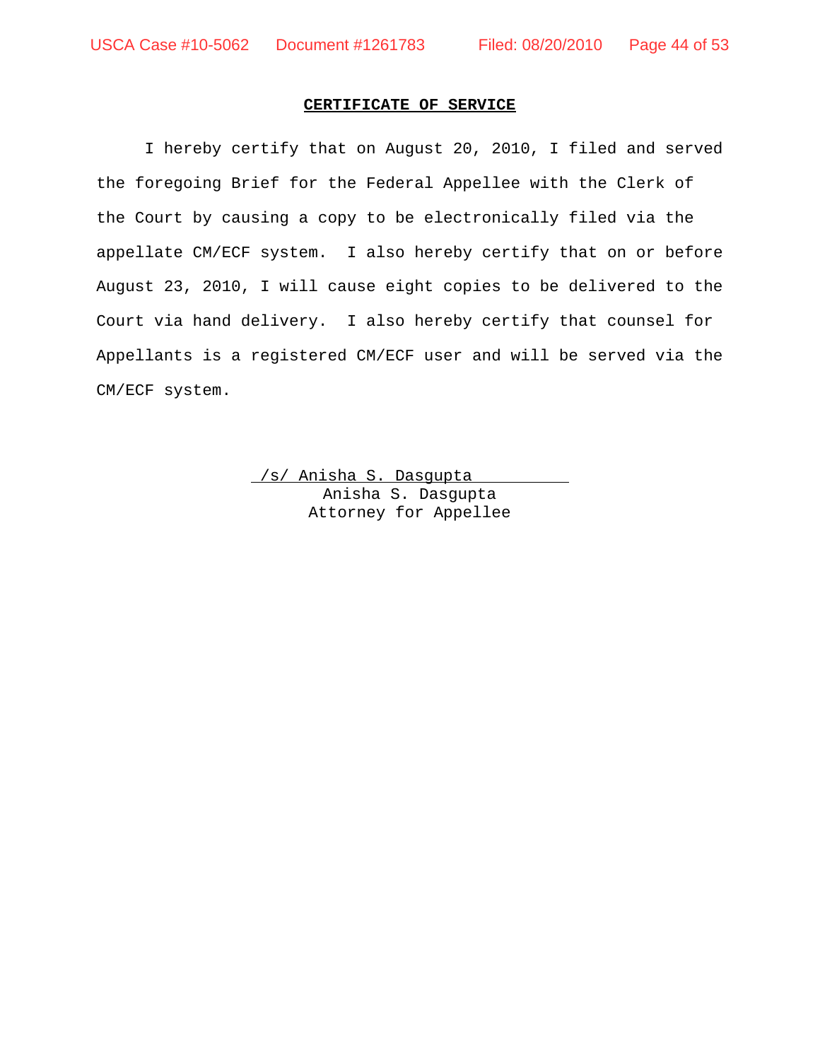## CERTIFICATE OF SERVICE

I hereby certify that on August 20, 2010, I filed and served the foregoing Brief for the Federal Appellee with the Clerk of the Court by causing a copy to be electronically filed via the appellate CM/ECF system. I also hereby certify that on or before August 23, 2010, I will cause eight copies to be delivered to the Court via hand delivery. I also hereby certify that counsel for Appellants is a registered CM/ECF user and will be served via the CM/ECF system.

/s/ Anisha S. Dasgupta
Anisha S. Dasgupta
Attorney for Appellee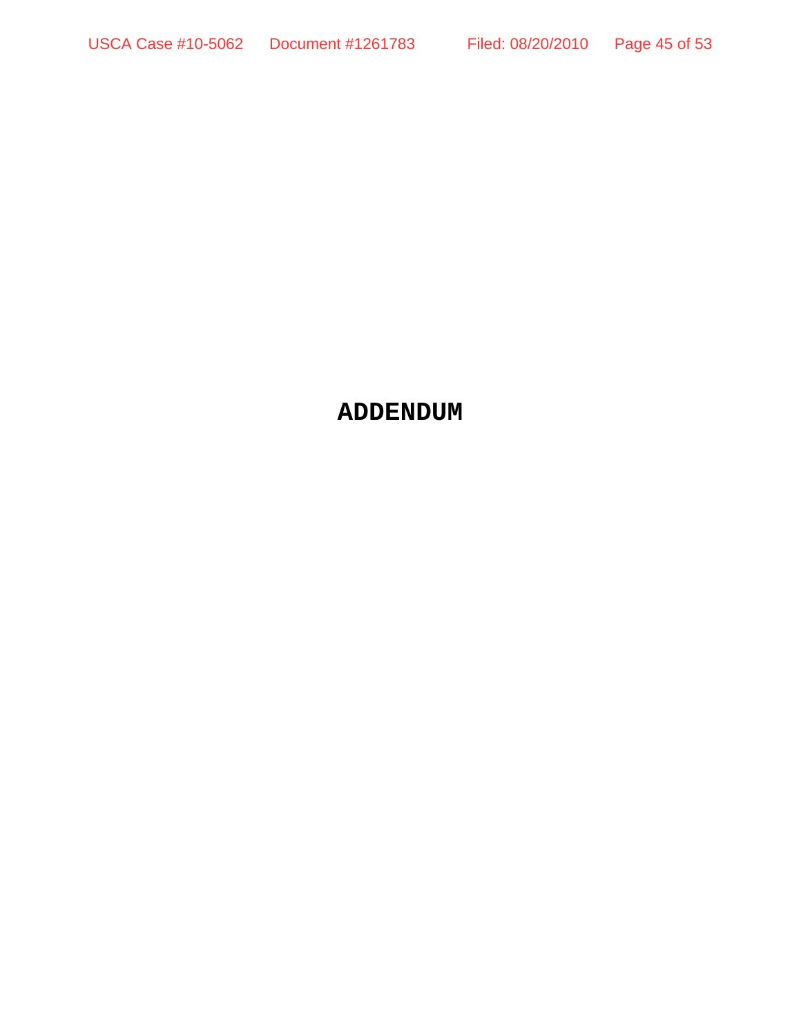# ADDENDUM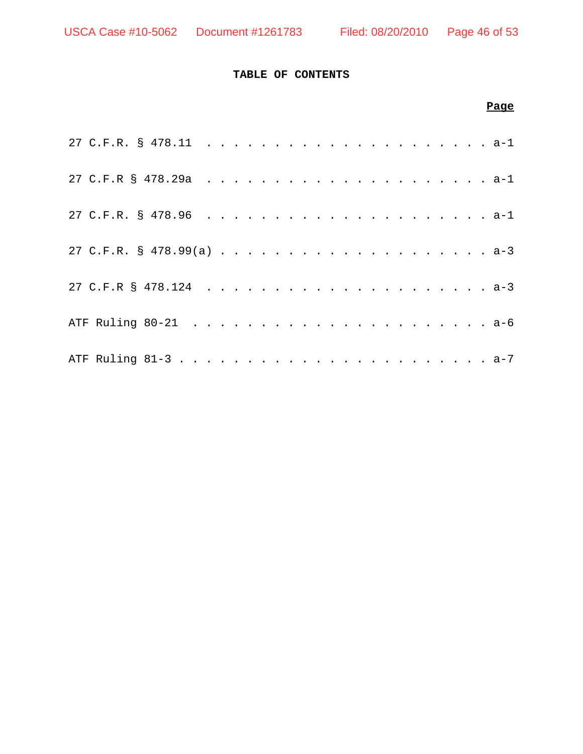# TABLE OF CONTENTS

| | **Page** |
|---|---|
| 27 C.F.R. § 478.11 | a-1 |
| 27 C.F.R § 478.29a | a-1 |
| 27 C.F.R. § 478.96 | a-1 |
| 27 C.F.R. § 478.99(a) | a-3 |
| 27 C.F.R § 478.124 | a-3 |
| ATF Ruling 80-21 | a-6 |
| ATF Ruling 81-3 | a-7 |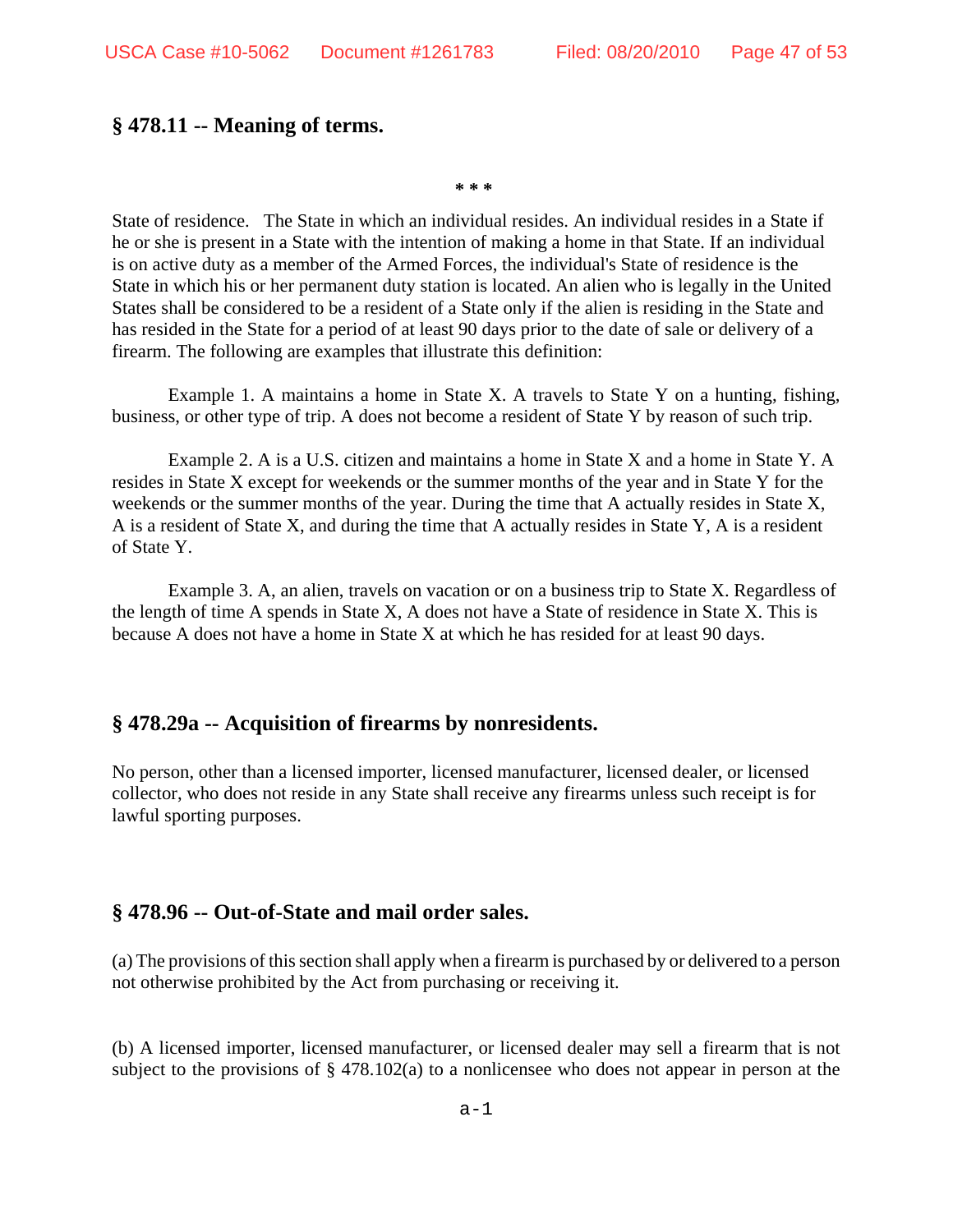## § 478.11 -- Meaning of terms.

\* \* \*

State of residence. The State in which an individual resides. An individual resides in a State if he or she is present in a State with the intention of making a home in that State. If an individual is on active duty as a member of the Armed Forces, the individual's State of residence is the State in which his or her permanent duty station is located. An alien who is legally in the United States shall be considered to be a resident of a State only if the alien is residing in the State and has resided in the State for a period of at least 90 days prior to the date of sale or delivery of a firearm. The following are examples that illustrate this definition:

Example 1. A maintains a home in State X. A travels to State Y on a hunting, fishing, business, or other type of trip. A does not become a resident of State Y by reason of such trip.

Example 2. A is a U.S. citizen and maintains a home in State X and a home in State Y. A resides in State X except for weekends or the summer months of the year and in State Y for the weekends or the summer months of the year. During the time that A actually resides in State X, A is a resident of State X, and during the time that A actually resides in State Y, A is a resident of State Y.

Example 3. A, an alien, travels on vacation or on a business trip to State X. Regardless of the length of time A spends in State X, A does not have a State of residence in State X. This is because A does not have a home in State X at which he has resided for at least 90 days.

## § 478.29a -- Acquisition of firearms by nonresidents.

No person, other than a licensed importer, licensed manufacturer, licensed dealer, or licensed collector, who does not reside in any State shall receive any firearms unless such receipt is for lawful sporting purposes.

## § 478.96 -- Out-of-State and mail order sales.

(a) The provisions of this section shall apply when a firearm is purchased by or delivered to a person not otherwise prohibited by the Act from purchasing or receiving it.

(b) A licensed importer, licensed manufacturer, or licensed dealer may sell a firearm that is not subject to the provisions of § 478.102(a) to a nonlicensee who does not appear in person at the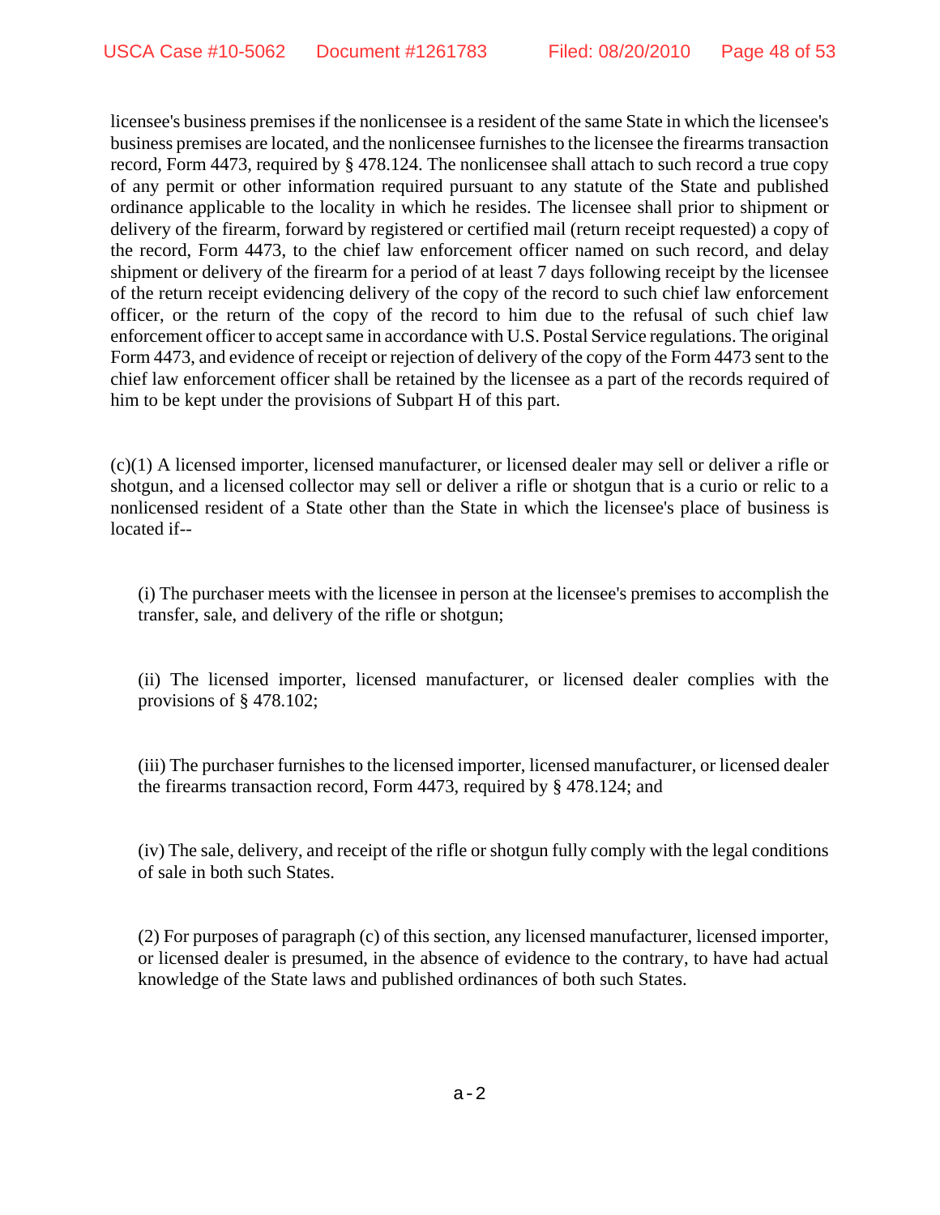licensee's business premises if the nonlicensee is a resident of the same State in which the licensee's business premises are located, and the nonlicensee furnishes to the licensee the firearms transaction record, Form 4473, required by § 478.124. The nonlicensee shall attach to such record a true copy of any permit or other information required pursuant to any statute of the State and published ordinance applicable to the locality in which he resides. The licensee shall prior to shipment or delivery of the firearm, forward by registered or certified mail (return receipt requested) a copy of the record, Form 4473, to the chief law enforcement officer named on such record, and delay shipment or delivery of the firearm for a period of at least 7 days following receipt by the licensee of the return receipt evidencing delivery of the copy of the record to such chief law enforcement officer, or the return of the copy of the record to him due to the refusal of such chief law enforcement officer to accept same in accordance with U.S. Postal Service regulations. The original Form 4473, and evidence of receipt or rejection of delivery of the copy of the Form 4473 sent to the chief law enforcement officer shall be retained by the licensee as a part of the records required of him to be kept under the provisions of Subpart H of this part.

(c)(1) A licensed importer, licensed manufacturer, or licensed dealer may sell or deliver a rifle or shotgun, and a licensed collector may sell or deliver a rifle or shotgun that is a curio or relic to a nonlicensed resident of a State other than the State in which the licensee's place of business is located if--

(i) The purchaser meets with the licensee in person at the licensee's premises to accomplish the transfer, sale, and delivery of the rifle or shotgun;

(ii) The licensed importer, licensed manufacturer, or licensed dealer complies with the provisions of § 478.102;

(iii) The purchaser furnishes to the licensed importer, licensed manufacturer, or licensed dealer the firearms transaction record, Form 4473, required by § 478.124; and

(iv) The sale, delivery, and receipt of the rifle or shotgun fully comply with the legal conditions of sale in both such States.

(2) For purposes of paragraph (c) of this section, any licensed manufacturer, licensed importer, or licensed dealer is presumed, in the absence of evidence to the contrary, to have had actual knowledge of the State laws and published ordinances of both such States.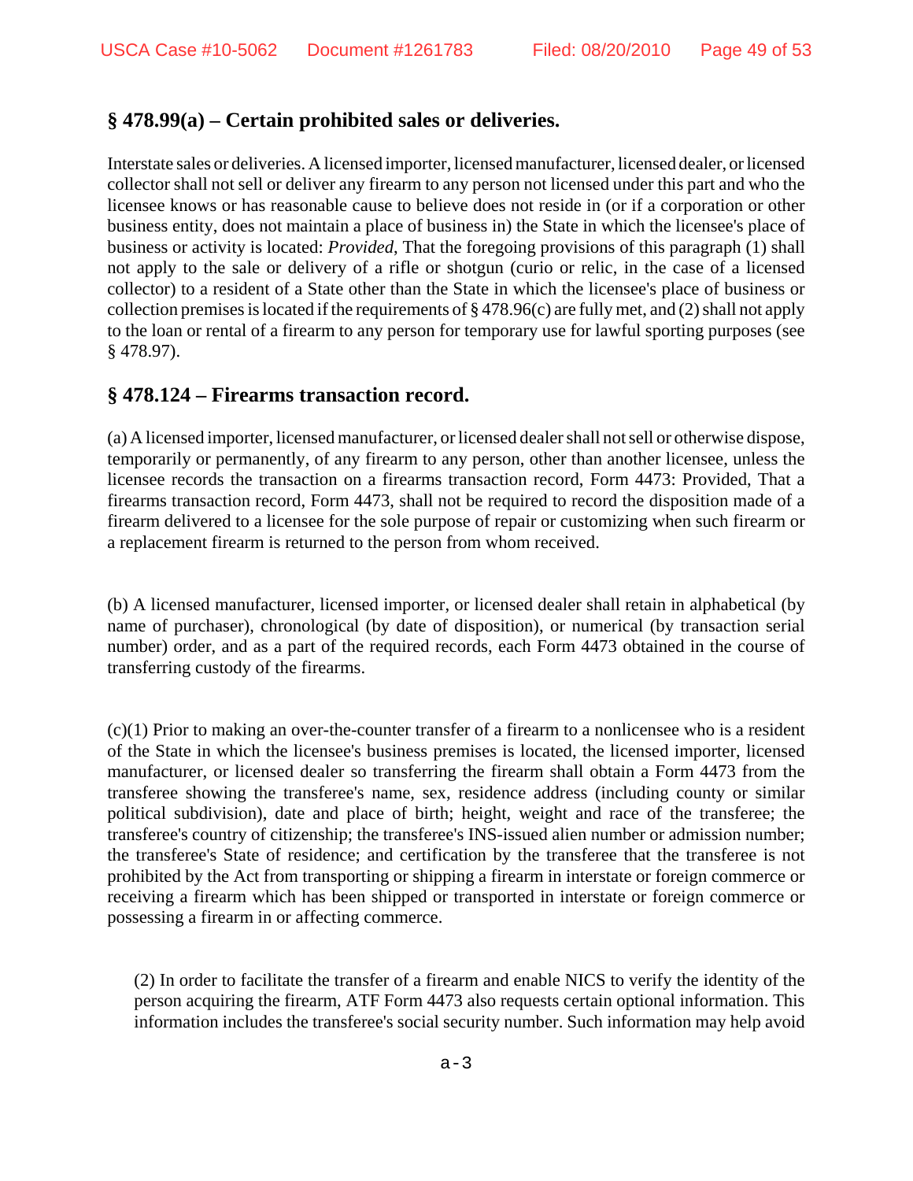## § 478.99(a) – Certain prohibited sales or deliveries.

Interstate sales or deliveries. A licensed importer, licensed manufacturer, licensed dealer, or licensed collector shall not sell or deliver any firearm to any person not licensed under this part and who the licensee knows or has reasonable cause to believe does not reside in (or if a corporation or other business entity, does not maintain a place of business in) the State in which the licensee's place of business or activity is located: *Provided*, That the foregoing provisions of this paragraph (1) shall not apply to the sale or delivery of a rifle or shotgun (curio or relic, in the case of a licensed collector) to a resident of a State other than the State in which the licensee's place of business or collection premises is located if the requirements of § 478.96(c) are fully met, and (2) shall not apply to the loan or rental of a firearm to any person for temporary use for lawful sporting purposes (see § 478.97).

## § 478.124 – Firearms transaction record.

(a) A licensed importer, licensed manufacturer, or licensed dealer shall not sell or otherwise dispose, temporarily or permanently, of any firearm to any person, other than another licensee, unless the licensee records the transaction on a firearms transaction record, Form 4473: Provided, That a firearms transaction record, Form 4473, shall not be required to record the disposition made of a firearm delivered to a licensee for the sole purpose of repair or customizing when such firearm or a replacement firearm is returned to the person from whom received.

(b) A licensed manufacturer, licensed importer, or licensed dealer shall retain in alphabetical (by name of purchaser), chronological (by date of disposition), or numerical (by transaction serial number) order, and as a part of the required records, each Form 4473 obtained in the course of transferring custody of the firearms.

(c)(1) Prior to making an over-the-counter transfer of a firearm to a nonlicensee who is a resident of the State in which the licensee's business premises is located, the licensed importer, licensed manufacturer, or licensed dealer so transferring the firearm shall obtain a Form 4473 from the transferee showing the transferee's name, sex, residence address (including county or similar political subdivision), date and place of birth; height, weight and race of the transferee; the transferee's country of citizenship; the transferee's INS-issued alien number or admission number; the transferee's State of residence; and certification by the transferee that the transferee is not prohibited by the Act from transporting or shipping a firearm in interstate or foreign commerce or receiving a firearm which has been shipped or transported in interstate or foreign commerce or possessing a firearm in or affecting commerce.

(2) In order to facilitate the transfer of a firearm and enable NICS to verify the identity of the person acquiring the firearm, ATF Form 4473 also requests certain optional information. This information includes the transferee's social security number. Such information may help avoid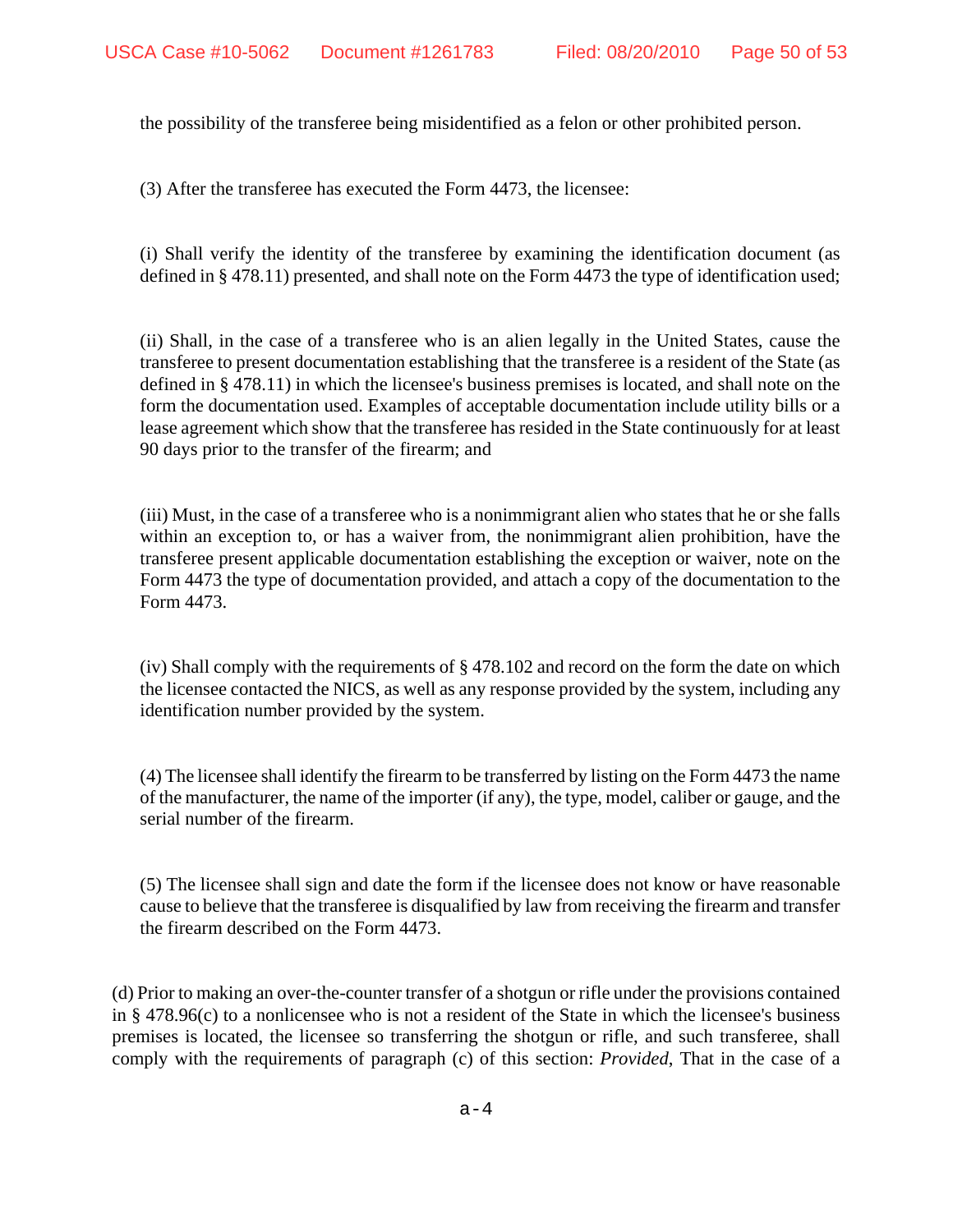the possibility of the transferee being misidentified as a felon or other prohibited person.

(3) After the transferee has executed the Form 4473, the licensee:

(i) Shall verify the identity of the transferee by examining the identification document (as defined in § 478.11) presented, and shall note on the Form 4473 the type of identification used;

(ii) Shall, in the case of a transferee who is an alien legally in the United States, cause the transferee to present documentation establishing that the transferee is a resident of the State (as defined in § 478.11) in which the licensee's business premises is located, and shall note on the form the documentation used. Examples of acceptable documentation include utility bills or a lease agreement which show that the transferee has resided in the State continuously for at least 90 days prior to the transfer of the firearm; and

(iii) Must, in the case of a transferee who is a nonimmigrant alien who states that he or she falls within an exception to, or has a waiver from, the nonimmigrant alien prohibition, have the transferee present applicable documentation establishing the exception or waiver, note on the Form 4473 the type of documentation provided, and attach a copy of the documentation to the Form 4473.

(iv) Shall comply with the requirements of § 478.102 and record on the form the date on which the licensee contacted the NICS, as well as any response provided by the system, including any identification number provided by the system.

(4) The licensee shall identify the firearm to be transferred by listing on the Form 4473 the name of the manufacturer, the name of the importer (if any), the type, model, caliber or gauge, and the serial number of the firearm.

(5) The licensee shall sign and date the form if the licensee does not know or have reasonable cause to believe that the transferee is disqualified by law from receiving the firearm and transfer the firearm described on the Form 4473.

(d) Prior to making an over-the-counter transfer of a shotgun or rifle under the provisions contained in § 478.96(c) to a nonlicensee who is not a resident of the State in which the licensee's business premises is located, the licensee so transferring the shotgun or rifle, and such transferee, shall comply with the requirements of paragraph (c) of this section: *Provided*, That in the case of a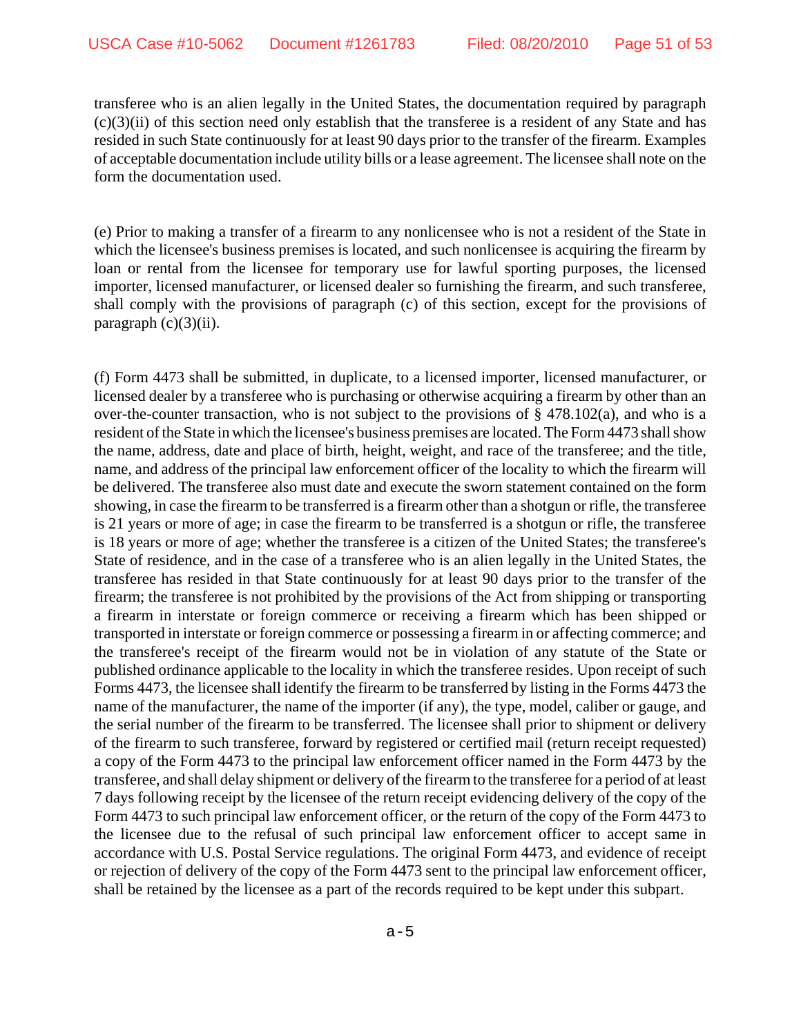transferee who is an alien legally in the United States, the documentation required by paragraph (c)(3)(ii) of this section need only establish that the transferee is a resident of any State and has resided in such State continuously for at least 90 days prior to the transfer of the firearm. Examples of acceptable documentation include utility bills or a lease agreement. The licensee shall note on the form the documentation used.

(e) Prior to making a transfer of a firearm to any nonlicensee who is not a resident of the State in which the licensee's business premises is located, and such nonlicensee is acquiring the firearm by loan or rental from the licensee for temporary use for lawful sporting purposes, the licensed importer, licensed manufacturer, or licensed dealer so furnishing the firearm, and such transferee, shall comply with the provisions of paragraph (c) of this section, except for the provisions of paragraph (c)(3)(ii).

(f) Form 4473 shall be submitted, in duplicate, to a licensed importer, licensed manufacturer, or licensed dealer by a transferee who is purchasing or otherwise acquiring a firearm by other than an over-the-counter transaction, who is not subject to the provisions of § 478.102(a), and who is a resident of the State in which the licensee's business premises are located. The Form 4473 shall show the name, address, date and place of birth, height, weight, and race of the transferee; and the title, name, and address of the principal law enforcement officer of the locality to which the firearm will be delivered. The transferee also must date and execute the sworn statement contained on the form showing, in case the firearm to be transferred is a firearm other than a shotgun or rifle, the transferee is 21 years or more of age; in case the firearm to be transferred is a shotgun or rifle, the transferee is 18 years or more of age; whether the transferee is a citizen of the United States; the transferee's State of residence, and in the case of a transferee who is an alien legally in the United States, the transferee has resided in that State continuously for at least 90 days prior to the transfer of the firearm; the transferee is not prohibited by the provisions of the Act from shipping or transporting a firearm in interstate or foreign commerce or receiving a firearm which has been shipped or transported in interstate or foreign commerce or possessing a firearm in or affecting commerce; and the transferee's receipt of the firearm would not be in violation of any statute of the State or published ordinance applicable to the locality in which the transferee resides. Upon receipt of such Forms 4473, the licensee shall identify the firearm to be transferred by listing in the Forms 4473 the name of the manufacturer, the name of the importer (if any), the type, model, caliber or gauge, and the serial number of the firearm to be transferred. The licensee shall prior to shipment or delivery of the firearm to such transferee, forward by registered or certified mail (return receipt requested) a copy of the Form 4473 to the principal law enforcement officer named in the Form 4473 by the transferee, and shall delay shipment or delivery of the firearm to the transferee for a period of at least 7 days following receipt by the licensee of the return receipt evidencing delivery of the copy of the Form 4473 to such principal law enforcement officer, or the return of the copy of the Form 4473 to the licensee due to the refusal of such principal law enforcement officer to accept same in accordance with U.S. Postal Service regulations. The original Form 4473, and evidence of receipt or rejection of delivery of the copy of the Form 4473 sent to the principal law enforcement officer, shall be retained by the licensee as a part of the records required to be kept under this subpart.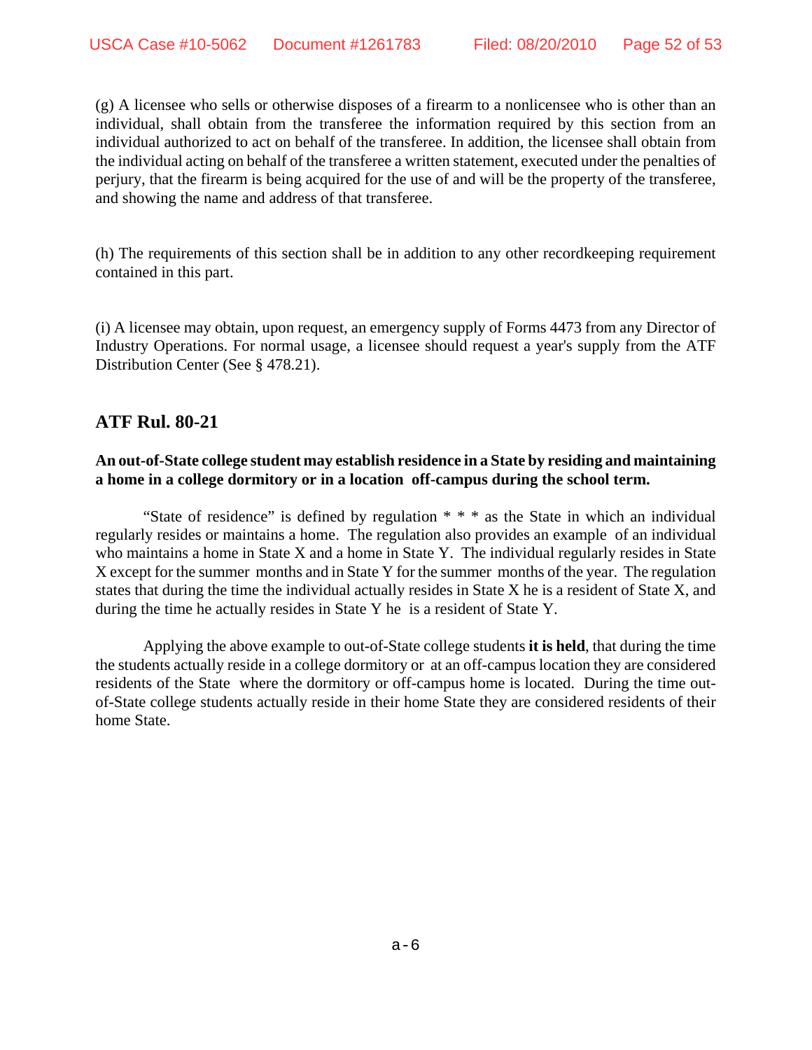(g) A licensee who sells or otherwise disposes of a firearm to a nonlicensee who is other than an individual, shall obtain from the transferee the information required by this section from an individual authorized to act on behalf of the transferee. In addition, the licensee shall obtain from the individual acting on behalf of the transferee a written statement, executed under the penalties of perjury, that the firearm is being acquired for the use of and will be the property of the transferee, and showing the name and address of that transferee.

(h) The requirements of this section shall be in addition to any other recordkeeping requirement contained in this part.

(i) A licensee may obtain, upon request, an emergency supply of Forms 4473 from any Director of Industry Operations. For normal usage, a licensee should request a year's supply from the ATF Distribution Center (See § 478.21).

## ATF Rul. 80-21

**An out-of-State college student may establish residence in a State by residing and maintaining a home in a college dormitory or in a location off-campus during the school term.**

"State of residence" is defined by regulation * * * as the State in which an individual regularly resides or maintains a home. The regulation also provides an example of an individual who maintains a home in State X and a home in State Y. The individual regularly resides in State X except for the summer months and in State Y for the summer months of the year. The regulation states that during the time the individual actually resides in State X he is a resident of State X, and during the time he actually resides in State Y he is a resident of State Y.

Applying the above example to out-of-State college students **it is held**, that during the time the students actually reside in a college dormitory or at an off-campus location they are considered residents of the State where the dormitory or off-campus home is located. During the time out-of-State college students actually reside in their home State they are considered residents of their home State.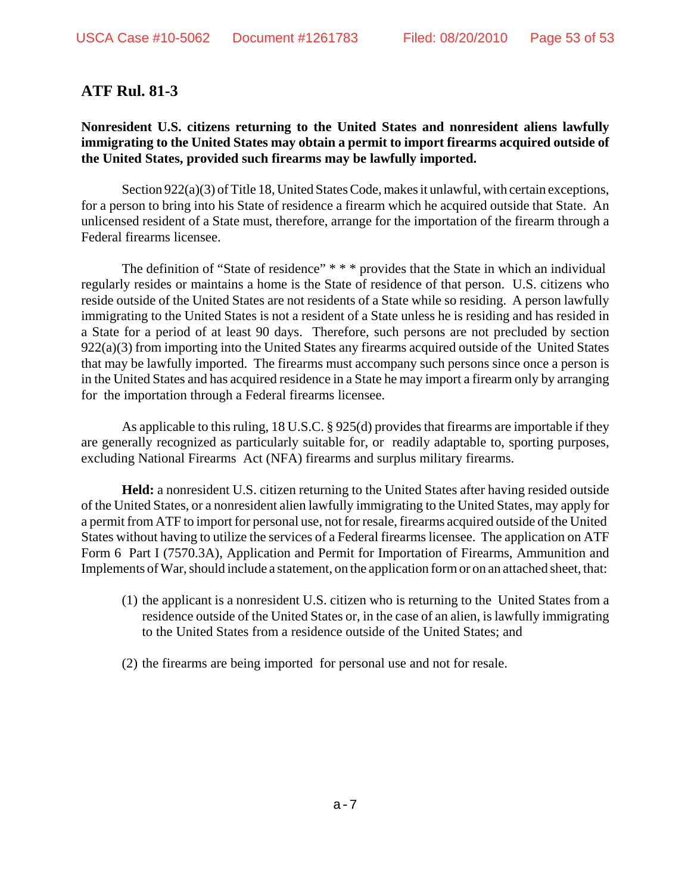## ATF Rul. 81-3

**Nonresident U.S. citizens returning to the United States and nonresident aliens lawfully immigrating to the United States may obtain a permit to import firearms acquired outside of the United States, provided such firearms may be lawfully imported.**

Section 922(a)(3) of Title 18, United States Code, makes it unlawful, with certain exceptions, for a person to bring into his State of residence a firearm which he acquired outside that State. An unlicensed resident of a State must, therefore, arrange for the importation of the firearm through a Federal firearms licensee.

The definition of "State of residence" * * * provides that the State in which an individual regularly resides or maintains a home is the State of residence of that person. U.S. citizens who reside outside of the United States are not residents of a State while so residing. A person lawfully immigrating to the United States is not a resident of a State unless he is residing and has resided in a State for a period of at least 90 days. Therefore, such persons are not precluded by section 922(a)(3) from importing into the United States any firearms acquired outside of the United States that may be lawfully imported. The firearms must accompany such persons since once a person is in the United States and has acquired residence in a State he may import a firearm only by arranging for the importation through a Federal firearms licensee.

As applicable to this ruling, 18 U.S.C. § 925(d) provides that firearms are importable if they are generally recognized as particularly suitable for, or readily adaptable to, sporting purposes, excluding National Firearms Act (NFA) firearms and surplus military firearms.

**Held:** a nonresident U.S. citizen returning to the United States after having resided outside of the United States, or a nonresident alien lawfully immigrating to the United States, may apply for a permit from ATF to import for personal use, not for resale, firearms acquired outside of the United States without having to utilize the services of a Federal firearms licensee. The application on ATF Form 6 Part I (7570.3A), Application and Permit for Importation of Firearms, Ammunition and Implements of War, should include a statement, on the application form or on an attached sheet, that:

(1) the applicant is a nonresident U.S. citizen who is returning to the United States from a residence outside of the United States or, in the case of an alien, is lawfully immigrating to the United States from a residence outside of the United States; and

(2) the firearms are being imported for personal use and not for resale.